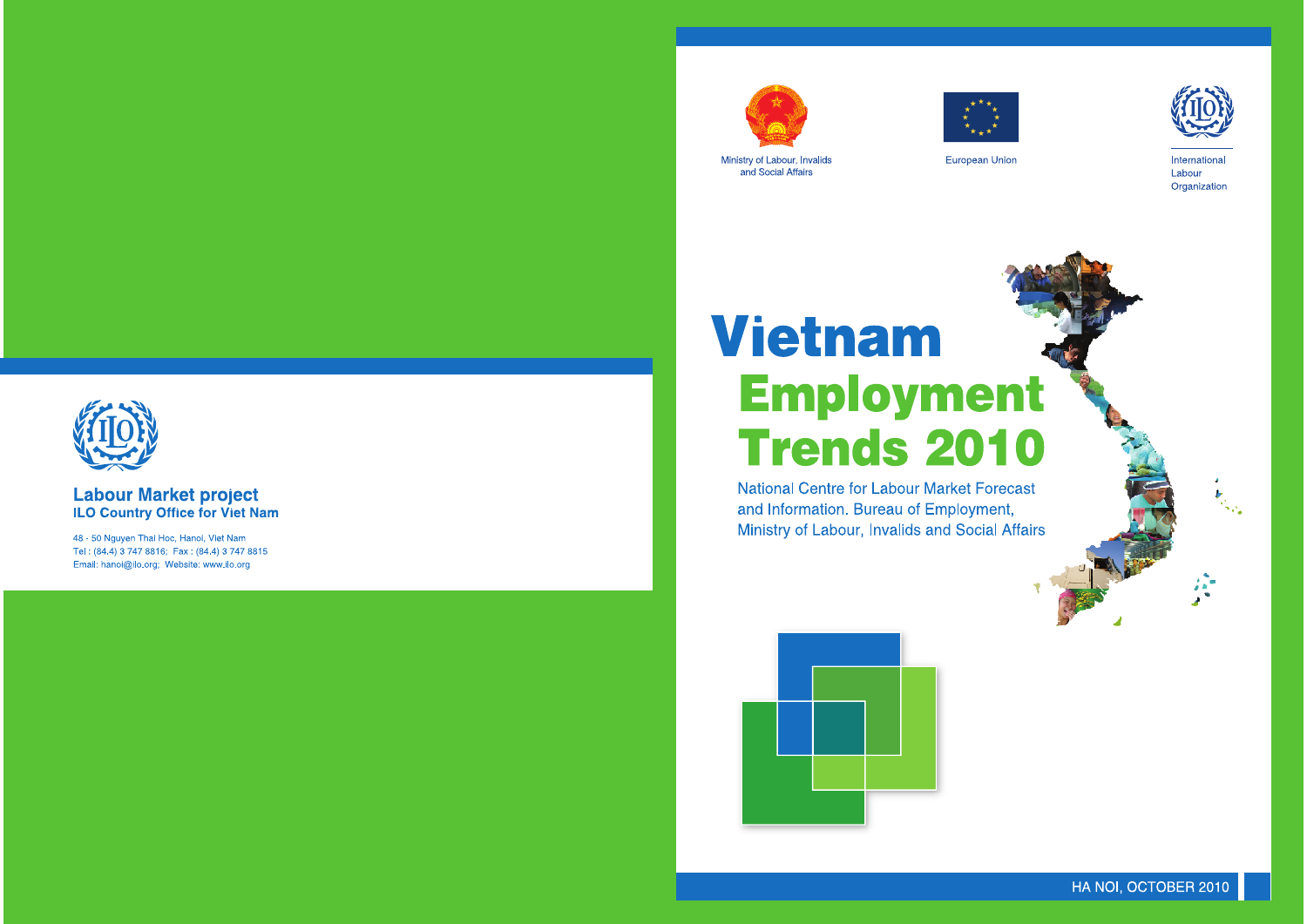Ministry of Labour, Invalids and Social Affairs

European Union

International Labour Organization

# Vietnam Employment Trends 2010

National Centre for Labour Market Forecast and Information. Bureau of Employment, Ministry of Labour, Invalids and Social Affairs

HA NOI, OCTOBER 2010

**Labour Market project**
**ILO Country Office for Viet Nam**

48 - 50 Nguyen Thai Hoc, Hanoi, Viet Nam
Tel : (84.4) 3 747 8816; Fax : (84.4) 3 747 8815
Email: hanoi@ilo.org; Website: www.ilo.org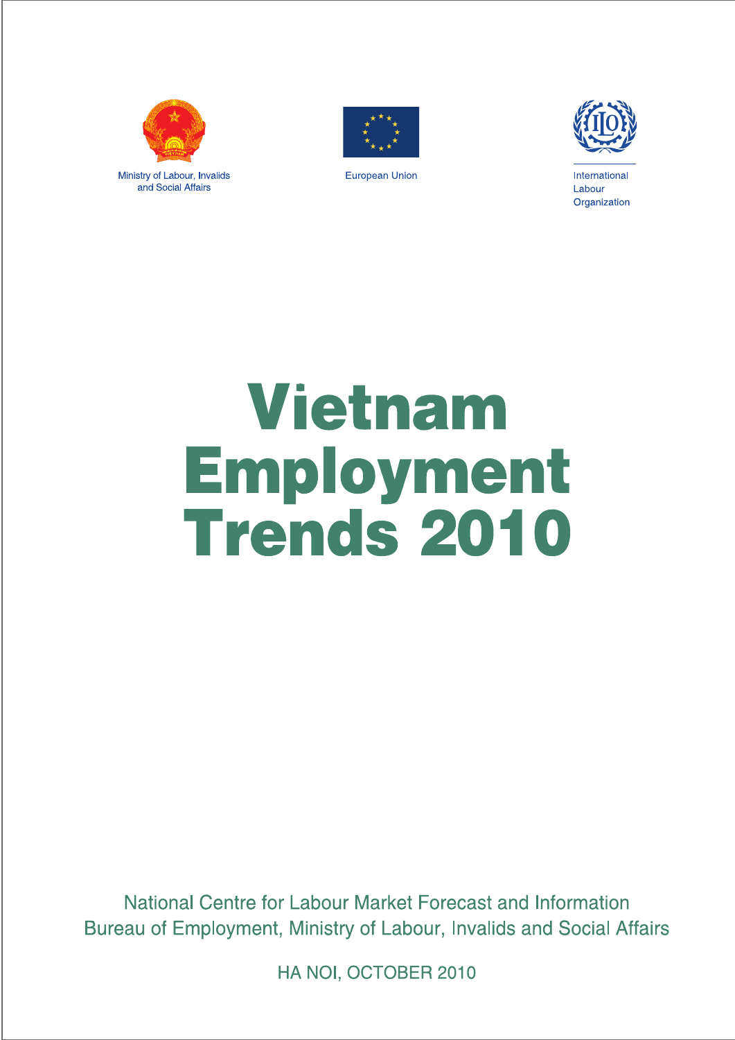Ministry of Labour, Invalids and Social Affairs

European Union

International Labour Organization

# Vietnam Employment Trends 2010

National Centre for Labour Market Forecast and Information
Bureau of Employment, Ministry of Labour, Invalids and Social Affairs

HA NOI, OCTOBER 2010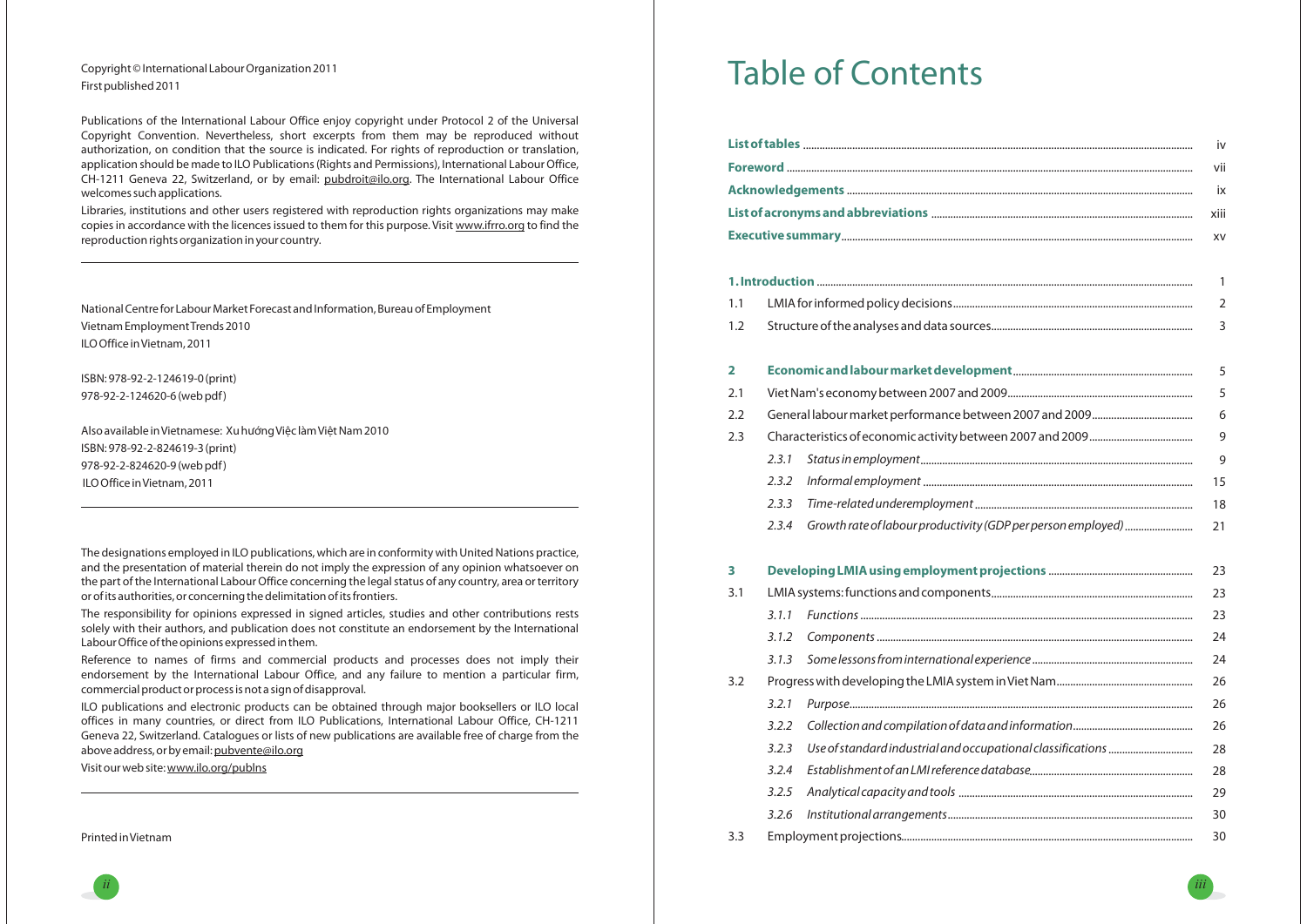Copyright © International Labour Organization 2011
First published 2011

Publications of the International Labour Office enjoy copyright under Protocol 2 of the Universal Copyright Convention. Nevertheless, short excerpts from them may be reproduced without authorization, on condition that the source is indicated. For rights of reproduction or translation, application should be made to ILO Publications (Rights and Permissions), International Labour Office, CH-1211 Geneva 22, Switzerland, or by email: pubdroit@ilo.org. The International Labour Office welcomes such applications.

Libraries, institutions and other users registered with reproduction rights organizations may make copies in accordance with the licences issued to them for this purpose. Visit www.ifrro.org to find the reproduction rights organization in your country.

---

National Centre for Labour Market Forecast and Information, Bureau of Employment
Vietnam Employment Trends 2010
ILO Office in Vietnam, 2011

ISBN: 978-92-2-124619-0 (print)
978-92-2-124620-6 (web pdf)

Also available in Vietnamese: Xu hướng Việc làm Việt Nam 2010
ISBN: 978-92-2-824619-3 (print)
978-92-2-824620-9 (web pdf)
ILO Office in Vietnam, 2011

---

The designations employed in ILO publications, which are in conformity with United Nations practice, and the presentation of material therein do not imply the expression of any opinion whatsoever on the part of the International Labour Office concerning the legal status of any country, area or territory or of its authorities, or concerning the delimitation of its frontiers.

The responsibility for opinions expressed in signed articles, studies and other contributions rests solely with their authors, and publication does not constitute an endorsement by the International Labour Office of the opinions expressed in them.

Reference to names of firms and commercial products and processes does not imply their endorsement by the International Labour Office, and any failure to mention a particular firm, commercial product or process is not a sign of disapproval.

ILO publications and electronic products can be obtained through major booksellers or ILO local offices in many countries, or direct from ILO Publications, International Labour Office, CH-1211 Geneva 22, Switzerland. Catalogues or lists of new publications are available free of charge from the above address, or by email: pubvente@ilo.org

Visit our web site: www.ilo.org/publns

---

Printed in Vietnam

# Table of Contents

**List of tables** ..... iv
**Foreword** ..... vii
**Acknowledgements** ..... ix
**List of acronyms and abbreviations** ..... xiii
**Executive summary** ..... xv

**1. Introduction** ..... 1
- 1.1 LMIA for informed policy decisions ..... 2
- 1.2 Structure of the analyses and data sources ..... 3

**2 Economic and labour market development** ..... 5
- 2.1 Viet Nam's economy between 2007 and 2009 ..... 5
- 2.2 General labour market performance between 2007 and 2009 ..... 6
- 2.3 Characteristics of economic activity between 2007 and 2009 ..... 9
  - *2.3.1 Status in employment* ..... 9
  - *2.3.2 Informal employment* ..... 15
  - *2.3.3 Time-related underemployment* ..... 18
  - *2.3.4 Growth rate of labour productivity (GDP per person employed)* ..... 21

**3 Developing LMIA using employment projections** ..... 23
- 3.1 LMIA systems: functions and components ..... 23
  - *3.1.1 Functions* ..... 23
  - *3.1.2 Components* ..... 24
  - *3.1.3 Some lessons from international experience* ..... 24
- 3.2 Progress with developing the LMIA system in Viet Nam ..... 26
  - *3.2.1 Purpose* ..... 26
  - *3.2.2 Collection and compilation of data and information* ..... 26
  - *3.2.3 Use of standard industrial and occupational classifications* ..... 28
  - *3.2.4 Establishment of an LMI reference database* ..... 28
  - *3.2.5 Analytical capacity and tools* ..... 29
  - *3.2.6 Institutional arrangements* ..... 30
- 3.3 Employment projections ..... 30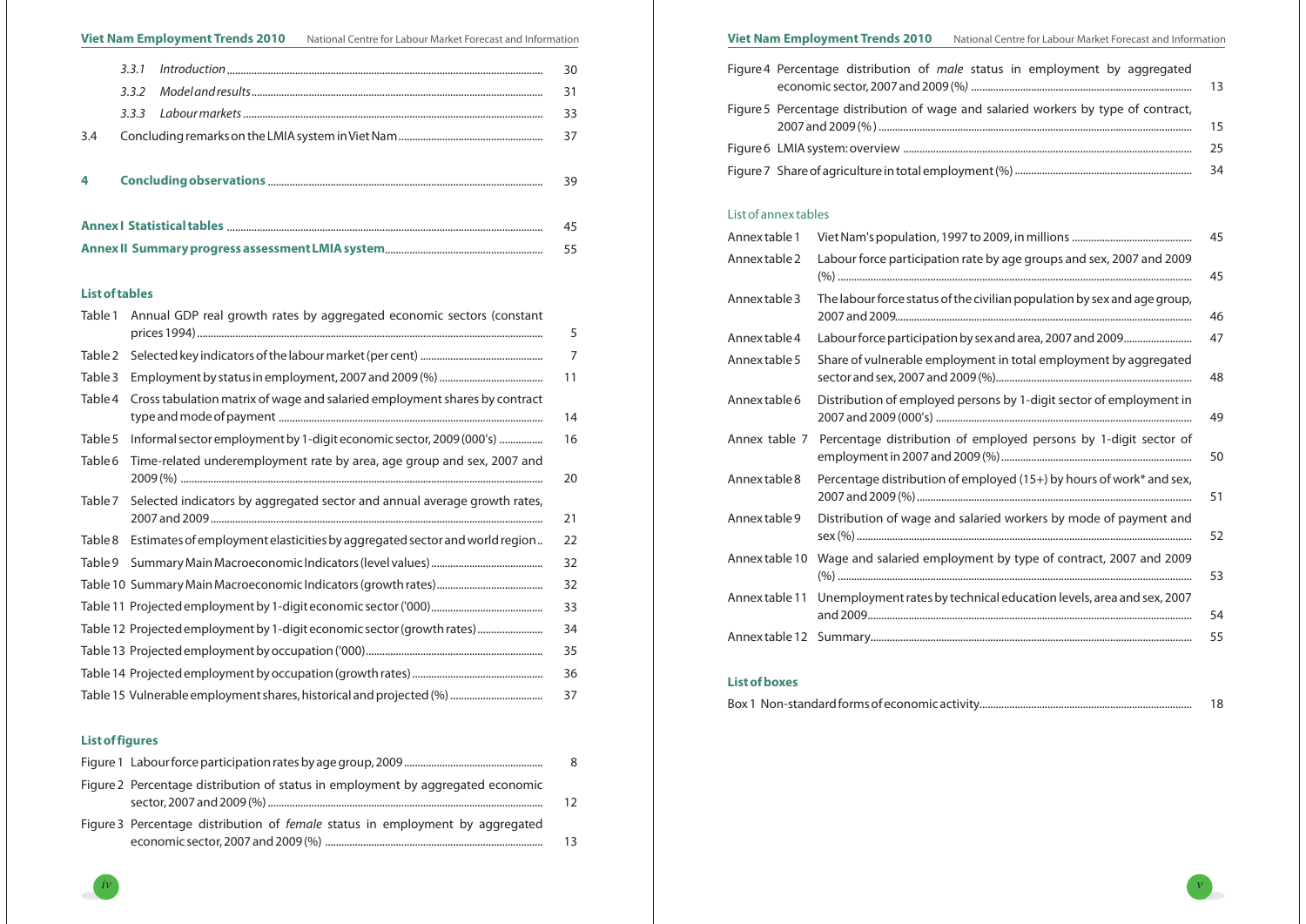| | | |
|---|---|---|
| 3.3.1 | *Introduction* | 30 |
| 3.3.2 | *Model and results* | 31 |
| 3.3.3 | *Labour markets* | 33 |
| 3.4 | Concluding remarks on the LMIA system in Viet Nam | 37 |
| **4** | **Concluding observations** | 39 |
| **Annex I** | **Statistical tables** | 45 |
| **Annex II** | **Summary progress assessment LMIA system** | 55 |

**List of tables**

| | | |
|---|---|---|
| Table 1 | Annual GDP real growth rates by aggregated economic sectors (constant prices 1994) | 5 |
| Table 2 | Selected key indicators of the labour market (per cent) | 7 |
| Table 3 | Employment by status in employment, 2007 and 2009 (%) | 11 |
| Table 4 | Cross tabulation matrix of wage and salaried employment shares by contract type and mode of payment | 14 |
| Table 5 | Informal sector employment by 1-digit economic sector, 2009 (000's) | 16 |
| Table 6 | Time-related underemployment rate by area, age group and sex, 2007 and 2009 (%) | 20 |
| Table 7 | Selected indicators by aggregated sector and annual average growth rates, 2007 and 2009 | 21 |
| Table 8 | Estimates of employment elasticities by aggregated sector and world region | 22 |
| Table 9 | Summary Main Macroeconomic Indicators (level values) | 32 |
| Table 10 | Summary Main Macroeconomic Indicators (growth rates) | 32 |
| Table 11 | Projected employment by 1-digit economic sector ('000) | 33 |
| Table 12 | Projected employment by 1-digit economic sector (growth rates) | 34 |
| Table 13 | Projected employment by occupation ('000) | 35 |
| Table 14 | Projected employment by occupation (growth rates) | 36 |
| Table 15 | Vulnerable employment shares, historical and projected (%) | 37 |

**List of figures**

| | | |
|---|---|---|
| Figure 1 | Labour force participation rates by age group, 2009 | 8 |
| Figure 2 | Percentage distribution of status in employment by aggregated economic sector, 2007 and 2009 (%) | 12 |
| Figure 3 | Percentage distribution of *female* status in employment by aggregated economic sector, 2007 and 2009 (%) | 13 |
| Figure 4 | Percentage distribution of *male* status in employment by aggregated economic sector, 2007 and 2009 (%) | 13 |
| Figure 5 | Percentage distribution of wage and salaried workers by type of contract, 2007 and 2009 (%) | 15 |
| Figure 6 | LMIA system: overview | 25 |
| Figure 7 | Share of agriculture in total employment (%) | 34 |

List of annex tables

| | | |
|---|---|---|
| Annex table 1 | Viet Nam's population, 1997 to 2009, in millions | 45 |
| Annex table 2 | Labour force participation rate by age groups and sex, 2007 and 2009 (%) | 45 |
| Annex table 3 | The labour force status of the civilian population by sex and age group, 2007 and 2009 | 46 |
| Annex table 4 | Labour force participation by sex and area, 2007 and 2009 | 47 |
| Annex table 5 | Share of vulnerable employment in total employment by aggregated sector and sex, 2007 and 2009 (%) | 48 |
| Annex table 6 | Distribution of employed persons by 1-digit sector of employment in 2007 and 2009 (000's) | 49 |
| Annex table 7 | Percentage distribution of employed persons by 1-digit sector of employment in 2007 and 2009 (%) | 50 |
| Annex table 8 | Percentage distribution of employed (15+) by hours of work* and sex, 2007 and 2009 (%) | 51 |
| Annex table 9 | Distribution of wage and salaried workers by mode of payment and sex (%) | 52 |
| Annex table 10 | Wage and salaried employment by type of contract, 2007 and 2009 (%) | 53 |
| Annex table 11 | Unemployment rates by technical education levels, area and sex, 2007 and 2009 | 54 |
| Annex table 12 | Summary | 55 |

**List of boxes**

| | | |
|---|---|---|
| Box 1 | Non-standard forms of economic activity | 18 |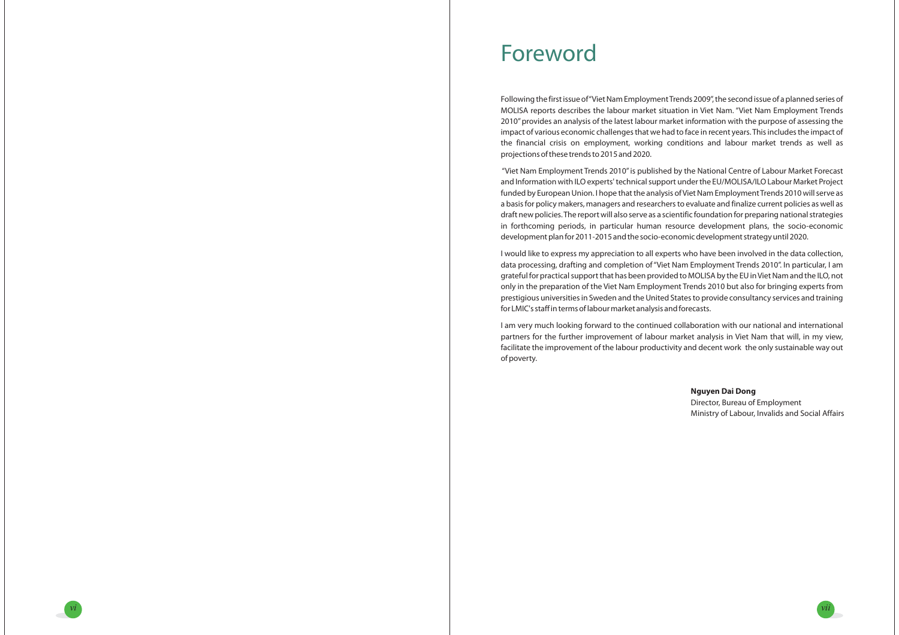# Foreword

Following the first issue of "Viet Nam Employment Trends 2009", the second issue of a planned series of MOLISA reports describes the labour market situation in Viet Nam. "Viet Nam Employment Trends 2010" provides an analysis of the latest labour market information with the purpose of assessing the impact of various economic challenges that we had to face in recent years. This includes the impact of the financial crisis on employment, working conditions and labour market trends as well as projections of these trends to 2015 and 2020.

"Viet Nam Employment Trends 2010" is published by the National Centre of Labour Market Forecast and Information with ILO experts' technical support under the EU/MOLISA/ILO Labour Market Project funded by European Union. I hope that the analysis of Viet Nam Employment Trends 2010 will serve as a basis for policy makers, managers and researchers to evaluate and finalize current policies as well as draft new policies. The report will also serve as a scientific foundation for preparing national strategies in forthcoming periods, in particular human resource development plans, the socio-economic development plan for 2011-2015 and the socio-economic development strategy until 2020.

I would like to express my appreciation to all experts who have been involved in the data collection, data processing, drafting and completion of "Viet Nam Employment Trends 2010". In particular, I am grateful for practical support that has been provided to MOLISA by the EU in Viet Nam and the ILO, not only in the preparation of the Viet Nam Employment Trends 2010 but also for bringing experts from prestigious universities in Sweden and the United States to provide consultancy services and training for LMIC's staff in terms of labour market analysis and forecasts.

I am very much looking forward to the continued collaboration with our national and international partners for the further improvement of labour market analysis in Viet Nam that will, in my view, facilitate the improvement of the labour productivity and decent work the only sustainable way out of poverty.

**Nguyen Dai Dong**
Director, Bureau of Employment
Ministry of Labour, Invalids and Social Affairs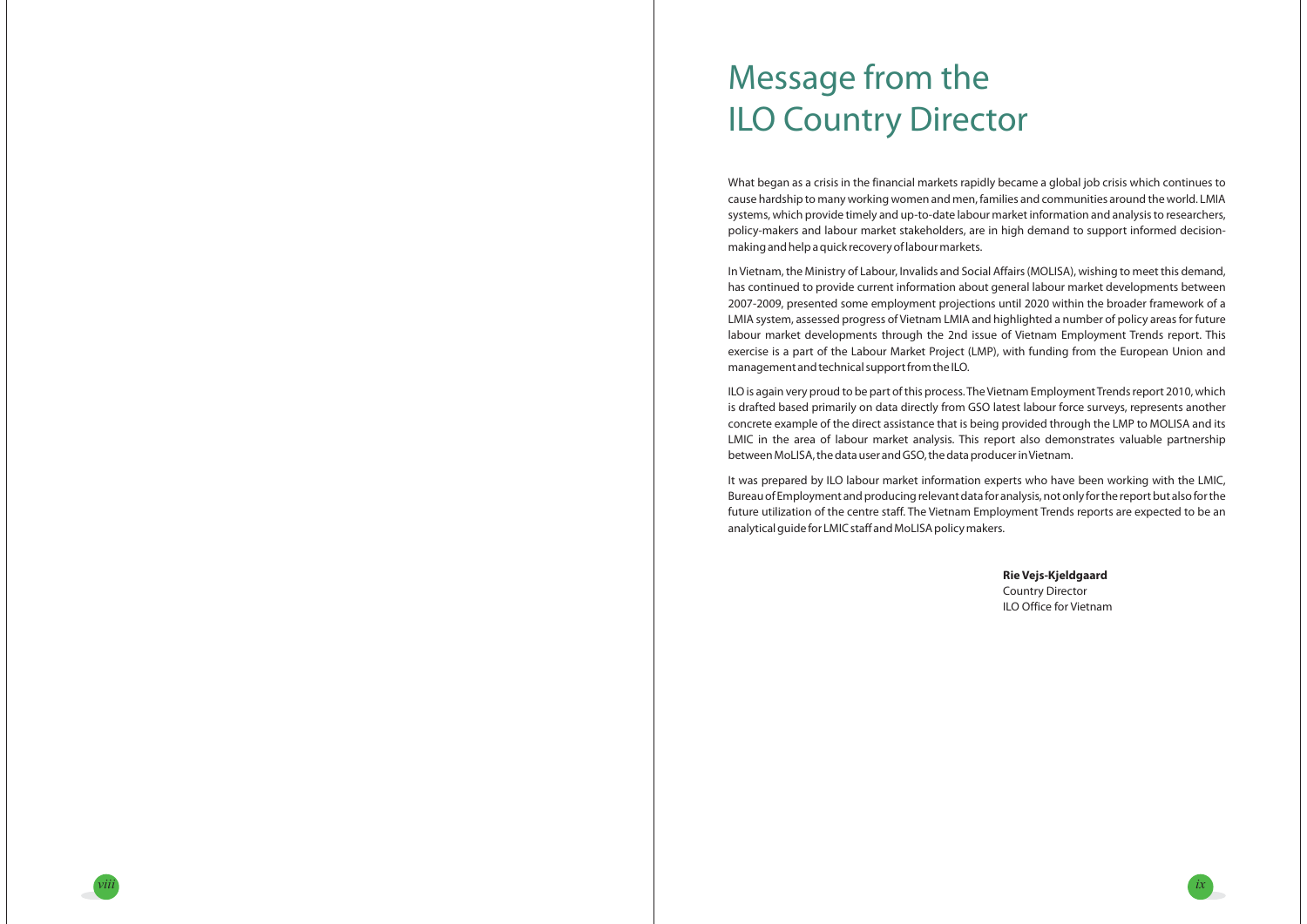# Message from the ILO Country Director

What began as a crisis in the financial markets rapidly became a global job crisis which continues to cause hardship to many working women and men, families and communities around the world. LMIA systems, which provide timely and up-to-date labour market information and analysis to researchers, policy-makers and labour market stakeholders, are in high demand to support informed decision-making and help a quick recovery of labour markets.

In Vietnam, the Ministry of Labour, Invalids and Social Affairs (MOLISA), wishing to meet this demand, has continued to provide current information about general labour market developments between 2007-2009, presented some employment projections until 2020 within the broader framework of a LMIA system, assessed progress of Vietnam LMIA and highlighted a number of policy areas for future labour market developments through the 2nd issue of Vietnam Employment Trends report. This exercise is a part of the Labour Market Project (LMP), with funding from the European Union and management and technical support from the ILO.

ILO is again very proud to be part of this process. The Vietnam Employment Trends report 2010, which is drafted based primarily on data directly from GSO latest labour force surveys, represents another concrete example of the direct assistance that is being provided through the LMP to MOLISA and its LMIC in the area of labour market analysis. This report also demonstrates valuable partnership between MoLISA, the data user and GSO, the data producer in Vietnam.

It was prepared by ILO labour market information experts who have been working with the LMIC, Bureau of Employment and producing relevant data for analysis, not only for the report but also for the future utilization of the centre staff. The Vietnam Employment Trends reports are expected to be an analytical guide for LMIC staff and MoLISA policy makers.

**Rie Vejs-Kjeldgaard**
Country Director
ILO Office for Vietnam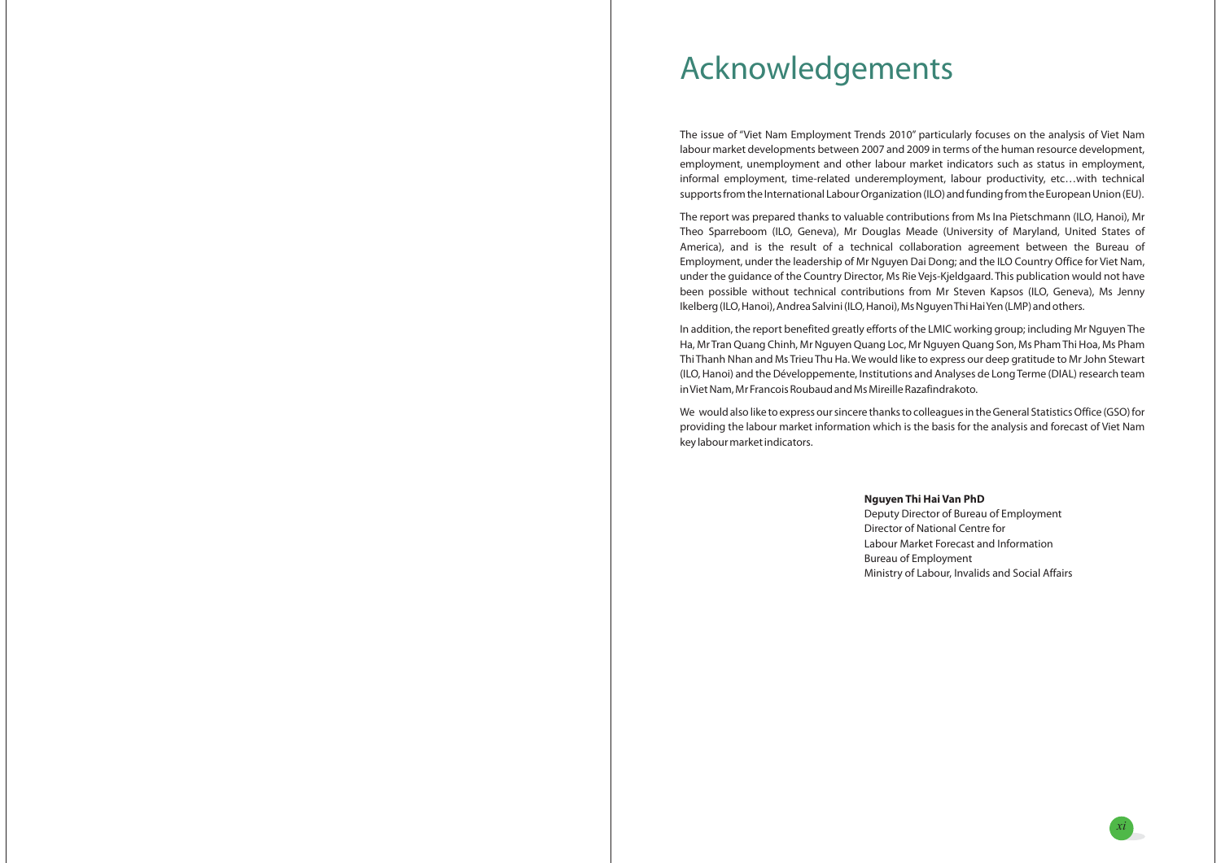# Acknowledgements

The issue of "Viet Nam Employment Trends 2010" particularly focuses on the analysis of Viet Nam labour market developments between 2007 and 2009 in terms of the human resource development, employment, unemployment and other labour market indicators such as status in employment, informal employment, time-related underemployment, labour productivity, etc…with technical supports from the International Labour Organization (ILO) and funding from the European Union (EU).

The report was prepared thanks to valuable contributions from Ms Ina Pietschmann (ILO, Hanoi), Mr Theo Sparreboom (ILO, Geneva), Mr Douglas Meade (University of Maryland, United States of America), and is the result of a technical collaboration agreement between the Bureau of Employment, under the leadership of Mr Nguyen Dai Dong; and the ILO Country Office for Viet Nam, under the guidance of the Country Director, Ms Rie Vejs-Kjeldgaard. This publication would not have been possible without technical contributions from Mr Steven Kapsos (ILO, Geneva), Ms Jenny Ikelberg (ILO, Hanoi), Andrea Salvini (ILO, Hanoi), Ms Nguyen Thi Hai Yen (LMP) and others.

In addition, the report benefited greatly efforts of the LMIC working group; including Mr Nguyen The Ha, Mr Tran Quang Chinh, Mr Nguyen Quang Loc, Mr Nguyen Quang Son, Ms Pham Thi Hoa, Ms Pham Thi Thanh Nhan and Ms Trieu Thu Ha. We would like to express our deep gratitude to Mr John Stewart (ILO, Hanoi) and the Développemente, Institutions and Analyses de Long Terme (DIAL) research team in Viet Nam, Mr Francois Roubaud and Ms Mireille Razafindrakoto.

We would also like to express our sincere thanks to colleagues in the General Statistics Office (GSO) for providing the labour market information which is the basis for the analysis and forecast of Viet Nam key labour market indicators.

**Nguyen Thi Hai Van PhD**  
Deputy Director of Bureau of Employment  
Director of National Centre for  
Labour Market Forecast and Information  
Bureau of Employment  
Ministry of Labour, Invalids and Social Affairs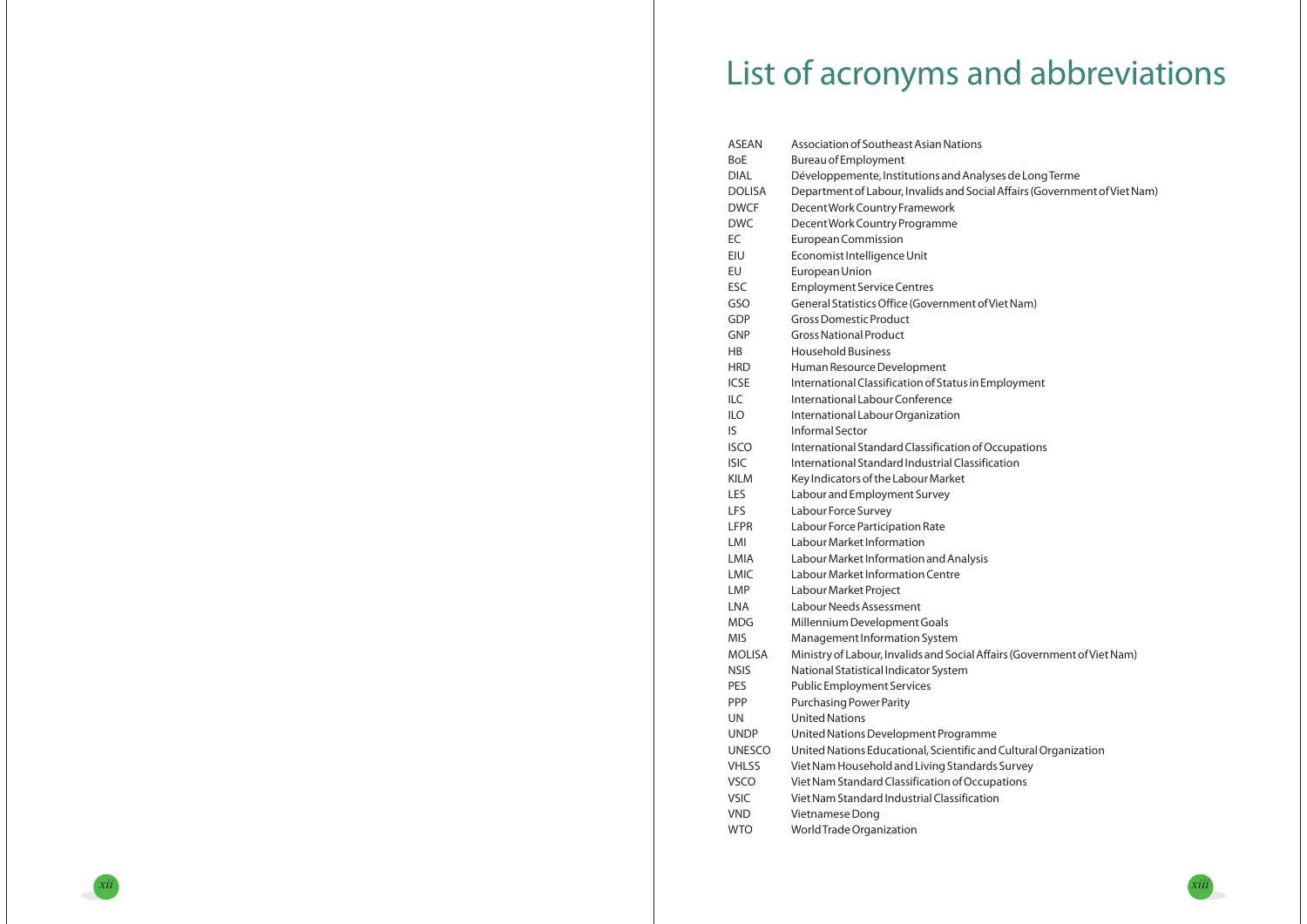# List of acronyms and abbreviations

| | |
|---|---|
| ASEAN | Association of Southeast Asian Nations |
| BoE | Bureau of Employment |
| DIAL | Développemente, Institutions and Analyses de Long Terme |
| DOLISA | Department of Labour, Invalids and Social Affairs (Government of Viet Nam) |
| DWCF | Decent Work Country Framework |
| DWC | Decent Work Country Programme |
| EC | European Commission |
| EIU | Economist Intelligence Unit |
| EU | European Union |
| ESC | Employment Service Centres |
| GSO | General Statistics Office (Government of Viet Nam) |
| GDP | Gross Domestic Product |
| GNP | Gross National Product |
| HB | Household Business |
| HRD | Human Resource Development |
| ICSE | International Classification of Status in Employment |
| ILC | International Labour Conference |
| ILO | International Labour Organization |
| IS | Informal Sector |
| ISCO | International Standard Classification of Occupations |
| ISIC | International Standard Industrial Classification |
| KILM | Key Indicators of the Labour Market |
| LES | Labour and Employment Survey |
| LFS | Labour Force Survey |
| LFPR | Labour Force Participation Rate |
| LMI | Labour Market Information |
| LMIA | Labour Market Information and Analysis |
| LMIC | Labour Market Information Centre |
| LMP | Labour Market Project |
| LNA | Labour Needs Assessment |
| MDG | Millennium Development Goals |
| MIS | Management Information System |
| MOLISA | Ministry of Labour, Invalids and Social Affairs (Government of Viet Nam) |
| NSIS | National Statistical Indicator System |
| PES | Public Employment Services |
| PPP | Purchasing Power Parity |
| UN | United Nations |
| UNDP | United Nations Development Programme |
| UNESCO | United Nations Educational, Scientific and Cultural Organization |
| VHLSS | Viet Nam Household and Living Standards Survey |
| VSCO | Viet Nam Standard Classification of Occupations |
| VSIC | Viet Nam Standard Industrial Classification |
| VND | Vietnamese Dong |
| WTO | World Trade Organization |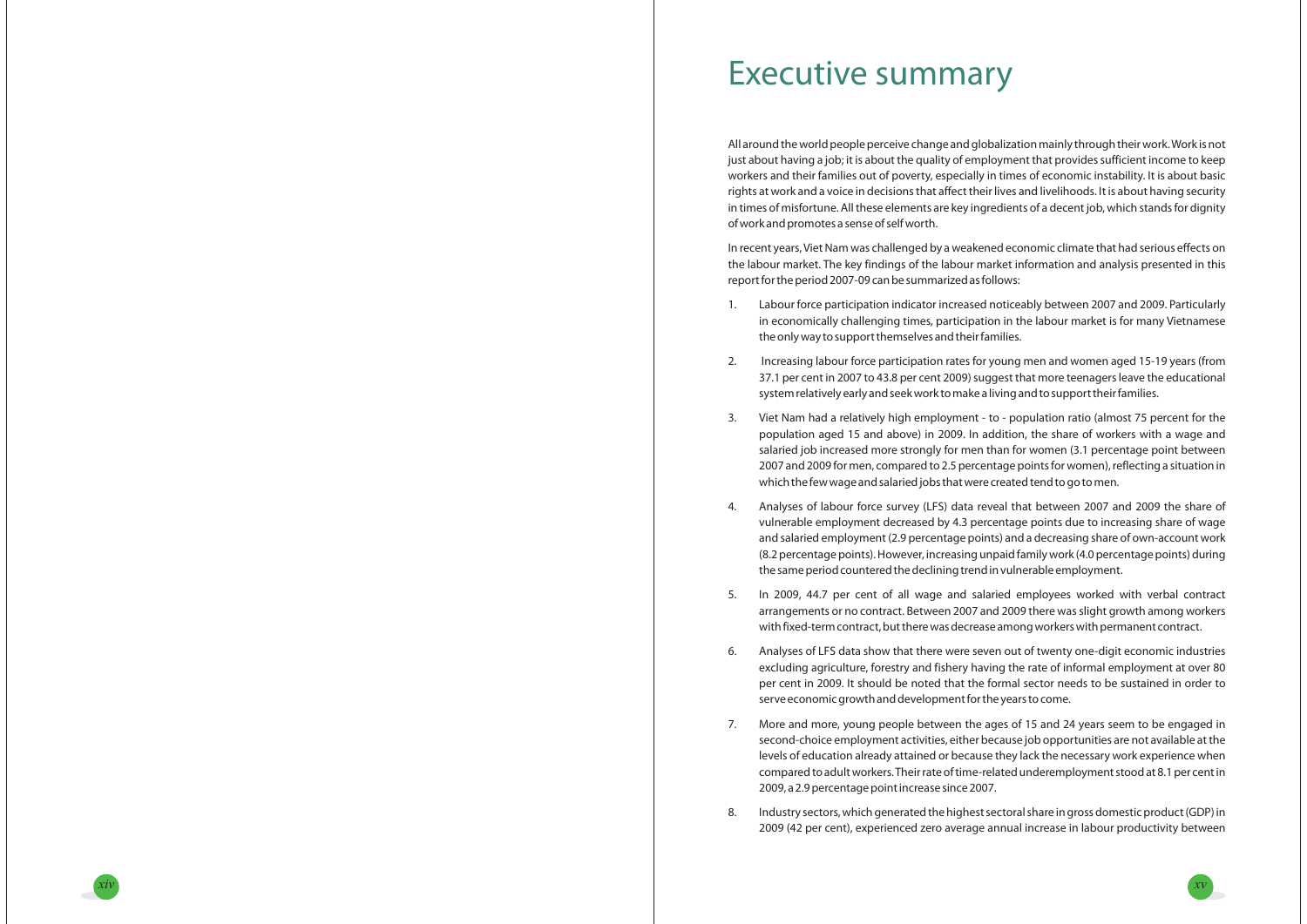# Executive summary

All around the world people perceive change and globalization mainly through their work. Work is not just about having a job; it is about the quality of employment that provides sufficient income to keep workers and their families out of poverty, especially in times of economic instability. It is about basic rights at work and a voice in decisions that affect their lives and livelihoods. It is about having security in times of misfortune. All these elements are key ingredients of a decent job, which stands for dignity of work and promotes a sense of self worth.

In recent years, Viet Nam was challenged by a weakened economic climate that had serious effects on the labour market. The key findings of the labour market information and analysis presented in this report for the period 2007-09 can be summarized as follows:

1. Labour force participation indicator increased noticeably between 2007 and 2009. Particularly in economically challenging times, participation in the labour market is for many Vietnamese the only way to support themselves and their families.

2. Increasing labour force participation rates for young men and women aged 15-19 years (from 37.1 per cent in 2007 to 43.8 per cent 2009) suggest that more teenagers leave the educational system relatively early and seek work to make a living and to support their families.

3. Viet Nam had a relatively high employment - to - population ratio (almost 75 percent for the population aged 15 and above) in 2009. In addition, the share of workers with a wage and salaried job increased more strongly for men than for women (3.1 percentage point between 2007 and 2009 for men, compared to 2.5 percentage points for women), reflecting a situation in which the few wage and salaried jobs that were created tend to go to men.

4. Analyses of labour force survey (LFS) data reveal that between 2007 and 2009 the share of vulnerable employment decreased by 4.3 percentage points due to increasing share of wage and salaried employment (2.9 percentage points) and a decreasing share of own-account work (8.2 percentage points). However, increasing unpaid family work (4.0 percentage points) during the same period countered the declining trend in vulnerable employment.

5. In 2009, 44.7 per cent of all wage and salaried employees worked with verbal contract arrangements or no contract. Between 2007 and 2009 there was slight growth among workers with fixed-term contract, but there was decrease among workers with permanent contract.

6. Analyses of LFS data show that there were seven out of twenty one-digit economic industries excluding agriculture, forestry and fishery having the rate of informal employment at over 80 per cent in 2009. It should be noted that the formal sector needs to be sustained in order to serve economic growth and development for the years to come.

7. More and more, young people between the ages of 15 and 24 years seem to be engaged in second-choice employment activities, either because job opportunities are not available at the levels of education already attained or because they lack the necessary work experience when compared to adult workers. Their rate of time-related underemployment stood at 8.1 per cent in 2009, a 2.9 percentage point increase since 2007.

8. Industry sectors, which generated the highest sectoral share in gross domestic product (GDP) in 2009 (42 per cent), experienced zero average annual increase in labour productivity between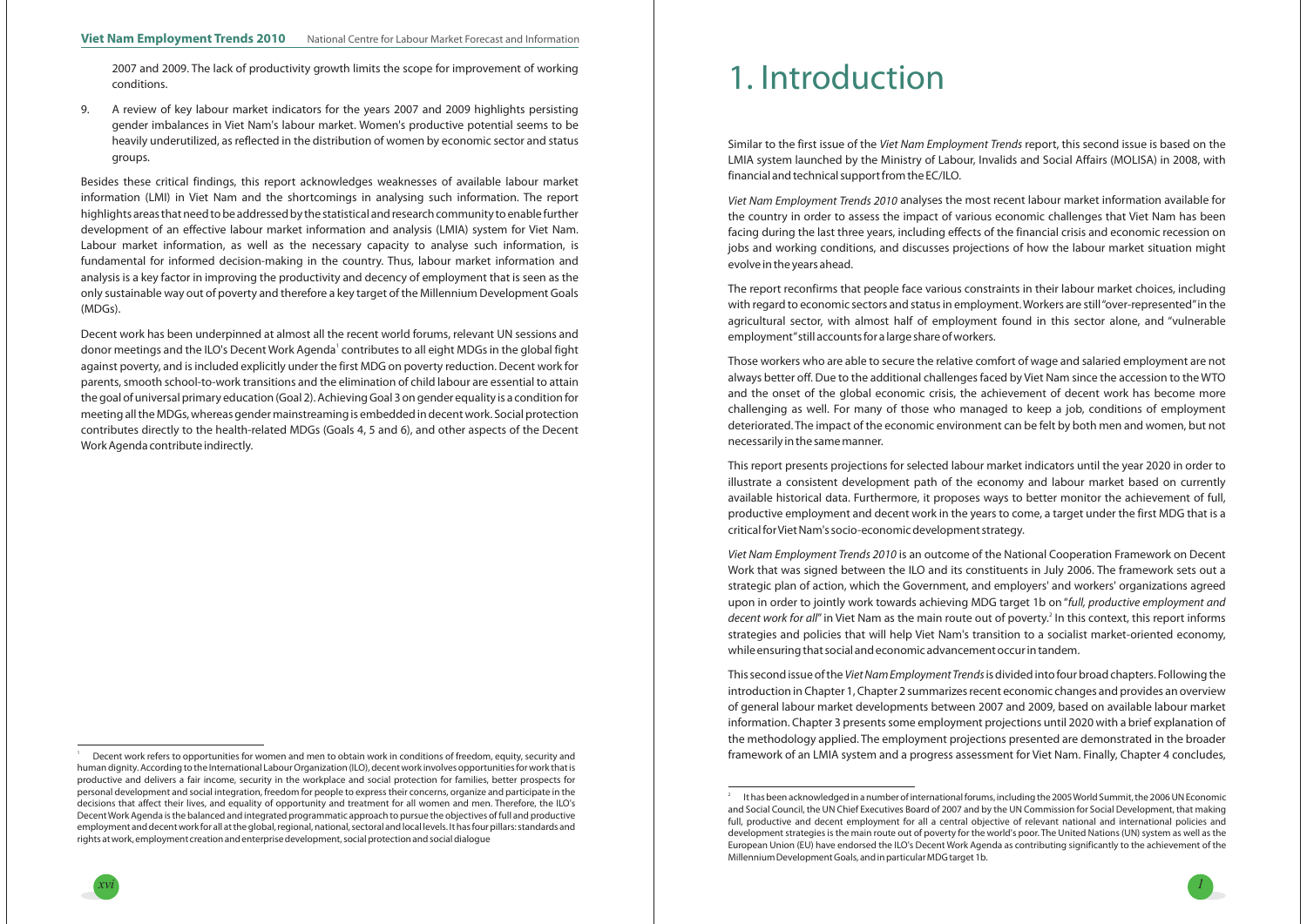2007 and 2009. The lack of productivity growth limits the scope for improvement of working conditions.

9. A review of key labour market indicators for the years 2007 and 2009 highlights persisting gender imbalances in Viet Nam's labour market. Women's productive potential seems to be heavily underutilized, as reflected in the distribution of women by economic sector and status groups.

Besides these critical findings, this report acknowledges weaknesses of available labour market information (LMI) in Viet Nam and the shortcomings in analysing such information. The report highlights areas that need to be addressed by the statistical and research community to enable further development of an effective labour market information and analysis (LMIA) system for Viet Nam. Labour market information, as well as the necessary capacity to analyse such information, is fundamental for informed decision-making in the country. Thus, labour market information and analysis is a key factor in improving the productivity and decency of employment that is seen as the only sustainable way out of poverty and therefore a key target of the Millennium Development Goals (MDGs).

Decent work has been underpinned at almost all the recent world forums, relevant UN sessions and donor meetings and the ILO's Decent Work Agenda[1] contributes to all eight MDGs in the global fight against poverty, and is included explicitly under the first MDG on poverty reduction. Decent work for parents, smooth school-to-work transitions and the elimination of child labour are essential to attain the goal of universal primary education (Goal 2). Achieving Goal 3 on gender equality is a condition for meeting all the MDGs, whereas gender mainstreaming is embedded in decent work. Social protection contributes directly to the health-related MDGs (Goals 4, 5 and 6), and other aspects of the Decent Work Agenda contribute indirectly.

[1] Decent work refers to opportunities for women and men to obtain work in conditions of freedom, equity, security and human dignity. According to the International Labour Organization (ILO), decent work involves opportunities for work that is productive and delivers a fair income, security in the workplace and social protection for families, better prospects for personal development and social integration, freedom for people to express their concerns, organize and participate in the decisions that affect their lives, and equality of opportunity and treatment for all women and men. Therefore, the ILO's Decent Work Agenda is the balanced and integrated programmatic approach to pursue the objectives of full and productive employment and decent work for all at the global, regional, national, sectoral and local levels. It has four pillars: standards and rights at work, employment creation and enterprise development, social protection and social dialogue

# 1. Introduction

Similar to the first issue of the *Viet Nam Employment Trends* report, this second issue is based on the LMIA system launched by the Ministry of Labour, Invalids and Social Affairs (MOLISA) in 2008, with financial and technical support from the EC/ILO.

*Viet Nam Employment Trends 2010* analyses the most recent labour market information available for the country in order to assess the impact of various economic challenges that Viet Nam has been facing during the last three years, including effects of the financial crisis and economic recession on jobs and working conditions, and discusses projections of how the labour market situation might evolve in the years ahead.

The report reconfirms that people face various constraints in their labour market choices, including with regard to economic sectors and status in employment. Workers are still "over-represented" in the agricultural sector, with almost half of employment found in this sector alone, and "vulnerable employment" still accounts for a large share of workers.

Those workers who are able to secure the relative comfort of wage and salaried employment are not always better off. Due to the additional challenges faced by Viet Nam since the accession to the WTO and the onset of the global economic crisis, the achievement of decent work has become more challenging as well. For many of those who managed to keep a job, conditions of employment deteriorated. The impact of the economic environment can be felt by both men and women, but not necessarily in the same manner.

This report presents projections for selected labour market indicators until the year 2020 in order to illustrate a consistent development path of the economy and labour market based on currently available historical data. Furthermore, it proposes ways to better monitor the achievement of full, productive employment and decent work in the years to come, a target under the first MDG that is a critical for Viet Nam's socio-economic development strategy.

*Viet Nam Employment Trends 2010* is an outcome of the National Cooperation Framework on Decent Work that was signed between the ILO and its constituents in July 2006. The framework sets out a strategic plan of action, which the Government, and employers' and workers' organizations agreed upon in order to jointly work towards achieving MDG target 1b on "*full, productive employment and decent work for all*" in Viet Nam as the main route out of poverty.[2] In this context, this report informs strategies and policies that will help Viet Nam's transition to a socialist market-oriented economy, while ensuring that social and economic advancement occur in tandem.

This second issue of the *Viet Nam Employment Trends* is divided into four broad chapters. Following the introduction in Chapter 1, Chapter 2 summarizes recent economic changes and provides an overview of general labour market developments between 2007 and 2009, based on available labour market information. Chapter 3 presents some employment projections until 2020 with a brief explanation of the methodology applied. The employment projections presented are demonstrated in the broader framework of an LMIA system and a progress assessment for Viet Nam. Finally, Chapter 4 concludes,

[2] It has been acknowledged in a number of international forums, including the 2005 World Summit, the 2006 UN Economic and Social Council, the UN Chief Executives Board of 2007 and by the UN Commission for Social Development, that making full, productive and decent employment for all a central objective of relevant national and international policies and development strategies is the main route out of poverty for the world's poor. The United Nations (UN) system as well as the European Union (EU) have endorsed the ILO's Decent Work Agenda as contributing significantly to the achievement of the Millennium Development Goals, and in particular MDG target 1b.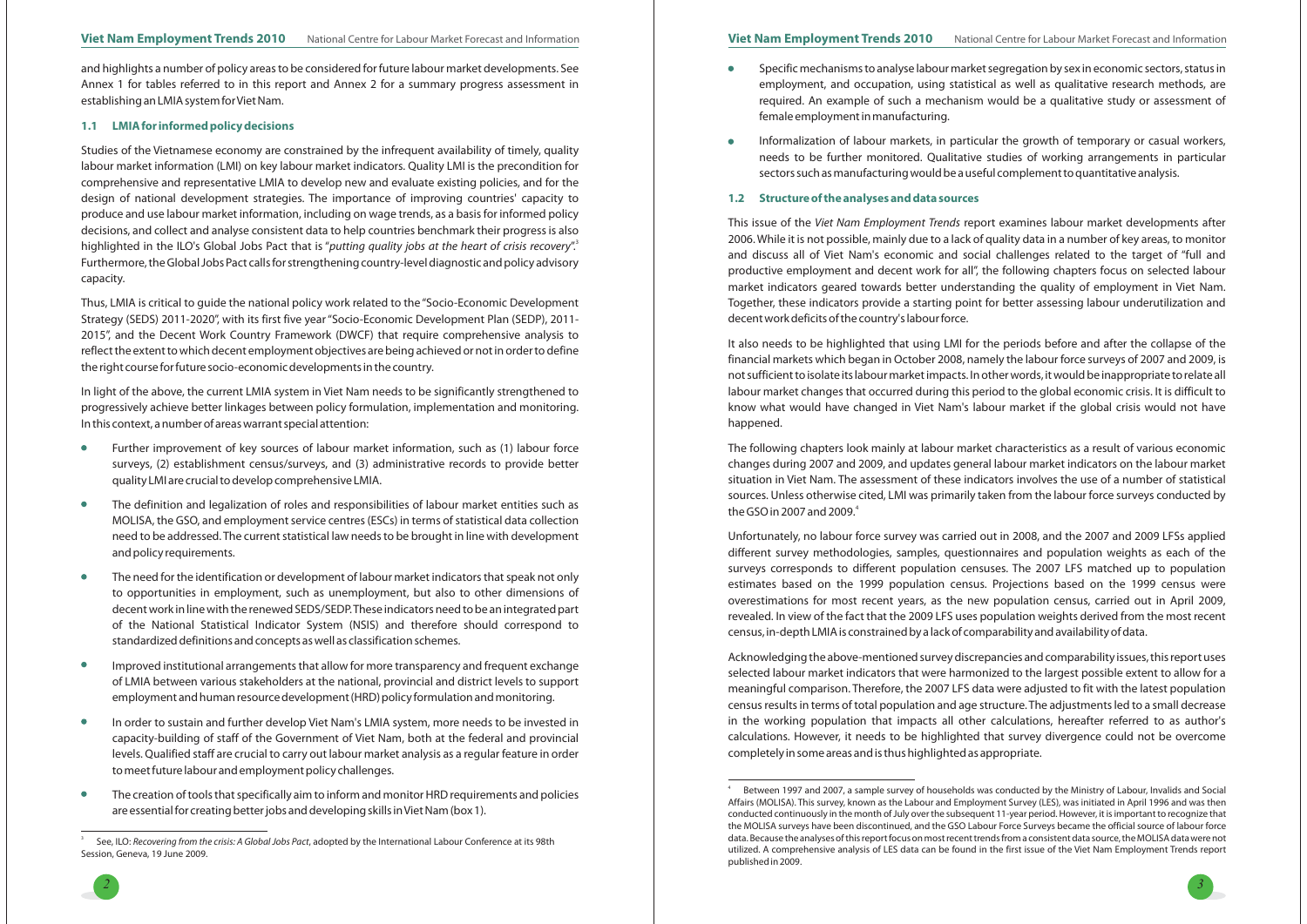and highlights a number of policy areas to be considered for future labour market developments. See Annex 1 for tables referred to in this report and Annex 2 for a summary progress assessment in establishing an LMIA system for Viet Nam.

### 1.1 LMIA for informed policy decisions

Studies of the Vietnamese economy are constrained by the infrequent availability of timely, quality labour market information (LMI) on key labour market indicators. Quality LMI is the precondition for comprehensive and representative LMIA to develop new and evaluate existing policies, and for the design of national development strategies. The importance of improving countries' capacity to produce and use labour market information, including on wage trends, as a basis for informed policy decisions, and collect and analyse consistent data to help countries benchmark their progress is also highlighted in the ILO's Global Jobs Pact that is "*putting quality jobs at the heart of crisis recovery*".[3] Furthermore, the Global Jobs Pact calls for strengthening country-level diagnostic and policy advisory capacity.

Thus, LMIA is critical to guide the national policy work related to the "Socio-Economic Development Strategy (SEDS) 2011-2020", with its first five year "Socio-Economic Development Plan (SEDP), 2011-2015", and the Decent Work Country Framework (DWCF) that require comprehensive analysis to reflect the extent to which decent employment objectives are being achieved or not in order to define the right course for future socio-economic developments in the country.

In light of the above, the current LMIA system in Viet Nam needs to be significantly strengthened to progressively achieve better linkages between policy formulation, implementation and monitoring. In this context, a number of areas warrant special attention:

- Further improvement of key sources of labour market information, such as (1) labour force surveys, (2) establishment census/surveys, and (3) administrative records to provide better quality LMI are crucial to develop comprehensive LMIA.
- The definition and legalization of roles and responsibilities of labour market entities such as MOLISA, the GSO, and employment service centres (ESCs) in terms of statistical data collection need to be addressed. The current statistical law needs to be brought in line with development and policy requirements.
- The need for the identification or development of labour market indicators that speak not only to opportunities in employment, such as unemployment, but also to other dimensions of decent work in line with the renewed SEDS/SEDP. These indicators need to be an integrated part of the National Statistical Indicator System (NSIS) and therefore should correspond to standardized definitions and concepts as well as classification schemes.
- Improved institutional arrangements that allow for more transparency and frequent exchange of LMIA between various stakeholders at the national, provincial and district levels to support employment and human resource development (HRD) policy formulation and monitoring.
- In order to sustain and further develop Viet Nam's LMIA system, more needs to be invested in capacity-building of staff of the Government of Viet Nam, both at the federal and provincial levels. Qualified staff are crucial to carry out labour market analysis as a regular feature in order to meet future labour and employment policy challenges.
- The creation of tools that specifically aim to inform and monitor HRD requirements and policies are essential for creating better jobs and developing skills in Viet Nam (box 1).
- Specific mechanisms to analyse labour market segregation by sex in economic sectors, status in employment, and occupation, using statistical as well as qualitative research methods, are required. An example of such a mechanism would be a qualitative study or assessment of female employment in manufacturing.
- Informalization of labour markets, in particular the growth of temporary or casual workers, needs to be further monitored. Qualitative studies of working arrangements in particular sectors such as manufacturing would be a useful complement to quantitative analysis.

### 1.2 Structure of the analyses and data sources

This issue of the *Viet Nam Employment Trends* report examines labour market developments after 2006. While it is not possible, mainly due to a lack of quality data in a number of key areas, to monitor and discuss all of Viet Nam's economic and social challenges related to the target of "full and productive employment and decent work for all", the following chapters focus on selected labour market indicators geared towards better understanding the quality of employment in Viet Nam. Together, these indicators provide a starting point for better assessing labour underutilization and decent work deficits of the country's labour force.

It also needs to be highlighted that using LMI for the periods before and after the collapse of the financial markets which began in October 2008, namely the labour force surveys of 2007 and 2009, is not sufficient to isolate its labour market impacts. In other words, it would be inappropriate to relate all labour market changes that occurred during this period to the global economic crisis. It is difficult to know what would have changed in Viet Nam's labour market if the global crisis would not have happened.

The following chapters look mainly at labour market characteristics as a result of various economic changes during 2007 and 2009, and updates general labour market indicators on the labour market situation in Viet Nam. The assessment of these indicators involves the use of a number of statistical sources. Unless otherwise cited, LMI was primarily taken from the labour force surveys conducted by the GSO in 2007 and 2009.[4]

Unfortunately, no labour force survey was carried out in 2008, and the 2007 and 2009 LFSs applied different survey methodologies, samples, questionnaires and population weights as each of the surveys corresponds to different population censuses. The 2007 LFS matched up to population estimates based on the 1999 population census. Projections based on the 1999 census were overestimations for most recent years, as the new population census, carried out in April 2009, revealed. In view of the fact that the 2009 LFS uses population weights derived from the most recent census, in-depth LMIA is constrained by a lack of comparability and availability of data.

Acknowledging the above-mentioned survey discrepancies and comparability issues, this report uses selected labour market indicators that were harmonized to the largest possible extent to allow for a meaningful comparison. Therefore, the 2007 LFS data were adjusted to fit with the latest population census results in terms of total population and age structure. The adjustments led to a small decrease in the working population that impacts all other calculations, hereafter referred to as author's calculations. However, it needs to be highlighted that survey divergence could not be overcome completely in some areas and is thus highlighted as appropriate.

---

[3] See, ILO: *Recovering from the crisis: A Global Jobs Pact*, adopted by the International Labour Conference at its 98th Session, Geneva, 19 June 2009.

[4] Between 1997 and 2007, a sample survey of households was conducted by the Ministry of Labour, Invalids and Social Affairs (MOLISA). This survey, known as the Labour and Employment Survey (LES), was initiated in April 1996 and was then conducted continuously in the month of July over the subsequent 11-year period. However, it is important to recognize that the MOLISA surveys have been discontinued, and the GSO Labour Force Surveys became the official source of labour force data. Because the analyses of this report focus on most recent trends from a consistent data source, the MOLISA data were not utilized. A comprehensive analysis of LES data can be found in the first issue of the Viet Nam Employment Trends report published in 2009.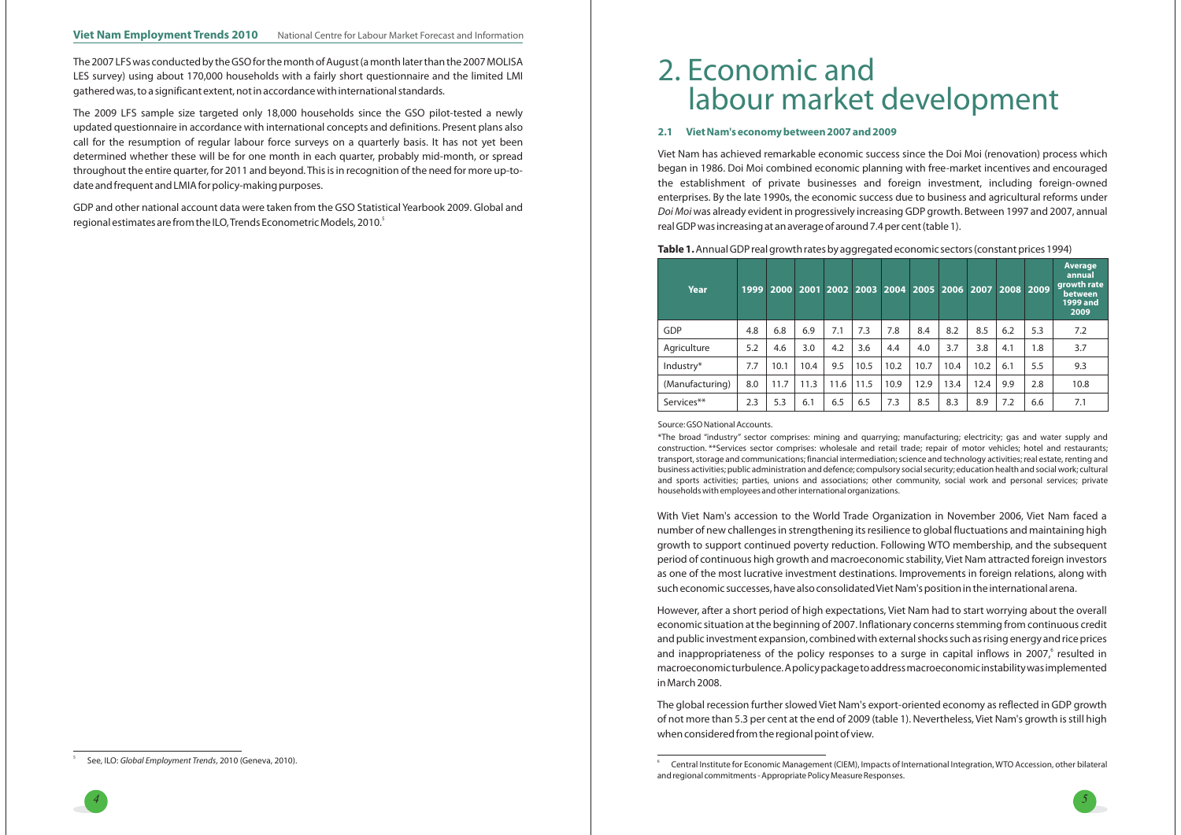The 2007 LFS was conducted by the GSO for the month of August (a month later than the 2007 MOLISA LES survey) using about 170,000 households with a fairly short questionnaire and the limited LMI gathered was, to a significant extent, not in accordance with international standards.

The 2009 LFS sample size targeted only 18,000 households since the GSO pilot-tested a newly updated questionnaire in accordance with international concepts and definitions. Present plans also call for the resumption of regular labour force surveys on a quarterly basis. It has not yet been determined whether these will be for one month in each quarter, probably mid-month, or spread throughout the entire quarter, for 2011 and beyond. This is in recognition of the need for more up-to-date and frequent and LMIA for policy-making purposes.

GDP and other national account data were taken from the GSO Statistical Yearbook 2009. Global and regional estimates are from the ILO, Trends Econometric Models, 2010.[5]

[5] See, ILO: *Global Employment Trends*, 2010 (Geneva, 2010).

# 2. Economic and labour market development

## 2.1 Viet Nam's economy between 2007 and 2009

Viet Nam has achieved remarkable economic success since the Doi Moi (renovation) process which began in 1986. Doi Moi combined economic planning with free-market incentives and encouraged the establishment of private businesses and foreign investment, including foreign-owned enterprises. By the late 1990s, the economic success due to business and agricultural reforms under *Doi Moi* was already evident in progressively increasing GDP growth. Between 1997 and 2007, annual real GDP was increasing at an average of around 7.4 per cent (table 1).

**Table 1.** Annual GDP real growth rates by aggregated economic sectors (constant prices 1994)

| Year | 1999 | 2000 | 2001 | 2002 | 2003 | 2004 | 2005 | 2006 | 2007 | 2008 | 2009 | Average annual growth rate between 1999 and 2009 |
|---|---|---|---|---|---|---|---|---|---|---|---|---|
| GDP | 4.8 | 6.8 | 6.9 | 7.1 | 7.3 | 7.8 | 8.4 | 8.2 | 8.5 | 6.2 | 5.3 | 7.2 |
| Agriculture | 5.2 | 4.6 | 3.0 | 4.2 | 3.6 | 4.4 | 4.0 | 3.7 | 3.8 | 4.1 | 1.8 | 3.7 |
| Industry* | 7.7 | 10.1 | 10.4 | 9.5 | 10.5 | 10.2 | 10.7 | 10.4 | 10.2 | 6.1 | 5.5 | 9.3 |
| (Manufacturing) | 8.0 | 11.7 | 11.3 | 11.6 | 11.5 | 10.9 | 12.9 | 13.4 | 12.4 | 9.9 | 2.8 | 10.8 |
| Services** | 2.3 | 5.3 | 6.1 | 6.5 | 6.5 | 7.3 | 8.5 | 8.3 | 8.9 | 7.2 | 6.6 | 7.1 |

Source: GSO National Accounts.

*The broad "industry" sector comprises: mining and quarrying; manufacturing; electricity; gas and water supply and construction. **Services sector comprises: wholesale and retail trade; repair of motor vehicles; hotel and restaurants; transport, storage and communications; financial intermediation; science and technology activities; real estate, renting and business activities; public administration and defence; compulsory social security; education health and social work; cultural and sports activities; parties, unions and associations; other community, social work and personal services; private households with employees and other international organizations.

With Viet Nam's accession to the World Trade Organization in November 2006, Viet Nam faced a number of new challenges in strengthening its resilience to global fluctuations and maintaining high growth to support continued poverty reduction. Following WTO membership, and the subsequent period of continuous high growth and macroeconomic stability, Viet Nam attracted foreign investors as one of the most lucrative investment destinations. Improvements in foreign relations, along with such economic successes, have also consolidated Viet Nam's position in the international arena.

However, after a short period of high expectations, Viet Nam had to start worrying about the overall economic situation at the beginning of 2007. Inflationary concerns stemming from continuous credit and public investment expansion, combined with external shocks such as rising energy and rice prices and inappropriateness of the policy responses to a surge in capital inflows in 2007,[6] resulted in macroeconomic turbulence. A policy package to address macroeconomic instability was implemented in March 2008.

The global recession further slowed Viet Nam's export-oriented economy as reflected in GDP growth of not more than 5.3 per cent at the end of 2009 (table 1). Nevertheless, Viet Nam's growth is still high when considered from the regional point of view.

[6] Central Institute for Economic Management (CIEM), Impacts of International Integration, WTO Accession, other bilateral and regional commitments - Appropriate Policy Measure Responses.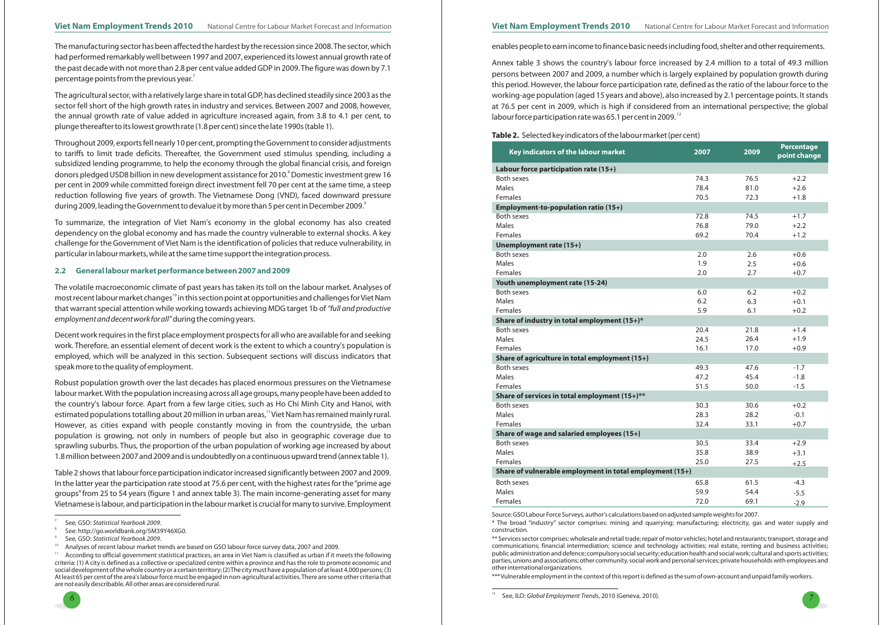The manufacturing sector has been affected the hardest by the recession since 2008. The sector, which had performed remarkably well between 1997 and 2007, experienced its lowest annual growth rate of the past decade with not more than 2.8 per cent value added GDP in 2009. The figure was down by 7.1 percentage points from the previous year.[7]

The agricultural sector, with a relatively large share in total GDP, has declined steadily since 2003 as the sector fell short of the high growth rates in industry and services. Between 2007 and 2008, however, the annual growth rate of value added in agriculture increased again, from 3.8 to 4.1 per cent, to plunge thereafter to its lowest growth rate (1.8 per cent) since the late 1990s (table 1).

Throughout 2009, exports fell nearly 10 per cent, prompting the Government to consider adjustments to tariffs to limit trade deficits. Thereafter, the Government used stimulus spending, including a subsidized lending programme, to help the economy through the global financial crisis, and foreign donors pledged USD8 billion in new development assistance for 2010.[8] Domestic investment grew 16 per cent in 2009 while committed foreign direct investment fell 70 per cent at the same time, a steep reduction following five years of growth. The Vietnamese Dong (VND), faced downward pressure during 2009, leading the Government to devalue it by more than 5 per cent in December 2009.[9]

To summarize, the integration of Viet Nam's economy in the global economy has also created dependency on the global economy and has made the country vulnerable to external shocks. A key challenge for the Government of Viet Nam is the identification of policies that reduce vulnerability, in particular in labour markets, while at the same time support the integration process.

## 2.2 General labour market performance between 2007 and 2009

The volatile macroeconomic climate of past years has taken its toll on the labour market. Analyses of most recent labour market changes[10] in this section point at opportunities and challenges for Viet Nam that warrant special attention while working towards achieving MDG target 1b of *"full and productive employment and decent work for all"* during the coming years.

Decent work requires in the first place employment prospects for all who are available for and seeking work. Therefore, an essential element of decent work is the extent to which a country's population is employed, which will be analyzed in this section. Subsequent sections will discuss indicators that speak more to the quality of employment.

Robust population growth over the last decades has placed enormous pressures on the Vietnamese labour market. With the population increasing across all age groups, many people have been added to the country's labour force. Apart from a few large cities, such as Ho Chi Minh City and Hanoi, with estimated populations totalling about 20 million in urban areas,[11] Viet Nam has remained mainly rural. However, as cities expand with people constantly moving in from the countryside, the urban population is growing, not only in numbers of people but also in geographic coverage due to sprawling suburbs. Thus, the proportion of the urban population of working age increased by about 1.8 million between 2007 and 2009 and is undoubtedly on a continuous upward trend (annex table 1).

Table 2 shows that labour force participation indicator increased significantly between 2007 and 2009. In the latter year the participation rate stood at 75.6 per cent, with the highest rates for the "prime age groups" from 25 to 54 years (figure 1 and annex table 3). The main income-generating asset for many Vietnamese is labour, and participation in the labour market is crucial for many to survive. Employment enables people to earn income to finance basic needs including food, shelter and other requirements.

Annex table 3 shows the country's labour force increased by 2.4 million to a total of 49.3 million persons between 2007 and 2009, a number which is largely explained by population growth during this period. However, the labour force participation rate, defined as the ratio of the labour force to the working-age population (aged 15 years and above), also increased by 2.1 percentage points. It stands at 76.5 per cent in 2009, which is high if considered from an international perspective; the global labour force participation rate was 65.1 per cent in 2009.[12]

**Table 2.** Selected key indicators of the labour market (per cent)

| Key indicators of the labour market | 2007 | 2009 | Percentage point change |
|---|---|---|---|
| **Labour force participation rate (15+)** | | | |
| Both sexes | 74.3 | 76.5 | +2.2 |
| Males | 78.4 | 81.0 | +2.6 |
| Females | 70.5 | 72.3 | +1.8 |
| **Employment-to-population ratio (15+)** | | | |
| Both sexes | 72.8 | 74.5 | +1.7 |
| Males | 76.8 | 79.0 | +2.2 |
| Females | 69.2 | 70.4 | +1.2 |
| **Unemployment rate (15+)** | | | |
| Both sexes | 2.0 | 2.6 | +0.6 |
| Males | 1.9 | 2.5 | +0.6 |
| Females | 2.0 | 2.7 | +0.7 |
| **Youth unemployment rate (15-24)** | | | |
| Both sexes | 6.0 | 6.2 | +0.2 |
| Males | 6.2 | 6.3 | +0.1 |
| Females | 5.9 | 6.1 | +0.2 |
| **Share of industry in total employment (15+)*** | | | |
| Both sexes | 20.4 | 21.8 | +1.4 |
| Males | 24.5 | 26.4 | +1.9 |
| Females | 16.1 | 17.0 | +0.9 |
| **Share of agriculture in total employment (15+)** | | | |
| Both sexes | 49.3 | 47.6 | -1.7 |
| Males | 47.2 | 45.4 | -1.8 |
| Females | 51.5 | 50.0 | -1.5 |
| **Share of services in total employment (15+)**** | | | |
| Both sexes | 30.3 | 30.6 | +0.2 |
| Males | 28.3 | 28.2 | -0.1 |
| Females | 32.4 | 33.1 | +0.7 |
| **Share of wage and salaried employees (15+)** | | | |
| Both sexes | 30.5 | 33.4 | +2.9 |
| Males | 35.8 | 38.9 | +3.1 |
| Females | 25.0 | 27.5 | +2.5 |
| **Share of vulnerable employment in total employment (15+)** | | | |
| Both sexes | 65.8 | 61.5 | -4.3 |
| Males | 59.9 | 54.4 | -5.5 |
| Females | 72.0 | 69.1 | -2.9 |

Source: GSO Labour Force Surveys, author's calculations based on adjusted sample weights for 2007.

\* The broad "industry" sector comprises: mining and quarrying; manufacturing; electricity, gas and water supply and construction.

\*\* Services sector comprises: wholesale and retail trade; repair of motor vehicles; hotel and restaurants; transport, storage and communications; financial intermediation; science and technology activities; real estate, renting and business activities; public administration and defence; compulsory social security; education health and social work; cultural and sports activities; parties, unions and associations; other community, social work and personal services; private households with employees and other international organizations.

\*\*\* Vulnerable employment in the context of this report is defined as the sum of own-account and unpaid family workers.

---

[7] See, GSO: *Statistical Yearbook 2009*.

[8] See: http://go.worldbank.org/5M39Y46XG0.

[9] See, GSO: *Statistical Yearbook 2009*.

[10] Analyses of most recent labour market trends are based on GSO labour force survey data, 2007 and 2009.

[11] According to official government statistical practices, an area in Viet Nam is classified as urban if it meets the following criteria: (1) A city is defined as a collective or specialized centre within a province and has the role to promote economic and social development of the whole country or a certain territory; (2) The city must have a population of at least 4,000 persons; (3) At least 65 per cent of the area's labour force must be engaged in non-agricultural activities. There are some other criteria that are not easily describable. All other areas are considered rural.

[12] See, ILO: *Global Employment Trends*, 2010 (Geneva, 2010).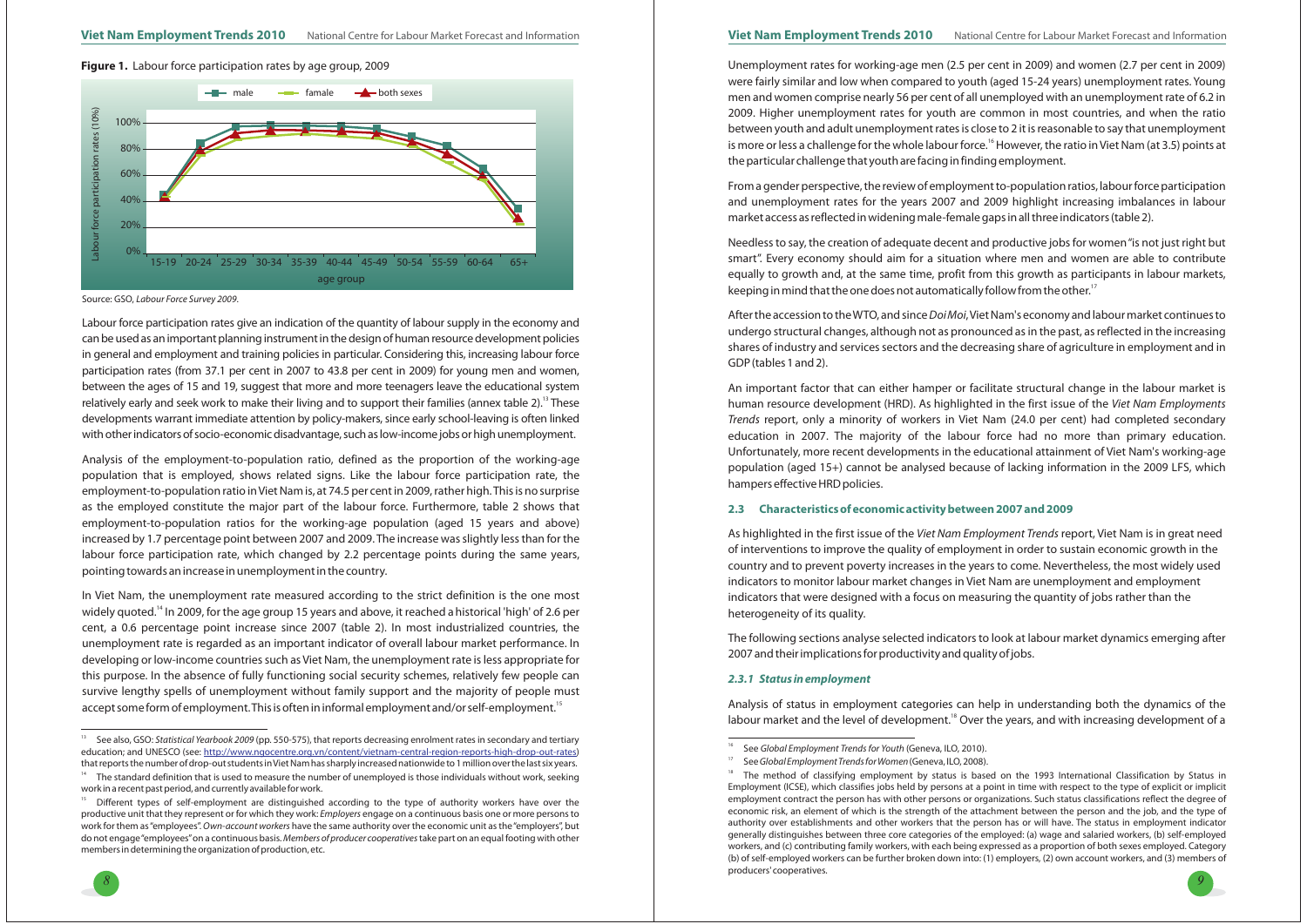**Figure 1.** Labour force participation rates by age group, 2009

Source: GSO, *Labour Force Survey 2009*.

Labour force participation rates give an indication of the quantity of labour supply in the economy and can be used as an important planning instrument in the design of human resource development policies in general and employment and training policies in particular. Considering this, increasing labour force participation rates (from 37.1 per cent in 2007 to 43.8 per cent in 2009) for young men and women, between the ages of 15 and 19, suggest that more and more teenagers leave the educational system relatively early and seek work to make their living and to support their families (annex table 2).[13] These developments warrant immediate attention by policy-makers, since early school-leaving is often linked with other indicators of socio-economic disadvantage, such as low-income jobs or high unemployment.

Analysis of the employment-to-population ratio, defined as the proportion of the working-age population that is employed, shows related signs. Like the labour force participation rate, the employment-to-population ratio in Viet Nam is, at 74.5 per cent in 2009, rather high. This is no surprise as the employed constitute the major part of the labour force. Furthermore, table 2 shows that employment-to-population ratios for the working-age population (aged 15 years and above) increased by 1.7 percentage point between 2007 and 2009. The increase was slightly less than for the labour force participation rate, which changed by 2.2 percentage points during the same years, pointing towards an increase in unemployment in the country.

In Viet Nam, the unemployment rate measured according to the strict definition is the one most widely quoted.[14] In 2009, for the age group 15 years and above, it reached a historical 'high' of 2.6 per cent, a 0.6 percentage point increase since 2007 (table 2). In most industrialized countries, the unemployment rate is regarded as an important indicator of overall labour market performance. In developing or low-income countries such as Viet Nam, the unemployment rate is less appropriate for this purpose. In the absence of fully functioning social security schemes, relatively few people can survive lengthy spells of unemployment without family support and the majority of people must accept some form of employment. This is often in informal employment and/or self-employment.[15]

Unemployment rates for working-age men (2.5 per cent in 2009) and women (2.7 per cent in 2009) were fairly similar and low when compared to youth (aged 15-24 years) unemployment rates. Young men and women comprise nearly 56 per cent of all unemployed with an unemployment rate of 6.2 in 2009. Higher unemployment rates for youth are common in most countries, and when the ratio between youth and adult unemployment rates is close to 2 it is reasonable to say that unemployment is more or less a challenge for the whole labour force.[16] However, the ratio in Viet Nam (at 3.5) points at the particular challenge that youth are facing in finding employment.

From a gender perspective, the review of employment to-population ratios, labour force participation and unemployment rates for the years 2007 and 2009 highlight increasing imbalances in labour market access as reflected in widening male-female gaps in all three indicators (table 2).

Needless to say, the creation of adequate decent and productive jobs for women "is not just right but smart". Every economy should aim for a situation where men and women are able to contribute equally to growth and, at the same time, profit from this growth as participants in labour markets, keeping in mind that the one does not automatically follow from the other.[17]

After the accession to the WTO, and since *Doi Moi*, Viet Nam's economy and labour market continues to undergo structural changes, although not as pronounced as in the past, as reflected in the increasing shares of industry and services sectors and the decreasing share of agriculture in employment and in GDP (tables 1 and 2).

An important factor that can either hamper or facilitate structural change in the labour market is human resource development (HRD). As highlighted in the first issue of the *Viet Nam Employments Trends* report, only a minority of workers in Viet Nam (24.0 per cent) had completed secondary education in 2007. The majority of the labour force had no more than primary education. Unfortunately, more recent developments in the educational attainment of Viet Nam's working-age population (aged 15+) cannot be analysed because of lacking information in the 2009 LFS, which hampers effective HRD policies.

### 2.3 Characteristics of economic activity between 2007 and 2009

As highlighted in the first issue of the *Viet Nam Employment Trends* report, Viet Nam is in great need of interventions to improve the quality of employment in order to sustain economic growth in the country and to prevent poverty increases in the years to come. Nevertheless, the most widely used indicators to monitor labour market changes in Viet Nam are unemployment and employment indicators that were designed with a focus on measuring the quantity of jobs rather than the heterogeneity of its quality.

The following sections analyse selected indicators to look at labour market dynamics emerging after 2007 and their implications for productivity and quality of jobs.

#### *2.3.1 Status in employment*

Analysis of status in employment categories can help in understanding both the dynamics of the labour market and the level of development.[18] Over the years, and with increasing development of a

---

[13] See also, GSO: *Statistical Yearbook 2009* (pp. 550-575), that reports decreasing enrolment rates in secondary and tertiary education; and UNESCO (see: http://www.ngocentre.org.vn/content/vietnam-central-region-reports-high-drop-out-rates) that reports the number of drop-out students in Viet Nam has sharply increased nationwide to 1 million over the last six years.

[14] The standard definition that is used to measure the number of unemployed is those individuals without work, seeking work in a recent past period, and currently available for work.

[15] Different types of self-employment are distinguished according to the type of authority workers have over the productive unit that they represent or for which they work: *Employers* engage on a continuous basis one or more persons to work for them as "employees". *Own-account workers* have the same authority over the economic unit as the "employers", but do not engage "employees" on a continuous basis. *Members of producer cooperatives* take part on an equal footing with other members in determining the organization of production, etc.

[16] See *Global Employment Trends for Youth* (Geneva, ILO, 2010).

[17] See *Global Employment Trends for Women* (Geneva, ILO, 2008).

[18] The method of classifying employment by status is based on the 1993 International Classification by Status in Employment (ICSE), which classifies jobs held by persons at a point in time with respect to the type of explicit or implicit employment contract the person has with other persons or organizations. Such status classifications reflect the degree of economic risk, an element of which is the strength of the attachment between the person and the job, and the type of authority over establishments and other workers that the person has or will have. The status in employment indicator generally distinguishes between three core categories of the employed: (a) wage and salaried workers, (b) self-employed workers, and (c) contributing family workers, with each being expressed as a proportion of both sexes employed. Category (b) of self-employed workers can be further broken down into: (1) employers, (2) own account workers, and (3) members of producers' cooperatives.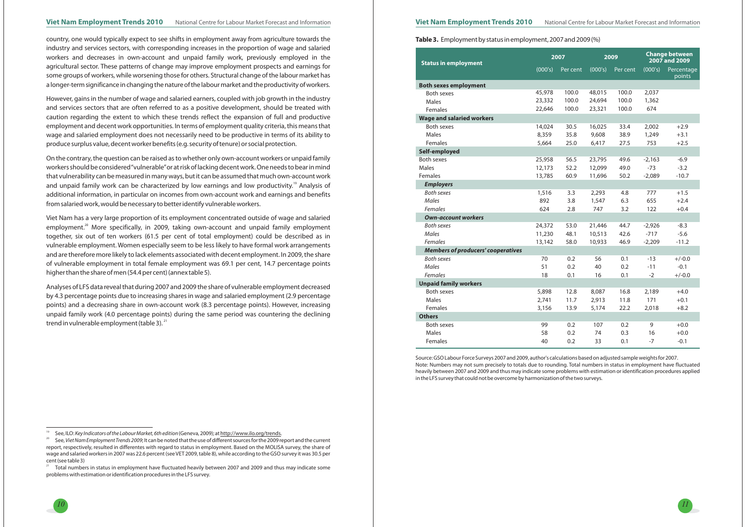country, one would typically expect to see shifts in employment away from agriculture towards the industry and services sectors, with corresponding increases in the proportion of wage and salaried workers and decreases in own-account and unpaid family work, previously employed in the agricultural sector. These patterns of change may improve employment prospects and earnings for some groups of workers, while worsening those for others. Structural change of the labour market has a longer-term significance in changing the nature of the labour market and the productivity of workers.

However, gains in the number of wage and salaried earners, coupled with job growth in the industry and services sectors that are often referred to as a positive development, should be treated with caution regarding the extent to which these trends reflect the expansion of full and productive employment and decent work opportunities. In terms of employment quality criteria, this means that wage and salaried employment does not necessarily need to be productive in terms of its ability to produce surplus value, decent worker benefits (e.g. security of tenure) or social protection.

On the contrary, the question can be raised as to whether only own-account workers or unpaid family workers should be considered "vulnerable" or at risk of lacking decent work. One needs to bear in mind that vulnerability can be measured in many ways, but it can be assumed that much own-account work and unpaid family work can be characterized by low earnings and low productivity.[19] Analysis of additional information, in particular on incomes from own-account work and earnings and benefits from salaried work, would be necessary to better identify vulnerable workers.

Viet Nam has a very large proportion of its employment concentrated outside of wage and salaried employment.[20] More specifically, in 2009, taking own-account and unpaid family employment together, six out of ten workers (61.5 per cent of total employment) could be described as in vulnerable employment. Women especially seem to be less likely to have formal work arrangements and are therefore more likely to lack elements associated with decent employment. In 2009, the share of vulnerable employment in total female employment was 69.1 per cent, 14.7 percentage points higher than the share of men (54.4 per cent) (annex table 5).

Analyses of LFS data reveal that during 2007 and 2009 the share of vulnerable employment decreased by 4.3 percentage points due to increasing shares in wage and salaried employment (2.9 percentage points) and a decreasing share in own-account work (8.3 percentage points). However, increasing unpaid family work (4.0 percentage points) during the same period was countering the declining trend in vulnerable employment (table 3).[21]

**Table 3.** Employment by status in employment, 2007 and 2009 (%)

| Status in employment | 2007 | | 2009 | | Change between 2007 and 2009 | |
|---|---|---|---|---|---|---|
| | (000's) | Per cent | (000's) | Per cent | (000's) | Percentage points |
| **Both sexes employment** | | | | | | |
| Both sexes | 45,978 | 100.0 | 48,015 | 100.0 | 2,037 | |
| Males | 23,332 | 100.0 | 24,694 | 100.0 | 1,362 | |
| Females | 22,646 | 100.0 | 23,321 | 100.0 | 674 | |
| **Wage and salaried workers** | | | | | | |
| Both sexes | 14,024 | 30.5 | 16,025 | 33.4 | 2,002 | +2.9 |
| Males | 8,359 | 35.8 | 9,608 | 38.9 | 1,249 | +3.1 |
| Females | 5,664 | 25.0 | 6,417 | 27.5 | 753 | +2.5 |
| **Self-employed** | | | | | | |
| Both sexes | 25,958 | 56.5 | 23,795 | 49.6 | -2,163 | -6.9 |
| Males | 12,173 | 52.2 | 12,099 | 49.0 | -73 | -3.2 |
| Females | 13,785 | 60.9 | 11,696 | 50.2 | -2,089 | -10.7 |
| ***Employers*** | | | | | | |
| *Both sexes* | 1,516 | 3.3 | 2,293 | 4.8 | 777 | +1.5 |
| *Males* | 892 | 3.8 | 1,547 | 6.3 | 655 | +2.4 |
| *Females* | 624 | 2.8 | 747 | 3.2 | 122 | +0.4 |
| ***Own-account workers*** | | | | | | |
| *Both sexes* | 24,372 | 53.0 | 21,446 | 44.7 | -2,926 | -8.3 |
| *Males* | 11,230 | 48.1 | 10,513 | 42.6 | -717 | -5.6 |
| *Females* | 13,142 | 58.0 | 10,933 | 46.9 | -2,209 | -11.2 |
| ***Members of producers' cooperatives*** | | | | | | |
| *Both sexes* | 70 | 0.2 | 56 | 0.1 | -13 | +/-0.0 |
| *Males* | 51 | 0.2 | 40 | 0.2 | -11 | -0.1 |
| *Females* | 18 | 0.1 | 16 | 0.1 | -2 | +/-0.0 |
| **Unpaid family workers** | | | | | | |
| Both sexes | 5,898 | 12.8 | 8,087 | 16.8 | 2,189 | +4.0 |
| Males | 2,741 | 11.7 | 2,913 | 11.8 | 171 | +0.1 |
| Females | 3,156 | 13.9 | 5,174 | 22.2 | 2,018 | +8.2 |
| **Others** | | | | | | |
| Both sexes | 99 | 0.2 | 107 | 0.2 | 9 | +0.0 |
| Males | 58 | 0.2 | 74 | 0.3 | 16 | +0.0 |
| Females | 40 | 0.2 | 33 | 0.1 | -7 | -0.1 |

Source: GSO Labour Force Surveys 2007 and 2009, author's calculations based on adjusted sample weights for 2007.
Note: Numbers may not sum precisely to totals due to rounding. Total numbers in status in employment have fluctuated heavily between 2007 and 2009 and thus may indicate some problems with estimation or identification procedures applied in the LFS survey that could not be overcome by harmonization of the two surveys.

---

[19] See, ILO: *Key Indicators of the Labour Market, 6th edition* (Geneva, 2009); at http://www.ilo.org/trends.

[20] See, *Viet Nam Employment Trends 2009*; It can be noted that the use of different sources for the 2009 report and the current report, respectively, resulted in differentes with regard to status in employment. Based on the MOLISA survey, the share of wage and salaried workers in 2007 was 22.6 percent (see VET 2009, table 8), while according to the GSO survey it was 30.5 per cent (see table 3)

[21] Total numbers in status in employment have fluctuated heavily between 2007 and 2009 and thus may indicate some problems with estimation or identification procedures in the LFS survey.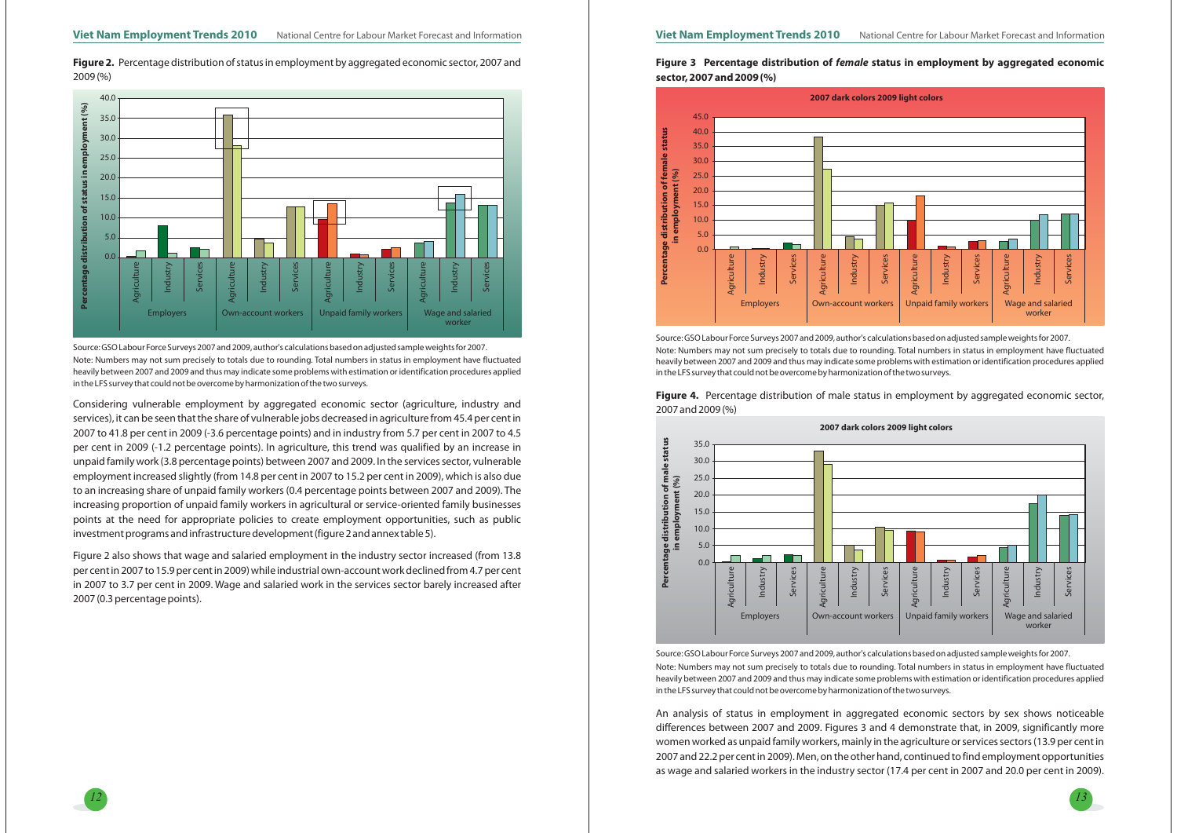**Figure 2.** Percentage distribution of status in employment by aggregated economic sector, 2007 and 2009 (%)

Source: GSO Labour Force Surveys 2007 and 2009, author's calculations based on adjusted sample weights for 2007.

Note: Numbers may not sum precisely to totals due to rounding. Total numbers in status in employment have fluctuated heavily between 2007 and 2009 and thus may indicate some problems with estimation or identification procedures applied in the LFS survey that could not be overcome by harmonization of the two surveys.

Considering vulnerable employment by aggregated economic sector (agriculture, industry and services), it can be seen that the share of vulnerable jobs decreased in agriculture from 45.4 per cent in 2007 to 41.8 per cent in 2009 (-3.6 percentage points) and in industry from 5.7 per cent in 2007 to 4.5 per cent in 2009 (-1.2 percentage points). In agriculture, this trend was qualified by an increase in unpaid family work (3.8 percentage points) between 2007 and 2009. In the services sector, vulnerable employment increased slightly (from 14.8 per cent in 2007 to 15.2 per cent in 2009), which is also due to an increasing share of unpaid family workers (0.4 percentage points between 2007 and 2009). The increasing proportion of unpaid family workers in agricultural or service-oriented family businesses points at the need for appropriate policies to create employment opportunities, such as public investment programs and infrastructure development (figure 2 and annex table 5).

Figure 2 also shows that wage and salaried employment in the industry sector increased (from 13.8 per cent in 2007 to 15.9 per cent in 2009) while industrial own-account work declined from 4.7 per cent in 2007 to 3.7 per cent in 2009. Wage and salaried work in the services sector barely increased after 2007 (0.3 percentage points).

**Figure 3 Percentage distribution of *female* status in employment by aggregated economic sector, 2007 and 2009 (%)**

Source: GSO Labour Force Surveys 2007 and 2009, author's calculations based on adjusted sample weights for 2007.

Note: Numbers may not sum precisely to totals due to rounding. Total numbers in status in employment have fluctuated heavily between 2007 and 2009 and thus may indicate some problems with estimation or identification procedures applied in the LFS survey that could not be overcome by harmonization of the two surveys.

**Figure 4.** Percentage distribution of male status in employment by aggregated economic sector, 2007 and 2009 (%)

Source: GSO Labour Force Surveys 2007 and 2009, author's calculations based on adjusted sample weights for 2007.

Note: Numbers may not sum precisely to totals due to rounding. Total numbers in status in employment have fluctuated heavily between 2007 and 2009 and thus may indicate some problems with estimation or identification procedures applied in the LFS survey that could not be overcome by harmonization of the two surveys.

An analysis of status in employment in aggregated economic sectors by sex shows noticeable differences between 2007 and 2009. Figures 3 and 4 demonstrate that, in 2009, significantly more women worked as unpaid family workers, mainly in the agriculture or services sectors (13.9 per cent in 2007 and 22.2 per cent in 2009). Men, on the other hand, continued to find employment opportunities as wage and salaried workers in the industry sector (17.4 per cent in 2007 and 20.0 per cent in 2009).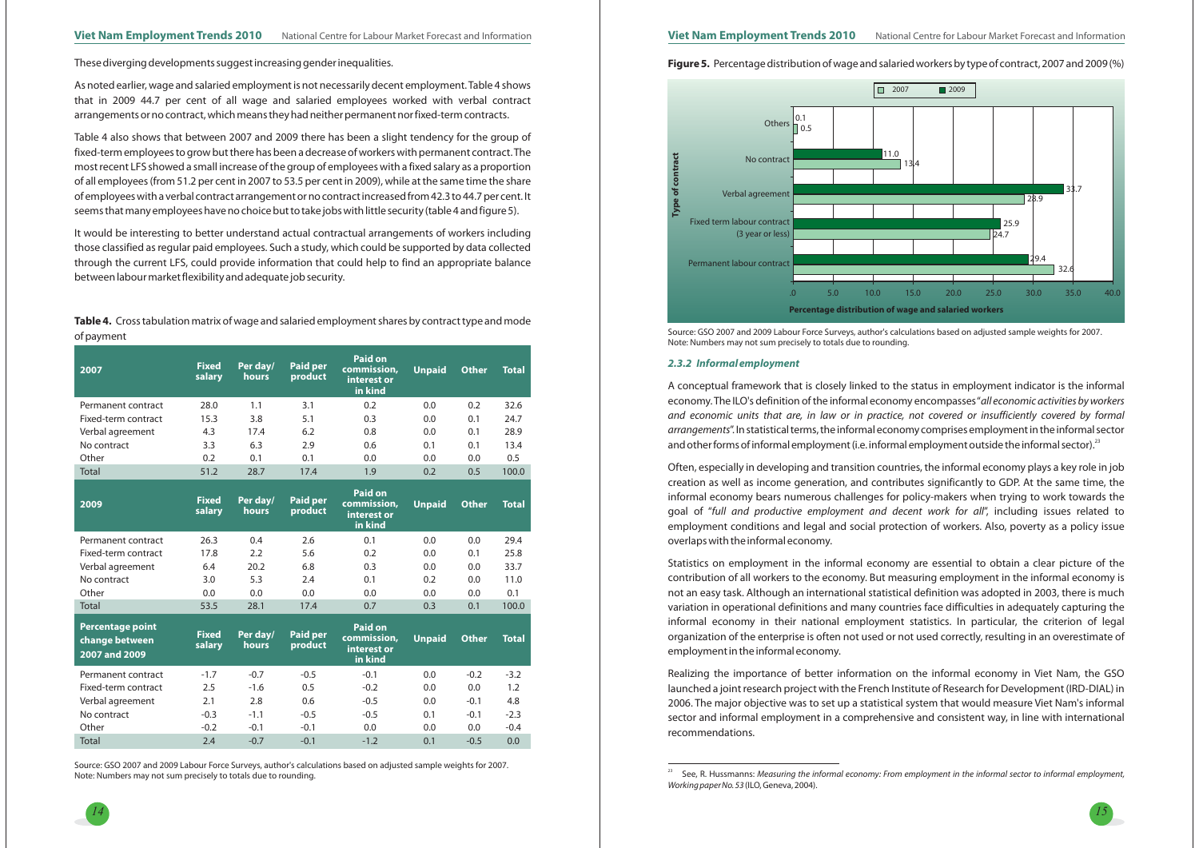These diverging developments suggest increasing gender inequalities.

As noted earlier, wage and salaried employment is not necessarily decent employment. Table 4 shows that in 2009 44.7 per cent of all wage and salaried employees worked with verbal contract arrangements or no contract, which means they had neither permanent nor fixed-term contracts.

Table 4 also shows that between 2007 and 2009 there has been a slight tendency for the group of fixed-term employees to grow but there has been a decrease of workers with permanent contract. The most recent LFS showed a small increase of the group of employees with a fixed salary as a proportion of all employees (from 51.2 per cent in 2007 to 53.5 per cent in 2009), while at the same time the share of employees with a verbal contract arrangement or no contract increased from 42.3 to 44.7 per cent. It seems that many employees have no choice but to take jobs with little security (table 4 and figure 5).

It would be interesting to better understand actual contractual arrangements of workers including those classified as regular paid employees. Such a study, which could be supported by data collected through the current LFS, could provide information that could help to find an appropriate balance between labour market flexibility and adequate job security.

**Table 4.** Cross tabulation matrix of wage and salaried employment shares by contract type and mode of payment

| 2007 | Fixed salary | Per day/ hours | Paid per product | Paid on commission, interest or in kind | Unpaid | Other | Total |
|---|---|---|---|---|---|---|---|
| Permanent contract | 28.0 | 1.1 | 3.1 | 0.2 | 0.0 | 0.2 | 32.6 |
| Fixed-term contract | 15.3 | 3.8 | 5.1 | 0.3 | 0.0 | 0.1 | 24.7 |
| Verbal agreement | 4.3 | 17.4 | 6.2 | 0.8 | 0.0 | 0.1 | 28.9 |
| No contract | 3.3 | 6.3 | 2.9 | 0.6 | 0.1 | 0.1 | 13.4 |
| Other | 0.2 | 0.1 | 0.1 | 0.0 | 0.0 | 0.0 | 0.5 |
| Total | 51.2 | 28.7 | 17.4 | 1.9 | 0.2 | 0.5 | 100.0 |
| **2009** | **Fixed salary** | **Per day/ hours** | **Paid per product** | **Paid on commission, interest or in kind** | **Unpaid** | **Other** | **Total** |
| Permanent contract | 26.3 | 0.4 | 2.6 | 0.1 | 0.0 | 0.0 | 29.4 |
| Fixed-term contract | 17.8 | 2.2 | 5.6 | 0.2 | 0.0 | 0.1 | 25.8 |
| Verbal agreement | 6.4 | 20.2 | 6.8 | 0.3 | 0.0 | 0.0 | 33.7 |
| No contract | 3.0 | 5.3 | 2.4 | 0.1 | 0.2 | 0.0 | 11.0 |
| Other | 0.0 | 0.0 | 0.0 | 0.0 | 0.0 | 0.0 | 0.1 |
| Total | 53.5 | 28.1 | 17.4 | 0.7 | 0.3 | 0.1 | 100.0 |
| **Percentage point change between 2007 and 2009** | **Fixed salary** | **Per day/ hours** | **Paid per product** | **Paid on commission, interest or in kind** | **Unpaid** | **Other** | **Total** |
| Permanent contract | -1.7 | -0.7 | -0.5 | -0.1 | 0.0 | -0.2 | -3.2 |
| Fixed-term contract | 2.5 | -1.6 | 0.5 | -0.2 | 0.0 | 0.0 | 1.2 |
| Verbal agreement | 2.1 | 2.8 | 0.6 | -0.5 | 0.0 | -0.1 | 4.8 |
| No contract | -0.3 | -1.1 | -0.5 | -0.5 | 0.1 | -0.1 | -2.3 |
| Other | -0.2 | -0.1 | -0.1 | 0.0 | 0.0 | 0.0 | -0.4 |
| Total | 2.4 | -0.7 | -0.1 | -1.2 | 0.1 | -0.5 | 0.0 |

Source: GSO 2007 and 2009 Labour Force Surveys, author's calculations based on adjusted sample weights for 2007.
Note: Numbers may not sum precisely to totals due to rounding.

**Figure 5.** Percentage distribution of wage and salaried workers by type of contract, 2007 and 2009 (%)

| Type of contract | 2007 | 2009 |
|---|---|---|
| Others | 0.5 | 0.1 |
| No contract | 13.4 | 11.0 |
| Verbal agreement | 28.9 | 33.7 |
| Fixed term labour contract (3 year or less) | 24.7 | 25.9 |
| Permanent labour contract | 32.6 | 29.4 |

Percentage distribution of wage and salaried workers

Source: GSO 2007 and 2009 Labour Force Surveys, author's calculations based on adjusted sample weights for 2007.
Note: Numbers may not sum precisely to totals due to rounding.

### *2.3.2 Informal employment*

A conceptual framework that is closely linked to the status in employment indicator is the informal economy. The ILO's definition of the informal economy encompasses "*all economic activities by workers and economic units that are, in law or in practice, not covered or insufficiently covered by formal arrangements*". In statistical terms, the informal economy comprises employment in the informal sector and other forms of informal employment (i.e. informal employment outside the informal sector).[23]

Often, especially in developing and transition countries, the informal economy plays a key role in job creation as well as income generation, and contributes significantly to GDP. At the same time, the informal economy bears numerous challenges for policy-makers when trying to work towards the goal of "*full and productive employment and decent work for all*", including issues related to employment conditions and legal and social protection of workers. Also, poverty as a policy issue overlaps with the informal economy.

Statistics on employment in the informal economy are essential to obtain a clear picture of the contribution of all workers to the economy. But measuring employment in the informal economy is not an easy task. Although an international statistical definition was adopted in 2003, there is much variation in operational definitions and many countries face difficulties in adequately capturing the informal economy in their national employment statistics. In particular, the criterion of legal organization of the enterprise is often not used or not used correctly, resulting in an overestimate of employment in the informal economy.

Realizing the importance of better information on the informal economy in Viet Nam, the GSO launched a joint research project with the French Institute of Research for Development (IRD-DIAL) in 2006. The major objective was to set up a statistical system that would measure Viet Nam's informal sector and informal employment in a comprehensive and consistent way, in line with international recommendations.

[23] See, R. Hussmanns: *Measuring the informal economy: From employment in the informal sector to informal employment, Working paper No. 53* (ILO, Geneva, 2004).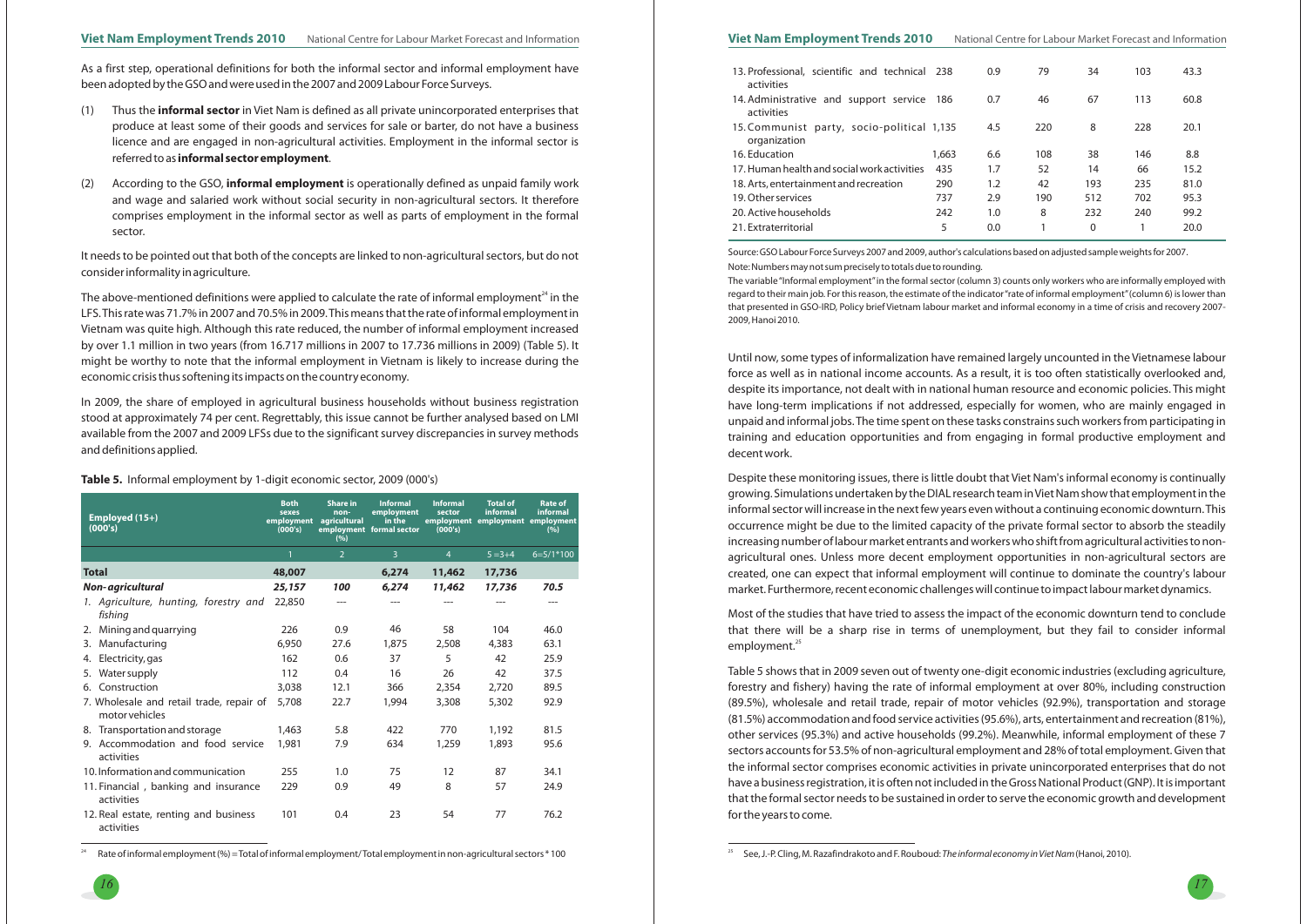As a first step, operational definitions for both the informal sector and informal employment have been adopted by the GSO and were used in the 2007 and 2009 Labour Force Surveys.

(1) Thus the **informal sector** in Viet Nam is defined as all private unincorporated enterprises that produce at least some of their goods and services for sale or barter, do not have a business licence and are engaged in non-agricultural activities. Employment in the informal sector is referred to as **informal sector employment**.

(2) According to the GSO, **informal employment** is operationally defined as unpaid family work and wage and salaried work without social security in non-agricultural sectors. It therefore comprises employment in the informal sector as well as parts of employment in the formal sector.

It needs to be pointed out that both of the concepts are linked to non-agricultural sectors, but do not consider informality in agriculture.

The above-mentioned definitions were applied to calculate the rate of informal employment[24] in the LFS. This rate was 71.7% in 2007 and 70.5% in 2009. This means that the rate of informal employment in Vietnam was quite high. Although this rate reduced, the number of informal employment increased by over 1.1 million in two years (from 16.717 millions in 2007 to 17.736 millions in 2009) (Table 5). It might be worthy to note that the informal employment in Vietnam is likely to increase during the economic crisis thus softening its impacts on the country economy.

In 2009, the share of employed in agricultural business households without business registration stood at approximately 74 per cent. Regrettably, this issue cannot be further analysed based on LMI available from the 2007 and 2009 LFSs due to the significant survey discrepancies in survey methods and definitions applied.

**Table 5.** Informal employment by 1-digit economic sector, 2009 (000's)

| Employed (15+) (000's) | Both sexes employment (000's) | Share in non-agricultural employment (%) | Informal employment in the formal sector | Informal sector employment (000's) | Total of informal employment | Rate of informal employment (%) |
|---|---|---|---|---|---|---|
| | 1 | 2 | 3 | 4 | 5 =3+4 | 6=5/1*100 |
| **Total** | **48,007** | | **6,274** | **11,462** | **17,736** | |
| ***Non-agricultural*** | ***25,157*** | ***100*** | ***6,274*** | ***11,462*** | ***17,736*** | ***70.5*** |
| *1. Agriculture, hunting, forestry and fishing* | 22,850 | --- | --- | --- | --- | --- |
| 2. Mining and quarrying | 226 | 0.9 | 46 | 58 | 104 | 46.0 |
| 3. Manufacturing | 6,950 | 27.6 | 1,875 | 2,508 | 4,383 | 63.1 |
| 4. Electricity, gas | 162 | 0.6 | 37 | 5 | 42 | 25.9 |
| 5. Water supply | 112 | 0.4 | 16 | 26 | 42 | 37.5 |
| 6. Construction | 3,038 | 12.1 | 366 | 2,354 | 2,720 | 89.5 |
| 7. Wholesale and retail trade, repair of motor vehicles | 5,708 | 22.7 | 1,994 | 3,308 | 5,302 | 92.9 |
| 8. Transportation and storage | 1,463 | 5.8 | 422 | 770 | 1,192 | 81.5 |
| 9. Accommodation and food service activities | 1,981 | 7.9 | 634 | 1,259 | 1,893 | 95.6 |
| 10. Information and communication | 255 | 1.0 | 75 | 12 | 87 | 34.1 |
| 11. Financial , banking and insurance activities | 229 | 0.9 | 49 | 8 | 57 | 24.9 |
| 12. Real estate, renting and business activities | 101 | 0.4 | 23 | 54 | 77 | 76.2 |
| 13. Professional, scientific and technical activities | 238 | 0.9 | 79 | 34 | 103 | 43.3 |
| 14. Administrative and support service activities | 186 | 0.7 | 46 | 67 | 113 | 60.8 |
| 15. Communist party, socio-political organization | 1,135 | 4.5 | 220 | 8 | 228 | 20.1 |
| 16. Education | 1,663 | 6.6 | 108 | 38 | 146 | 8.8 |
| 17. Human health and social work activities | 435 | 1.7 | 52 | 14 | 66 | 15.2 |
| 18. Arts, entertainment and recreation | 290 | 1.2 | 42 | 193 | 235 | 81.0 |
| 19. Other services | 737 | 2.9 | 190 | 512 | 702 | 95.3 |
| 20. Active households | 242 | 1.0 | 8 | 232 | 240 | 99.2 |
| 21. Extraterritorial | 5 | 0.0 | 1 | 0 | 1 | 20.0 |

Source: GSO Labour Force Surveys 2007 and 2009, author's calculations based on adjusted sample weights for 2007.

Note: Numbers may not sum precisely to totals due to rounding.

The variable "Informal employment" in the formal sector (column 3) counts only workers who are informally employed with regard to their main job. For this reason, the estimate of the indicator "rate of informal employment" (column 6) is lower than that presented in GSO-IRD, Policy brief Vietnam labour market and informal economy in a time of crisis and recovery 2007-2009, Hanoi 2010.

Until now, some types of informalization have remained largely uncounted in the Vietnamese labour force as well as in national income accounts. As a result, it is too often statistically overlooked and, despite its importance, not dealt with in national human resource and economic policies. This might have long-term implications if not addressed, especially for women, who are mainly engaged in unpaid and informal jobs. The time spent on these tasks constrains such workers from participating in training and education opportunities and from engaging in formal productive employment and decent work.

Despite these monitoring issues, there is little doubt that Viet Nam's informal economy is continually growing. Simulations undertaken by the DIAL research team in Viet Nam show that employment in the informal sector will increase in the next few years even without a continuing economic downturn. This occurrence might be due to the limited capacity of the private formal sector to absorb the steadily increasing number of labour market entrants and workers who shift from agricultural activities to non-agricultural ones. Unless more decent employment opportunities in non-agricultural sectors are created, one can expect that informal employment will continue to dominate the country's labour market. Furthermore, recent economic challenges will continue to impact labour market dynamics.

Most of the studies that have tried to assess the impact of the economic downturn tend to conclude that there will be a sharp rise in terms of unemployment, but they fail to consider informal employment.[25]

Table 5 shows that in 2009 seven out of twenty one-digit economic industries (excluding agriculture, forestry and fishery) having the rate of informal employment at over 80%, including construction (89.5%), wholesale and retail trade, repair of motor vehicles (92.9%), transportation and storage (81.5%) accommodation and food service activities (95.6%), arts, entertainment and recreation (81%), other services (95.3%) and active households (99.2%). Meanwhile, informal employment of these 7 sectors accounts for 53.5% of non-agricultural employment and 28% of total employment. Given that the informal sector comprises economic activities in private unincorporated enterprises that do not have a business registration, it is often not included in the Gross National Product (GNP). It is important that the formal sector needs to be sustained in order to serve the economic growth and development for the years to come.

---

[24] Rate of informal employment (%) = Total of informal employment/ Total employment in non-agricultural sectors * 100

[25] See, J.-P. Cling, M. Razafindrakoto and F. Rouboud: *The informal economy in Viet Nam* (Hanoi, 2010).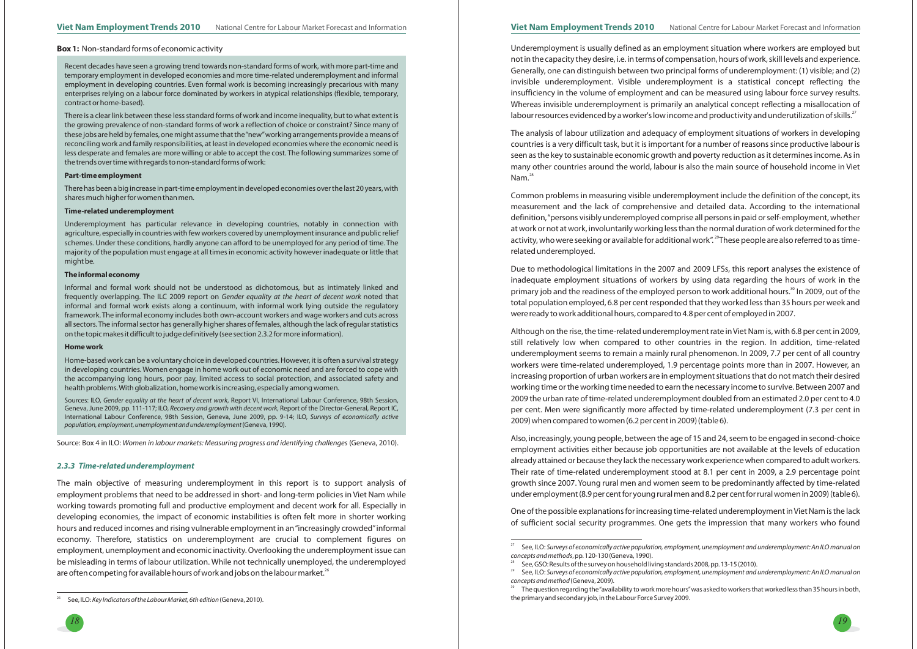**Box 1:** Non-standard forms of economic activity

Recent decades have seen a growing trend towards non-standard forms of work, with more part-time and temporary employment in developed economies and more time-related underemployment and informal employment in developing countries. Even formal work is becoming increasingly precarious with many enterprises relying on a labour force dominated by workers in atypical relationships (flexible, temporary, contract or home-based).

There is a clear link between these less standard forms of work and income inequality, but to what extent is the growing prevalence of non-standard forms of work a reflection of choice or constraint? Since many of these jobs are held by females, one might assume that the "new" working arrangements provide a means of reconciling work and family responsibilities, at least in developed economies where the economic need is less desperate and females are more willing or able to accept the cost. The following summarizes some of the trends over time with regards to non-standard forms of work:

**Part-time employment**

There has been a big increase in part-time employment in developed economies over the last 20 years, with shares much higher for women than men.

**Time-related underemployment**

Underemployment has particular relevance in developing countries, notably in connection with agriculture, especially in countries with few workers covered by unemployment insurance and public relief schemes. Under these conditions, hardly anyone can afford to be unemployed for any period of time. The majority of the population must engage at all times in economic activity however inadequate or little that might be.

**The informal economy**

Informal and formal work should not be understood as dichotomous, but as intimately linked and frequently overlapping. The ILC 2009 report on *Gender equality at the heart of decent work* noted that informal and formal work exists along a continuum, with informal work lying outside the regulatory framework. The informal economy includes both own-account workers and wage workers and cuts across all sectors. The informal sector has generally higher shares of females, although the lack of regular statistics on the topic makes it difficult to judge definitively (see section 2.3.2 for more information).

**Home work**

Home-based work can be a voluntary choice in developed countries. However, it is often a survival strategy in developing countries. Women engage in home work out of economic need and are forced to cope with the accompanying long hours, poor pay, limited access to social protection, and associated safety and health problems. With globalization, home work is increasing, especially among women.

Sources: ILO, *Gender equality at the heart of decent work*, Report VI, International Labour Conference, 98th Session, Geneva, June 2009, pp. 111-117; ILO, *Recovery and growth with decent work*, Report of the Director-General, Report IC, International Labour Conference, 98th Session, Geneva, June 2009, pp. 9-14; ILO, *Surveys of economically active population, employment, unemployment and underemployment* (Geneva, 1990).

Source: Box 4 in ILO: *Women in labour markets: Measuring progress and identifying challenges* (Geneva, 2010).

### *2.3.3 Time-related underemployment*

The main objective of measuring underemployment in this report is to support analysis of employment problems that need to be addressed in short- and long-term policies in Viet Nam while working towards promoting full and productive employment and decent work for all. Especially in developing economies, the impact of economic instabilities is often felt more in shorter working hours and reduced incomes and rising vulnerable employment in an "increasingly crowded" informal economy. Therefore, statistics on underemployment are crucial to complement figures on employment, unemployment and economic inactivity. Overlooking the underemployment issue can be misleading in terms of labour utilization. While not technically unemployed, the underemployed are often competing for available hours of work and jobs on the labour market.[26]

Underemployment is usually defined as an employment situation where workers are employed but not in the capacity they desire, i.e. in terms of compensation, hours of work, skill levels and experience. Generally, one can distinguish between two principal forms of underemployment: (1) visible; and (2) invisible underemployment. Visible underemployment is a statistical concept reflecting the insufficiency in the volume of employment and can be measured using labour force survey results. Whereas invisible underemployment is primarily an analytical concept reflecting a misallocation of labour resources evidenced by a worker's low income and productivity and underutilization of skills.[27]

The analysis of labour utilization and adequacy of employment situations of workers in developing countries is a very difficult task, but it is important for a number of reasons since productive labour is seen as the key to sustainable economic growth and poverty reduction as it determines income. As in many other countries around the world, labour is also the main source of household income in Viet Nam.[28]

Common problems in measuring visible underemployment include the definition of the concept, its measurement and the lack of comprehensive and detailed data. According to the international definition, "persons visibly underemployed comprise all persons in paid or self-employment, whether at work or not at work, involuntarily working less than the normal duration of work determined for the activity, who were seeking or available for additional work".[29] These people are also referred to as time-related underemployed.

Due to methodological limitations in the 2007 and 2009 LFSs, this report analyses the existence of inadequate employment situations of workers by using data regarding the hours of work in the primary job and the readiness of the employed person to work additional hours.[30] In 2009, out of the total population employed, 6.8 per cent responded that they worked less than 35 hours per week and were ready to work additional hours, compared to 4.8 per cent of employed in 2007.

Although on the rise, the time-related underemployment rate in Viet Nam is, with 6.8 per cent in 2009, still relatively low when compared to other countries in the region. In addition, time-related underemployment seems to remain a mainly rural phenomenon. In 2009, 7.7 per cent of all country workers were time-related underemployed, 1.9 percentage points more than in 2007. However, an increasing proportion of urban workers are in employment situations that do not match their desired working time or the working time needed to earn the necessary income to survive. Between 2007 and 2009 the urban rate of time-related underemployment doubled from an estimated 2.0 per cent to 4.0 per cent. Men were significantly more affected by time-related underemployment (7.3 per cent in 2009) when compared to women (6.2 per cent in 2009) (table 6).

Also, increasingly, young people, between the age of 15 and 24, seem to be engaged in second-choice employment activities either because job opportunities are not available at the levels of education already attained or because they lack the necessary work experience when compared to adult workers. Their rate of time-related underemployment stood at 8.1 per cent in 2009, a 2.9 percentage point growth since 2007. Young rural men and women seem to be predominantly affected by time-related under employment (8.9 per cent for young rural men and 8.2 per cent for rural women in 2009) (table 6).

One of the possible explanations for increasing time-related underemployment in Viet Nam is the lack of sufficient social security programmes. One gets the impression that many workers who found

---

[26] See, ILO: *Key Indicators of the Labour Market, 6th edition* (Geneva, 2010).

[27] See, ILO: *Surveys of economically active population, employment, unemployment and underemployment: An ILO manual on concepts and methods*, pp. 120-130 (Geneva, 1990).

[28] See, GSO: Results of the survey on household living standards 2008, pp. 13-15 (2010).

[29] See, ILO: *Surveys of economically active population, employment, unemployment and underemployment: An ILO manual on concepts and method* (Geneva, 2009).

[30] The question regarding the "availability to work more hours" was asked to workers that worked less than 35 hours in both, the primary and secondary job, in the Labour Force Survey 2009.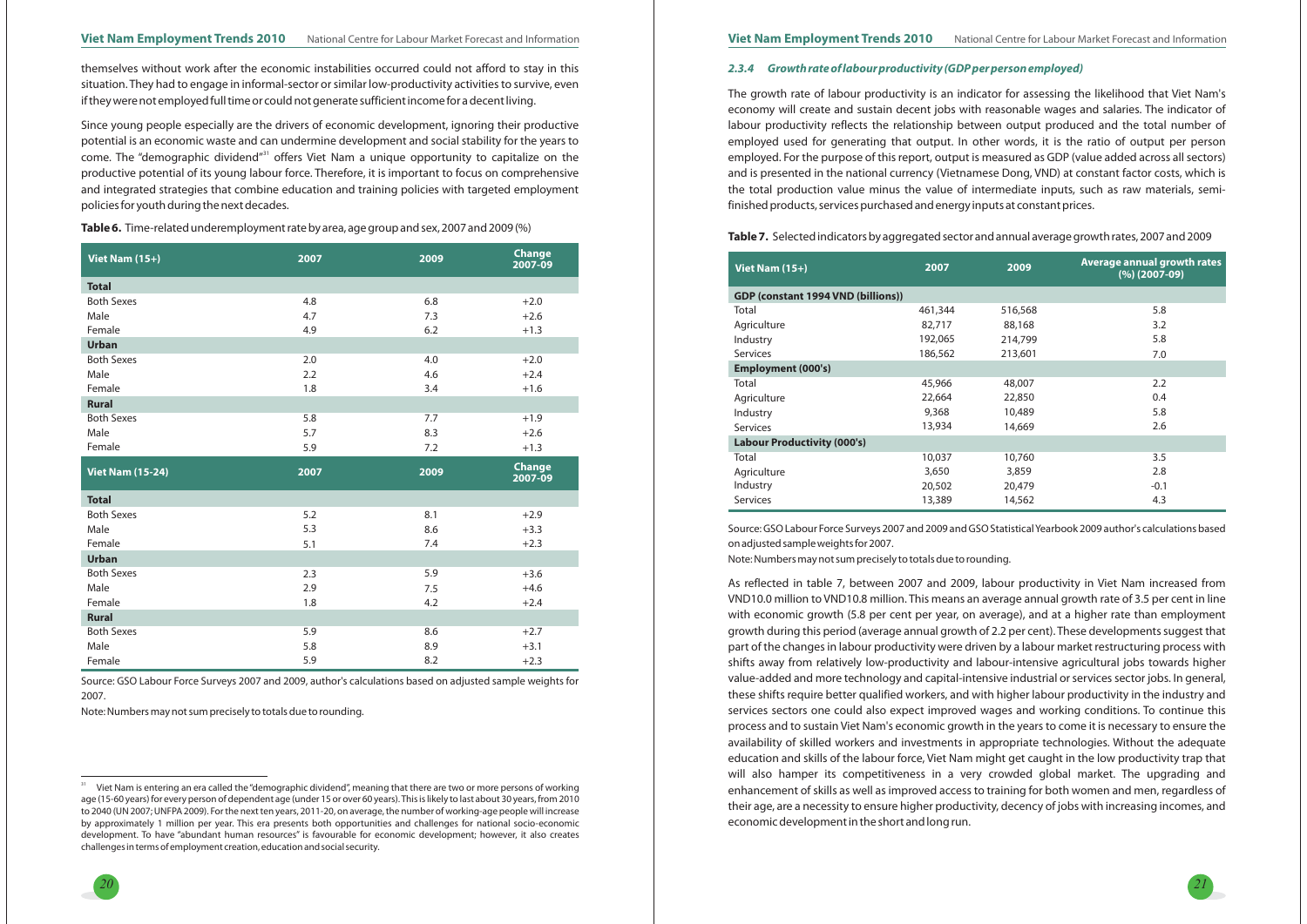themselves without work after the economic instabilities occurred could not afford to stay in this situation. They had to engage in informal-sector or similar low-productivity activities to survive, even if they were not employed full time or could not generate sufficient income for a decent living.

Since young people especially are the drivers of economic development, ignoring their productive potential is an economic waste and can undermine development and social stability for the years to come. The "demographic dividend"[31] offers Viet Nam a unique opportunity to capitalize on the productive potential of its young labour force. Therefore, it is important to focus on comprehensive and integrated strategies that combine education and training policies with targeted employment policies for youth during the next decades.

**Table 6.** Time-related underemployment rate by area, age group and sex, 2007 and 2009 (%)

| Viet Nam (15+) | 2007 | 2009 | Change 2007-09 |
|---|---|---|---|
| **Total** | | | |
| Both Sexes | 4.8 | 6.8 | +2.0 |
| Male | 4.7 | 7.3 | +2.6 |
| Female | 4.9 | 6.2 | +1.3 |
| **Urban** | | | |
| Both Sexes | 2.0 | 4.0 | +2.0 |
| Male | 2.2 | 4.6 | +2.4 |
| Female | 1.8 | 3.4 | +1.6 |
| **Rural** | | | |
| Both Sexes | 5.8 | 7.7 | +1.9 |
| Male | 5.7 | 8.3 | +2.6 |
| Female | 5.9 | 7.2 | +1.3 |
| **Viet Nam (15-24)** | **2007** | **2009** | **Change 2007-09** |
| **Total** | | | |
| Both Sexes | 5.2 | 8.1 | +2.9 |
| Male | 5.3 | 8.6 | +3.3 |
| Female | 5.1 | 7.4 | +2.3 |
| **Urban** | | | |
| Both Sexes | 2.3 | 5.9 | +3.6 |
| Male | 2.9 | 7.5 | +4.6 |
| Female | 1.8 | 4.2 | +2.4 |
| **Rural** | | | |
| Both Sexes | 5.9 | 8.6 | +2.7 |
| Male | 5.8 | 8.9 | +3.1 |
| Female | 5.9 | 8.2 | +2.3 |

Source: GSO Labour Force Surveys 2007 and 2009, author's calculations based on adjusted sample weights for 2007.

Note: Numbers may not sum precisely to totals due to rounding.

[31] Viet Nam is entering an era called the "demographic dividend", meaning that there are two or more persons of working age (15-60 years) for every person of dependent age (under 15 or over 60 years). This is likely to last about 30 years, from 2010 to 2040 (UN 2007; UNFPA 2009). For the next ten years, 2011-20, on average, the number of working-age people will increase by approximately 1 million per year. This era presents both opportunities and challenges for national socio-economic development. To have "abundant human resources" is favourable for economic development; however, it also creates challenges in terms of employment creation, education and social security.

### *2.3.4 Growth rate of labour productivity (GDP per person employed)*

The growth rate of labour productivity is an indicator for assessing the likelihood that Viet Nam's economy will create and sustain decent jobs with reasonable wages and salaries. The indicator of labour productivity reflects the relationship between output produced and the total number of employed used for generating that output. In other words, it is the ratio of output per person employed. For the purpose of this report, output is measured as GDP (value added across all sectors) and is presented in the national currency (Vietnamese Dong, VND) at constant factor costs, which is the total production value minus the value of intermediate inputs, such as raw materials, semi-finished products, services purchased and energy inputs at constant prices.

**Table 7.** Selected indicators by aggregated sector and annual average growth rates, 2007 and 2009

| Viet Nam (15+) | 2007 | 2009 | Average annual growth rates (%) (2007-09) |
|---|---|---|---|
| **GDP (constant 1994 VND (billions))** | | | |
| Total | 461,344 | 516,568 | 5.8 |
| Agriculture | 82,717 | 88,168 | 3.2 |
| Industry | 192,065 | 214,799 | 5.8 |
| Services | 186,562 | 213,601 | 7.0 |
| **Employment (000's)** | | | |
| Total | 45,966 | 48,007 | 2.2 |
| Agriculture | 22,664 | 22,850 | 0.4 |
| Industry | 9,368 | 10,489 | 5.8 |
| Services | 13,934 | 14,669 | 2.6 |
| **Labour Productivity (000's)** | | | |
| Total | 10,037 | 10,760 | 3.5 |
| Agriculture | 3,650 | 3,859 | 2.8 |
| Industry | 20,502 | 20,479 | -0.1 |
| Services | 13,389 | 14,562 | 4.3 |

Source: GSO Labour Force Surveys 2007 and 2009 and GSO Statistical Yearbook 2009 author's calculations based on adjusted sample weights for 2007.

Note: Numbers may not sum precisely to totals due to rounding.

As reflected in table 7, between 2007 and 2009, labour productivity in Viet Nam increased from VND10.0 million to VND10.8 million. This means an average annual growth rate of 3.5 per cent in line with economic growth (5.8 per cent per year, on average), and at a higher rate than employment growth during this period (average annual growth of 2.2 per cent). These developments suggest that part of the changes in labour productivity were driven by a labour market restructuring process with shifts away from relatively low-productivity and labour-intensive agricultural jobs towards higher value-added and more technology and capital-intensive industrial or services sector jobs. In general, these shifts require better qualified workers, and with higher labour productivity in the industry and services sectors one could also expect improved wages and working conditions. To continue this process and to sustain Viet Nam's economic growth in the years to come it is necessary to ensure the availability of skilled workers and investments in appropriate technologies. Without the adequate education and skills of the labour force, Viet Nam might get caught in the low productivity trap that will also hamper its competitiveness in a very crowded global market. The upgrading and enhancement of skills as well as improved access to training for both women and men, regardless of their age, are a necessity to ensure higher productivity, decency of jobs with increasing incomes, and economic development in the short and long run.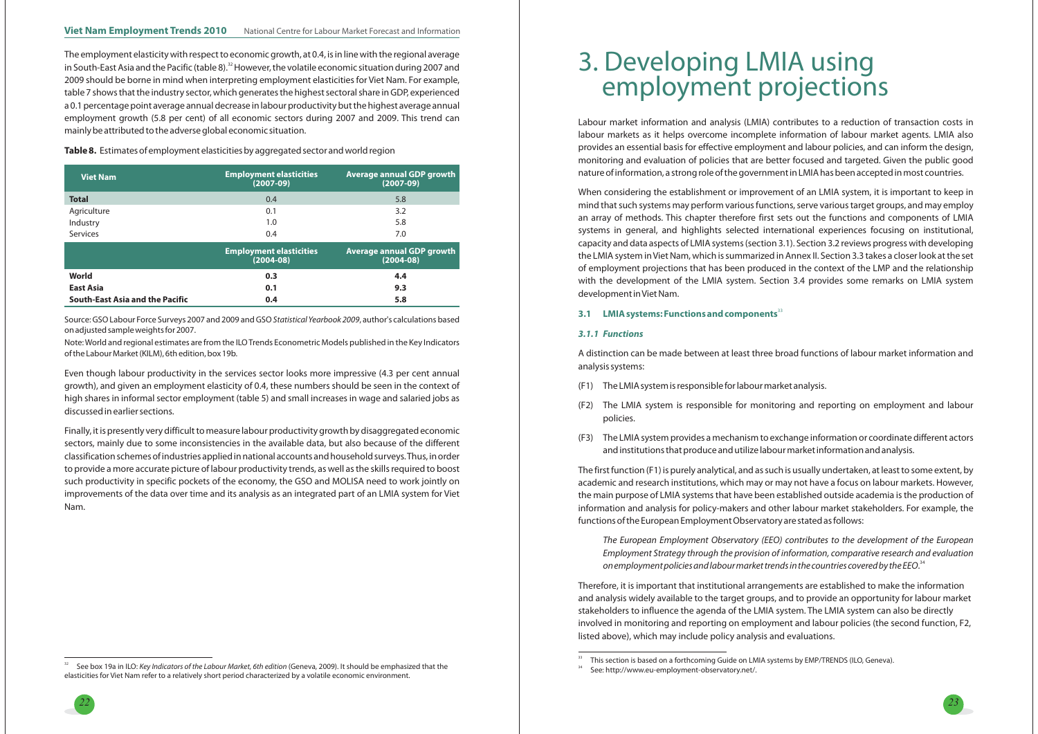The employment elasticity with respect to economic growth, at 0.4, is in line with the regional average in South-East Asia and the Pacific (table 8).[32] However, the volatile economic situation during 2007 and 2009 should be borne in mind when interpreting employment elasticities for Viet Nam. For example, table 7 shows that the industry sector, which generates the highest sectoral share in GDP, experienced a 0.1 percentage point average annual decrease in labour productivity but the highest average annual employment growth (5.8 per cent) of all economic sectors during 2007 and 2009. This trend can mainly be attributed to the adverse global economic situation.

**Table 8.** Estimates of employment elasticities by aggregated sector and world region

| Viet Nam | Employment elasticities (2007-09) | Average annual GDP growth (2007-09) |
|---|---|---|
| **Total** | 0.4 | 5.8 |
| Agriculture | 0.1 | 3.2 |
| Industry | 1.0 | 5.8 |
| Services | 0.4 | 7.0 |
| | **Employment elasticities (2004-08)** | **Average annual GDP growth (2004-08)** |
| **World** | **0.3** | **4.4** |
| **East Asia** | **0.1** | **9.3** |
| **South-East Asia and the Pacific** | **0.4** | **5.8** |

Source: GSO Labour Force Surveys 2007 and 2009 and GSO *Statistical Yearbook 2009*, author's calculations based on adjusted sample weights for 2007.

Note: World and regional estimates are from the ILO Trends Econometric Models published in the Key Indicators of the Labour Market (KILM), 6th edition, box 19b.

Even though labour productivity in the services sector looks more impressive (4.3 per cent annual growth), and given an employment elasticity of 0.4, these numbers should be seen in the context of high shares in informal sector employment (table 5) and small increases in wage and salaried jobs as discussed in earlier sections.

Finally, it is presently very difficult to measure labour productivity growth by disaggregated economic sectors, mainly due to some inconsistencies in the available data, but also because of the different classification schemes of industries applied in national accounts and household surveys. Thus, in order to provide a more accurate picture of labour productivity trends, as well as the skills required to boost such productivity in specific pockets of the economy, the GSO and MOLISA need to work jointly on improvements of the data over time and its analysis as an integrated part of an LMIA system for Viet Nam.

[32] See box 19a in ILO: *Key Indicators of the Labour Market, 6th edition* (Geneva, 2009). It should be emphasized that the elasticities for Viet Nam refer to a relatively short period characterized by a volatile economic environment.

# 3. Developing LMIA using employment projections

Labour market information and analysis (LMIA) contributes to a reduction of transaction costs in labour markets as it helps overcome incomplete information of labour market agents. LMIA also provides an essential basis for effective employment and labour policies, and can inform the design, monitoring and evaluation of policies that are better focused and targeted. Given the public good nature of information, a strong role of the government in LMIA has been accepted in most countries.

When considering the establishment or improvement of an LMIA system, it is important to keep in mind that such systems may perform various functions, serve various target groups, and may employ an array of methods. This chapter therefore first sets out the functions and components of LMIA systems in general, and highlights selected international experiences focusing on institutional, capacity and data aspects of LMIA systems (section 3.1). Section 3.2 reviews progress with developing the LMIA system in Viet Nam, which is summarized in Annex II. Section 3.3 takes a closer look at the set of employment projections that has been produced in the context of the LMP and the relationship with the development of the LMIA system. Section 3.4 provides some remarks on LMIA system development in Viet Nam.

## 3.1 LMIA systems: Functions and components[33]

### *3.1.1 Functions*

A distinction can be made between at least three broad functions of labour market information and analysis systems:

(F1) The LMIA system is responsible for labour market analysis.

(F2) The LMIA system is responsible for monitoring and reporting on employment and labour policies.

(F3) The LMIA system provides a mechanism to exchange information or coordinate different actors and institutions that produce and utilize labour market information and analysis.

The first function (F1) is purely analytical, and as such is usually undertaken, at least to some extent, by academic and research institutions, which may or may not have a focus on labour markets. However, the main purpose of LMIA systems that have been established outside academia is the production of information and analysis for policy-makers and other labour market stakeholders. For example, the functions of the European Employment Observatory are stated as follows:

> *The European Employment Observatory (EEO) contributes to the development of the European Employment Strategy through the provision of information, comparative research and evaluation on employment policies and labour market trends in the countries covered by the EEO.*[34]

Therefore, it is important that institutional arrangements are established to make the information and analysis widely available to the target groups, and to provide an opportunity for labour market stakeholders to influence the agenda of the LMIA system. The LMIA system can also be directly involved in monitoring and reporting on employment and labour policies (the second function, F2, listed above), which may include policy analysis and evaluations.

[33] This section is based on a forthcoming Guide on LMIA systems by EMP/TRENDS (ILO, Geneva).

[34] See: http://www.eu-employment-observatory.net/.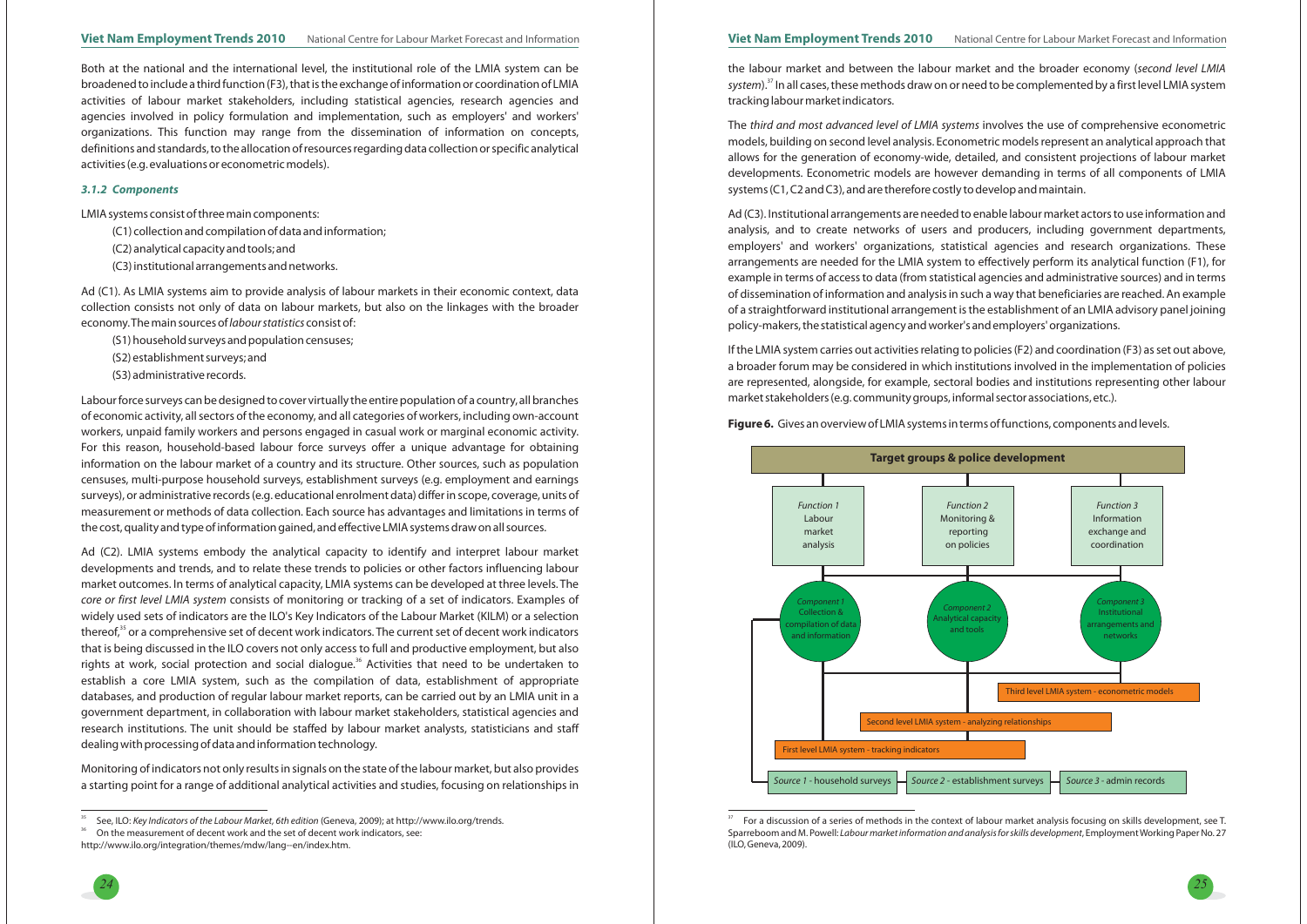Both at the national and the international level, the institutional role of the LMIA system can be broadened to include a third function (F3), that is the exchange of information or coordination of LMIA activities of labour market stakeholders, including statistical agencies, research agencies and agencies involved in policy formulation and implementation, such as employers' and workers' organizations. This function may range from the dissemination of information on concepts, definitions and standards, to the allocation of resources regarding data collection or specific analytical activities (e.g. evaluations or econometric models).

### *3.1.2 Components*

LMIA systems consist of three main components:

(C1) collection and compilation of data and information;

(C2) analytical capacity and tools; and

(C3) institutional arrangements and networks.

Ad (C1). As LMIA systems aim to provide analysis of labour markets in their economic context, data collection consists not only of data on labour markets, but also on the linkages with the broader economy. The main sources of *labour statistics* consist of:

(S1) household surveys and population censuses;

(S2) establishment surveys; and

(S3) administrative records.

Labour force surveys can be designed to cover virtually the entire population of a country, all branches of economic activity, all sectors of the economy, and all categories of workers, including own-account workers, unpaid family workers and persons engaged in casual work or marginal economic activity. For this reason, household-based labour force surveys offer a unique advantage for obtaining information on the labour market of a country and its structure. Other sources, such as population censuses, multi-purpose household surveys, establishment surveys (e.g. employment and earnings surveys), or administrative records (e.g. educational enrolment data) differ in scope, coverage, units of measurement or methods of data collection. Each source has advantages and limitations in terms of the cost, quality and type of information gained, and effective LMIA systems draw on all sources.

Ad (C2). LMIA systems embody the analytical capacity to identify and interpret labour market developments and trends, and to relate these trends to policies or other factors influencing labour market outcomes. In terms of analytical capacity, LMIA systems can be developed at three levels. The *core or first level LMIA system* consists of monitoring or tracking of a set of indicators. Examples of widely used sets of indicators are the ILO's Key Indicators of the Labour Market (KILM) or a selection thereof,[35] or a comprehensive set of decent work indicators. The current set of decent work indicators that is being discussed in the ILO covers not only access to full and productive employment, but also rights at work, social protection and social dialogue.[36] Activities that need to be undertaken to establish a core LMIA system, such as the compilation of data, establishment of appropriate databases, and production of regular labour market reports, can be carried out by an LMIA unit in a government department, in collaboration with labour market stakeholders, statistical agencies and research institutions. The unit should be staffed by labour market analysts, statisticians and staff dealing with processing of data and information technology.

Monitoring of indicators not only results in signals on the state of the labour market, but also provides a starting point for a range of additional analytical activities and studies, focusing on relationships in the labour market and between the labour market and the broader economy (*second level LMIA system*).[37] In all cases, these methods draw on or need to be complemented by a first level LMIA system tracking labour market indicators.

The *third and most advanced level of LMIA systems* involves the use of comprehensive econometric models, building on second level analysis. Econometric models represent an analytical approach that allows for the generation of economy-wide, detailed, and consistent projections of labour market developments. Econometric models are however demanding in terms of all components of LMIA systems (C1, C2 and C3), and are therefore costly to develop and maintain.

Ad (C3). Institutional arrangements are needed to enable labour market actors to use information and analysis, and to create networks of users and producers, including government departments, employers' and workers' organizations, statistical agencies and research organizations. These arrangements are needed for the LMIA system to effectively perform its analytical function (F1), for example in terms of access to data (from statistical agencies and administrative sources) and in terms of dissemination of information and analysis in such a way that beneficiaries are reached. An example of a straightforward institutional arrangement is the establishment of an LMIA advisory panel joining policy-makers, the statistical agency and worker's and employers' organizations.

If the LMIA system carries out activities relating to policies (F2) and coordination (F3) as set out above, a broader forum may be considered in which institutions involved in the implementation of policies are represented, alongside, for example, sectoral bodies and institutions representing other labour market stakeholders (e.g. community groups, informal sector associations, etc.).

**Figure 6.** Gives an overview of LMIA systems in terms of functions, components and levels.

Target groups & police development

*Function 1* Labour market analysis | *Function 2* Monitoring & reporting on policies | *Function 3* Information exchange and coordination

*Component 1* Collection & compilation of data and information | *Component 2* Analytical capacity and tools | *Component 3* Institutional arrangements and networks

Third level LMIA system - econometric models

Second level LMIA system - analyzing relationships

First level LMIA system - tracking indicators

*Source 1* - household surveys | *Source 2* - establishment surveys | *Source 3* - admin records

---

[35] See, ILO: *Key Indicators of the Labour Market, 6th edition* (Geneva, 2009); at http://www.ilo.org/trends.

[36] On the measurement of decent work and the set of decent work indicators, see: http://www.ilo.org/integration/themes/mdw/lang--en/index.htm.

[37] For a discussion of a series of methods in the context of labour market analysis focusing on skills development, see T. Sparreboom and M. Powell: *Labour market information and analysis for skills development*, Employment Working Paper No. 27 (ILO, Geneva, 2009).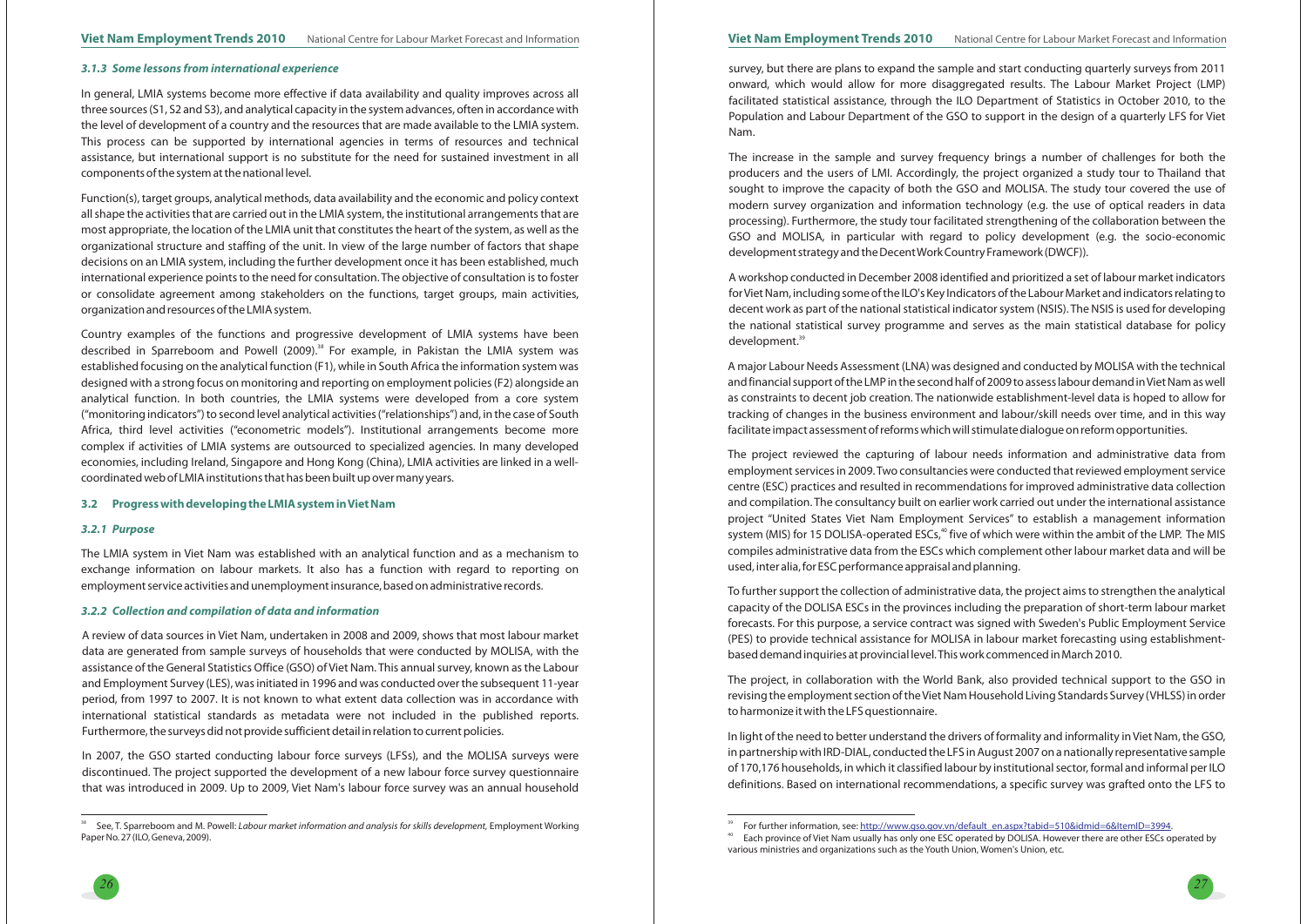### *3.1.3 Some lessons from international experience*

In general, LMIA systems become more effective if data availability and quality improves across all three sources (S1, S2 and S3), and analytical capacity in the system advances, often in accordance with the level of development of a country and the resources that are made available to the LMIA system. This process can be supported by international agencies in terms of resources and technical assistance, but international support is no substitute for the need for sustained investment in all components of the system at the national level.

Function(s), target groups, analytical methods, data availability and the economic and policy context all shape the activities that are carried out in the LMIA system, the institutional arrangements that are most appropriate, the location of the LMIA unit that constitutes the heart of the system, as well as the organizational structure and staffing of the unit. In view of the large number of factors that shape decisions on an LMIA system, including the further development once it has been established, much international experience points to the need for consultation. The objective of consultation is to foster or consolidate agreement among stakeholders on the functions, target groups, main activities, organization and resources of the LMIA system.

Country examples of the functions and progressive development of LMIA systems have been described in Sparreboom and Powell (2009).[38] For example, in Pakistan the LMIA system was established focusing on the analytical function (F1), while in South Africa the information system was designed with a strong focus on monitoring and reporting on employment policies (F2) alongside an analytical function. In both countries, the LMIA systems were developed from a core system ("monitoring indicators") to second level analytical activities ("relationships") and, in the case of South Africa, third level activities ("econometric models"). Institutional arrangements become more complex if activities of LMIA systems are outsourced to specialized agencies. In many developed economies, including Ireland, Singapore and Hong Kong (China), LMIA activities are linked in a well-coordinated web of LMIA institutions that has been built up over many years.

## 3.2 Progress with developing the LMIA system in Viet Nam

### *3.2.1 Purpose*

The LMIA system in Viet Nam was established with an analytical function and as a mechanism to exchange information on labour markets. It also has a function with regard to reporting on employment service activities and unemployment insurance, based on administrative records.

### *3.2.2 Collection and compilation of data and information*

A review of data sources in Viet Nam, undertaken in 2008 and 2009, shows that most labour market data are generated from sample surveys of households that were conducted by MOLISA, with the assistance of the General Statistics Office (GSO) of Viet Nam. This annual survey, known as the Labour and Employment Survey (LES), was initiated in 1996 and was conducted over the subsequent 11-year period, from 1997 to 2007. It is not known to what extent data collection was in accordance with international statistical standards as metadata were not included in the published reports. Furthermore, the surveys did not provide sufficient detail in relation to current policies.

In 2007, the GSO started conducting labour force surveys (LFSs), and the MOLISA surveys were discontinued. The project supported the development of a new labour force survey questionnaire that was introduced in 2009. Up to 2009, Viet Nam's labour force survey was an annual household survey, but there are plans to expand the sample and start conducting quarterly surveys from 2011 onward, which would allow for more disaggregated results. The Labour Market Project (LMP) facilitated statistical assistance, through the ILO Department of Statistics in October 2010, to the Population and Labour Department of the GSO to support in the design of a quarterly LFS for Viet Nam.

The increase in the sample and survey frequency brings a number of challenges for both the producers and the users of LMI. Accordingly, the project organized a study tour to Thailand that sought to improve the capacity of both the GSO and MOLISA. The study tour covered the use of modern survey organization and information technology (e.g. the use of optical readers in data processing). Furthermore, the study tour facilitated strengthening of the collaboration between the GSO and MOLISA, in particular with regard to policy development (e.g. the socio-economic development strategy and the Decent Work Country Framework (DWCF)).

A workshop conducted in December 2008 identified and prioritized a set of labour market indicators for Viet Nam, including some of the ILO's Key Indicators of the Labour Market and indicators relating to decent work as part of the national statistical indicator system (NSIS). The NSIS is used for developing the national statistical survey programme and serves as the main statistical database for policy development.[39]

A major Labour Needs Assessment (LNA) was designed and conducted by MOLISA with the technical and financial support of the LMP in the second half of 2009 to assess labour demand in Viet Nam as well as constraints to decent job creation. The nationwide establishment-level data is hoped to allow for tracking of changes in the business environment and labour/skill needs over time, and in this way facilitate impact assessment of reforms which will stimulate dialogue on reform opportunities.

The project reviewed the capturing of labour needs information and administrative data from employment services in 2009. Two consultancies were conducted that reviewed employment service centre (ESC) practices and resulted in recommendations for improved administrative data collection and compilation. The consultancy built on earlier work carried out under the international assistance project "United States Viet Nam Employment Services" to establish a management information system (MIS) for 15 DOLISA-operated ESCs,[40] five of which were within the ambit of the LMP. The MIS compiles administrative data from the ESCs which complement other labour market data and will be used, inter alia, for ESC performance appraisal and planning.

To further support the collection of administrative data, the project aims to strengthen the analytical capacity of the DOLISA ESCs in the provinces including the preparation of short-term labour market forecasts. For this purpose, a service contract was signed with Sweden's Public Employment Service (PES) to provide technical assistance for MOLISA in labour market forecasting using establishment-based demand inquiries at provincial level. This work commenced in March 2010.

The project, in collaboration with the World Bank, also provided technical support to the GSO in revising the employment section of the Viet Nam Household Living Standards Survey (VHLSS) in order to harmonize it with the LFS questionnaire.

In light of the need to better understand the drivers of formality and informality in Viet Nam, the GSO, in partnership with IRD-DIAL, conducted the LFS in August 2007 on a nationally representative sample of 170,176 households, in which it classified labour by institutional sector, formal and informal per ILO definitions. Based on international recommendations, a specific survey was grafted onto the LFS to

---

[38] See, T. Sparreboom and M. Powell: *Labour market information and analysis for skills development*, Employment Working Paper No. 27 (ILO, Geneva, 2009).

[39] For further information, see: http://www.gso.gov.vn/default_en.aspx?tabid=510&idmid=6&ItemID=3994.

[40] Each province of Viet Nam usually has only one ESC operated by DOLISA. However there are other ESCs operated by various ministries and organizations such as the Youth Union, Women's Union, etc.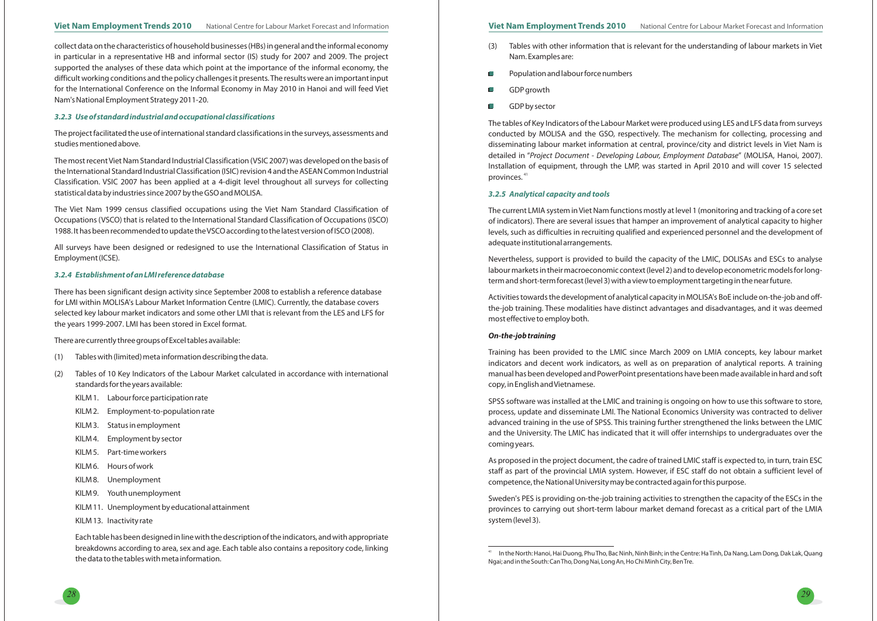collect data on the characteristics of household businesses (HBs) in general and the informal economy in particular in a representative HB and informal sector (IS) study for 2007 and 2009. The project supported the analyses of these data which point at the importance of the informal economy, the difficult working conditions and the policy challenges it presents. The results were an important input for the International Conference on the Informal Economy in May 2010 in Hanoi and will feed Viet Nam's National Employment Strategy 2011-20.

#### *3.2.3 Use of standard industrial and occupational classifications*

The project facilitated the use of international standard classifications in the surveys, assessments and studies mentioned above.

The most recent Viet Nam Standard Industrial Classification (VSIC 2007) was developed on the basis of the International Standard Industrial Classification (ISIC) revision 4 and the ASEAN Common Industrial Classification. VSIC 2007 has been applied at a 4-digit level throughout all surveys for collecting statistical data by industries since 2007 by the GSO and MOLISA.

The Viet Nam 1999 census classified occupations using the Viet Nam Standard Classification of Occupations (VSCO) that is related to the International Standard Classification of Occupations (ISCO) 1988. It has been recommended to update the VSCO according to the latest version of ISCO (2008).

All surveys have been designed or redesigned to use the International Classification of Status in Employment (ICSE).

#### *3.2.4 Establishment of an LMI reference database*

There has been significant design activity since September 2008 to establish a reference database for LMI within MOLISA's Labour Market Information Centre (LMIC). Currently, the database covers selected key labour market indicators and some other LMI that is relevant from the LES and LFS for the years 1999-2007. LMI has been stored in Excel format.

There are currently three groups of Excel tables available:

(1) Tables with (limited) meta information describing the data.

(2) Tables of 10 Key Indicators of the Labour Market calculated in accordance with international standards for the years available:

- KILM 1. Labour force participation rate
- KILM 2. Employment-to-population rate
- KILM 3. Status in employment
- KILM 4. Employment by sector
- KILM 5. Part-time workers
- KILM 6. Hours of work
- KILM 8. Unemployment
- KILM 9. Youth unemployment
- KILM 11. Unemployment by educational attainment
- KILM 13. Inactivity rate

Each table has been designed in line with the description of the indicators, and with appropriate breakdowns according to area, sex and age. Each table also contains a repository code, linking the data to the tables with meta information.

(3) Tables with other information that is relevant for the understanding of labour markets in Viet Nam. Examples are:

- Population and labour force numbers
- GDP growth
- GDP by sector

The tables of Key Indicators of the Labour Market were produced using LES and LFS data from surveys conducted by MOLISA and the GSO, respectively. The mechanism for collecting, processing and disseminating labour market information at central, province/city and district levels in Viet Nam is detailed in "*Project Document - Developing Labour, Employment Database*" (MOLISA, Hanoi, 2007). Installation of equipment, through the LMP, was started in April 2010 and will cover 15 selected provinces.[41]

#### *3.2.5 Analytical capacity and tools*

The current LMIA system in Viet Nam functions mostly at level 1 (monitoring and tracking of a core set of indicators). There are several issues that hamper an improvement of analytical capacity to higher levels, such as difficulties in recruiting qualified and experienced personnel and the development of adequate institutional arrangements.

Nevertheless, support is provided to build the capacity of the LMIC, DOLISAs and ESCs to analyse labour markets in their macroeconomic context (level 2) and to develop econometric models for long-term and short-term forecast (level 3) with a view to employment targeting in the near future.

Activities towards the development of analytical capacity in MOLISA's BoE include on-the-job and off-the-job training. These modalities have distinct advantages and disadvantages, and it was deemed most effective to employ both.

***On-the-job training***

Training has been provided to the LMIC since March 2009 on LMIA concepts, key labour market indicators and decent work indicators, as well as on preparation of analytical reports. A training manual has been developed and PowerPoint presentations have been made available in hard and soft copy, in English and Vietnamese.

SPSS software was installed at the LMIC and training is ongoing on how to use this software to store, process, update and disseminate LMI. The National Economics University was contracted to deliver advanced training in the use of SPSS. This training further strengthened the links between the LMIC and the University. The LMIC has indicated that it will offer internships to undergraduates over the coming years.

As proposed in the project document, the cadre of trained LMIC staff is expected to, in turn, train ESC staff as part of the provincial LMIA system. However, if ESC staff do not obtain a sufficient level of competence, the National University may be contracted again for this purpose.

Sweden's PES is providing on-the-job training activities to strengthen the capacity of the ESCs in the provinces to carrying out short-term labour market demand forecast as a critical part of the LMIA system (level 3).

---

[41] In the North: Hanoi, Hai Duong, Phu Tho, Bac Ninh, Ninh Binh; in the Centre: Ha Tinh, Da Nang, Lam Dong, Dak Lak, Quang Ngai; and in the South: Can Tho, Dong Nai, Long An, Ho Chi Minh City, Ben Tre.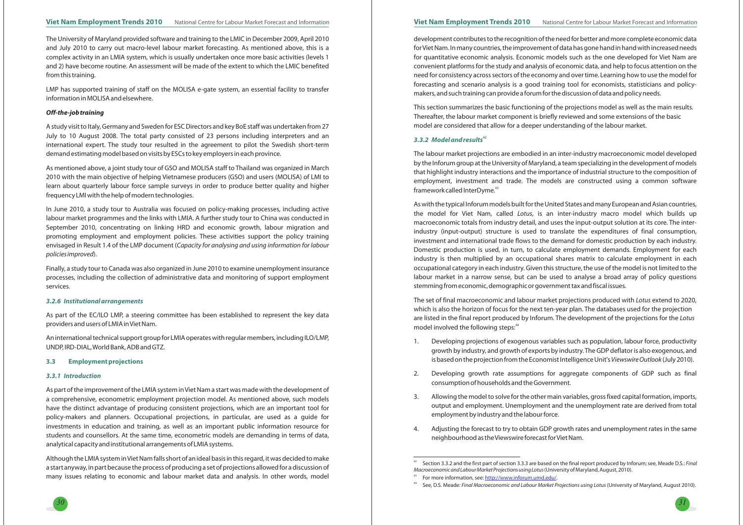The University of Maryland provided software and training to the LMIC in December 2009, April 2010 and July 2010 to carry out macro-level labour market forecasting. As mentioned above, this is a complex activity in an LMIA system, which is usually undertaken once more basic activities (levels 1 and 2) have become routine. An assessment will be made of the extent to which the LMIC benefited from this training.

LMP has supported training of staff on the MOLISA e-gate system, an essential facility to transfer information in MOLISA and elsewhere.

***Off-the-job training***

A study visit to Italy, Germany and Sweden for ESC Directors and key BoE staff was undertaken from 27 July to 10 August 2008. The total party consisted of 23 persons including interpreters and an international expert. The study tour resulted in the agreement to pilot the Swedish short-term demand estimating model based on visits by ESCs to key employers in each province.

As mentioned above, a joint study tour of GSO and MOLISA staff to Thailand was organized in March 2010 with the main objective of helping Vietnamese producers (GSO) and users (MOLISA) of LMI to learn about quarterly labour force sample surveys in order to produce better quality and higher frequency LMI with the help of modern technologies.

In June 2010, a study tour to Australia was focused on policy-making processes, including active labour market programmes and the links with LMIA. A further study tour to China was conducted in September 2010, concentrating on linking HRD and economic growth, labour migration and promoting employment and employment policies. These activities support the policy training envisaged in Result 1.4 of the LMP document (*Capacity for analysing and using information for labour policies improved*).

Finally, a study tour to Canada was also organized in June 2010 to examine unemployment insurance processes, including the collection of administrative data and monitoring of support employment services.

#### *3.2.6 Institutional arrangements*

As part of the EC/ILO LMP, a steering committee has been established to represent the key data providers and users of LMIA in Viet Nam.

An international technical support group for LMIA operates with regular members, including ILO/LMP, UNDP, IRD-DIAL, World Bank, ADB and GTZ.

### 3.3 Employment projections

#### *3.3.1 Introduction*

As part of the improvement of the LMIA system in Viet Nam a start was made with the development of a comprehensive, econometric employment projection model. As mentioned above, such models have the distinct advantage of producing consistent projections, which are an important tool for policy-makers and planners. Occupational projections, in particular, are used as a guide for investments in education and training, as well as an important public information resource for students and counsellors. At the same time, econometric models are demanding in terms of data, analytical capacity and institutional arrangements of LMIA systems.

Although the LMIA system in Viet Nam falls short of an ideal basis in this regard, it was decided to make a start anyway, in part because the process of producing a set of projections allowed for a discussion of many issues relating to economic and labour market data and analysis. In other words, model development contributes to the recognition of the need for better and more complete economic data for Viet Nam. In many countries, the improvement of data has gone hand in hand with increased needs for quantitative economic analysis. Economic models such as the one developed for Viet Nam are convenient platforms for the study and analysis of economic data, and help to focus attention on the need for consistency across sectors of the economy and over time. Learning how to use the model for forecasting and scenario analysis is a good training tool for economists, statisticians and policy-makers, and such training can provide a forum for the discussion of data and policy needs.

This section summarizes the basic functioning of the projections model as well as the main results. Thereafter, the labour market component is briefly reviewed and some extensions of the basic model are considered that allow for a deeper understanding of the labour market.

#### *3.3.2 Model and results*[42]

The labour market projections are embodied in an inter-industry macroeconomic model developed by the Inforum group at the University of Maryland, a team specializing in the development of models that highlight industry interactions and the importance of industrial structure to the composition of employment, investment and trade. The models are constructed using a common software framework called InterDyme.[43]

As with the typical Inforum models built for the United States and many European and Asian countries, the model for Viet Nam, called *Lotus*, is an inter-industry macro model which builds up macroeconomic totals from industry detail, and uses the input-output solution at its core. The inter-industry (input-output) structure is used to translate the expenditures of final consumption, investment and international trade flows to the demand for domestic production by each industry. Domestic production is used, in turn, to calculate employment demands. Employment for each industry is then multiplied by an occupational shares matrix to calculate employment in each occupational category in each industry. Given this structure, the use of the model is not limited to the labour market in a narrow sense, but can be used to analyse a broad array of policy questions stemming from economic, demographic or government tax and fiscal issues.

The set of final macroeconomic and labour market projections produced with *Lotus* extend to 2020, which is also the horizon of focus for the next ten-year plan. The databases used for the projection are listed in the final report produced by Inforum. The development of the projections for the *Lotus* model involved the following steps:[44]

1. Developing projections of exogenous variables such as population, labour force, productivity growth by industry, and growth of exports by industry. The GDP deflator is also exogenous, and is based on the projection from the Economist Intelligence Unit's *Viewswire Outlook* (July 2010).
2. Developing growth rate assumptions for aggregate components of GDP such as final consumption of households and the Government.
3. Allowing the model to solve for the other main variables, gross fixed capital formation, imports, output and employment. Unemployment and the unemployment rate are derived from total employment by industry and the labour force.
4. Adjusting the forecast to try to obtain GDP growth rates and unemployment rates in the same neighbourhood as the Viewswire forecast for Viet Nam.

---

[42] Section 3.3.2 and the first part of section 3.3.3 are based on the final report produced by Inforum; see, Meade D.S.: *Final Macroeconomic and Labour Market Projections using Lotus* (University of Maryland, August, 2010).

[43] For more information, see: http://www.inforum.umd.edu/.

[44] See, D.S. Meade: *Final Macroeconomic and Labour Market Projections using Lotus* (University of Maryland, August 2010).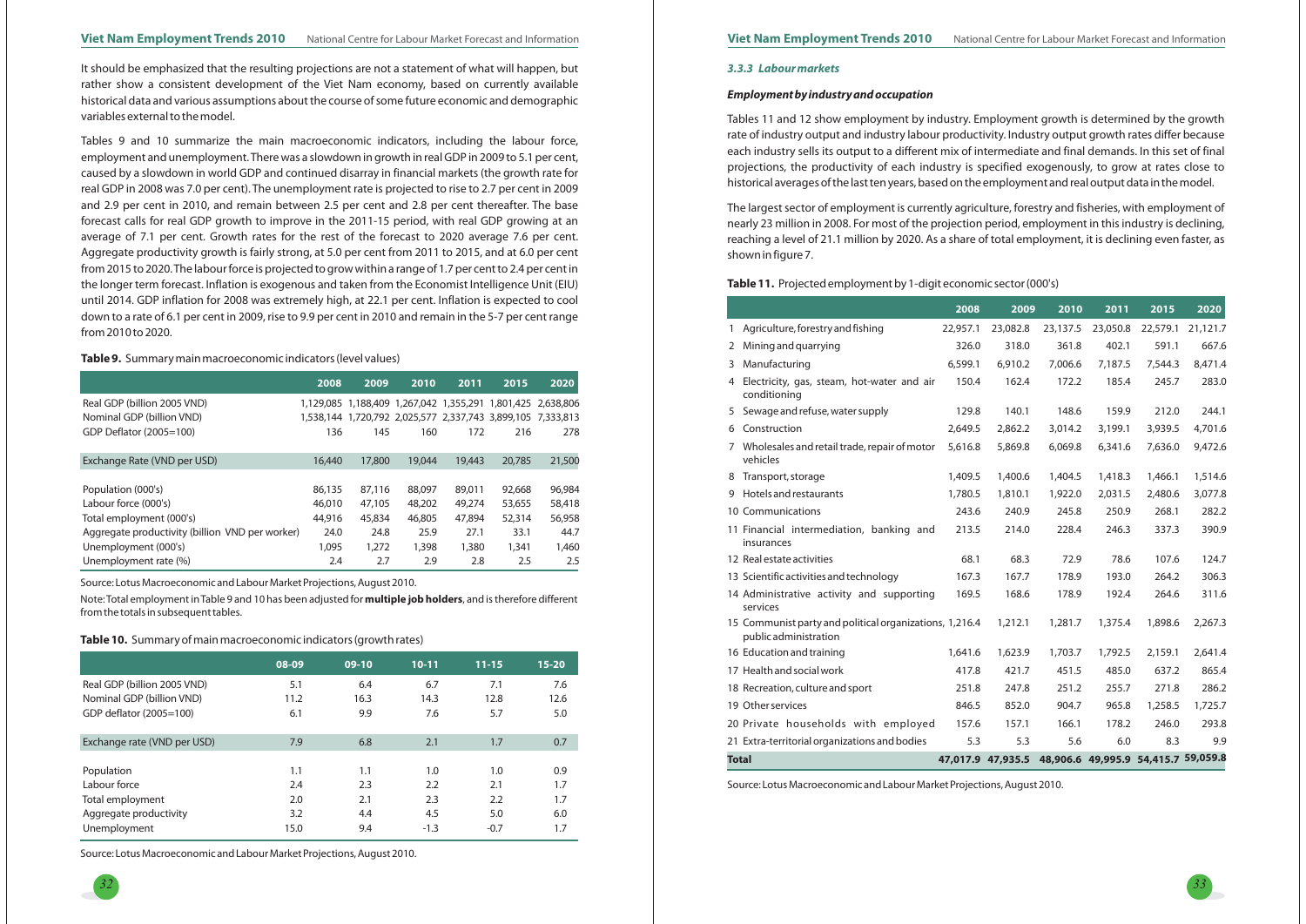It should be emphasized that the resulting projections are not a statement of what will happen, but rather show a consistent development of the Viet Nam economy, based on currently available historical data and various assumptions about the course of some future economic and demographic variables external to the model.

Tables 9 and 10 summarize the main macroeconomic indicators, including the labour force, employment and unemployment. There was a slowdown in growth in real GDP in 2009 to 5.1 per cent, caused by a slowdown in world GDP and continued disarray in financial markets (the growth rate for real GDP in 2008 was 7.0 per cent). The unemployment rate is projected to rise to 2.7 per cent in 2009 and 2.9 per cent in 2010, and remain between 2.5 per cent and 2.8 per cent thereafter. The base forecast calls for real GDP growth to improve in the 2011-15 period, with real GDP growing at an average of 7.1 per cent. Growth rates for the rest of the forecast to 2020 average 7.6 per cent. Aggregate productivity growth is fairly strong, at 5.0 per cent from 2011 to 2015, and at 6.0 per cent from 2015 to 2020. The labour force is projected to grow within a range of 1.7 per cent to 2.4 per cent in the longer term forecast. Inflation is exogenous and taken from the Economist Intelligence Unit (EIU) until 2014. GDP inflation for 2008 was extremely high, at 22.1 per cent. Inflation is expected to cool down to a rate of 6.1 per cent in 2009, rise to 9.9 per cent in 2010 and remain in the 5-7 per cent range from 2010 to 2020.

**Table 9.** Summary main macroeconomic indicators (level values)

| | 2008 | 2009 | 2010 | 2011 | 2015 | 2020 |
|---|---|---|---|---|---|---|
| Real GDP (billion 2005 VND) | 1,129,085 | 1,188,409 | 1,267,042 | 1,355,291 | 1,801,425 | 2,638,806 |
| Nominal GDP (billion VND) | 1,538,144 | 1,720,792 | 2,025,577 | 2,337,743 | 3,899,105 | 7,333,813 |
| GDP Deflator (2005=100) | 136 | 145 | 160 | 172 | 216 | 278 |
| Exchange Rate (VND per USD) | 16,440 | 17,800 | 19,044 | 19,443 | 20,785 | 21,500 |
| Population (000's) | 86,135 | 87,116 | 88,097 | 89,011 | 92,668 | 96,984 |
| Labour force (000's) | 46,010 | 47,105 | 48,202 | 49,274 | 53,655 | 58,418 |
| Total employment (000's) | 44,916 | 45,834 | 46,805 | 47,894 | 52,314 | 56,958 |
| Aggregate productivity (billion VND per worker) | 24.0 | 24.8 | 25.9 | 27.1 | 33.1 | 44.7 |
| Unemployment (000's) | 1,095 | 1,272 | 1,398 | 1,380 | 1,341 | 1,460 |
| Unemployment rate (%) | 2.4 | 2.7 | 2.9 | 2.8 | 2.5 | 2.5 |

Source: Lotus Macroeconomic and Labour Market Projections, August 2010.

Note: Total employment in Table 9 and 10 has been adjusted for **multiple job holders**, and is therefore different from the totals in subsequent tables.

**Table 10.** Summary of main macroeconomic indicators (growth rates)

| | 08-09 | 09-10 | 10-11 | 11-15 | 15-20 |
|---|---|---|---|---|---|
| Real GDP (billion 2005 VND) | 5.1 | 6.4 | 6.7 | 7.1 | 7.6 |
| Nominal GDP (billion VND) | 11.2 | 16.3 | 14.3 | 12.8 | 12.6 |
| GDP deflator (2005=100) | 6.1 | 9.9 | 7.6 | 5.7 | 5.0 |
| Exchange rate (VND per USD) | 7.9 | 6.8 | 2.1 | 1.7 | 0.7 |
| Population | 1.1 | 1.1 | 1.0 | 1.0 | 0.9 |
| Labour force | 2.4 | 2.3 | 2.2 | 2.1 | 1.7 |
| Total employment | 2.0 | 2.1 | 2.3 | 2.2 | 1.7 |
| Aggregate productivity | 3.2 | 4.4 | 4.5 | 5.0 | 6.0 |
| Unemployment | 15.0 | 9.4 | -1.3 | -0.7 | 1.7 |

Source: Lotus Macroeconomic and Labour Market Projections, August 2010.

### *3.3.3 Labour markets*

#### *Employment by industry and occupation*

Tables 11 and 12 show employment by industry. Employment growth is determined by the growth rate of industry output and industry labour productivity. Industry output growth rates differ because each industry sells its output to a different mix of intermediate and final demands. In this set of final projections, the productivity of each industry is specified exogenously, to grow at rates close to historical averages of the last ten years, based on the employment and real output data in the model.

The largest sector of employment is currently agriculture, forestry and fisheries, with employment of nearly 23 million in 2008. For most of the projection period, employment in this industry is declining, reaching a level of 21.1 million by 2020. As a share of total employment, it is declining even faster, as shown in figure 7.

**Table 11.** Projected employment by 1-digit economic sector (000's)

| | 2008 | 2009 | 2010 | 2011 | 2015 | 2020 |
|---|---|---|---|---|---|---|
| 1 Agriculture, forestry and fishing | 22,957.1 | 23,082.8 | 23,137.5 | 23,050.8 | 22,579.1 | 21,121.7 |
| 2 Mining and quarrying | 326.0 | 318.0 | 361.8 | 402.1 | 591.1 | 667.6 |
| 3 Manufacturing | 6,599.1 | 6,910.2 | 7,006.6 | 7,187.5 | 7,544.3 | 8,471.4 |
| 4 Electricity, gas, steam, hot-water and air conditioning | 150.4 | 162.4 | 172.2 | 185.4 | 245.7 | 283.0 |
| 5 Sewage and refuse, water supply | 129.8 | 140.1 | 148.6 | 159.9 | 212.0 | 244.1 |
| 6 Construction | 2,649.5 | 2,862.2 | 3,014.2 | 3,199.1 | 3,939.5 | 4,701.6 |
| 7 Wholesales and retail trade, repair of motor vehicles | 5,616.8 | 5,869.8 | 6,069.8 | 6,341.6 | 7,636.0 | 9,472.6 |
| 8 Transport, storage | 1,409.5 | 1,400.6 | 1,404.5 | 1,418.3 | 1,466.1 | 1,514.6 |
| 9 Hotels and restaurants | 1,780.5 | 1,810.1 | 1,922.0 | 2,031.5 | 2,480.6 | 3,077.8 |
| 10 Communications | 243.6 | 240.9 | 245.8 | 250.9 | 268.1 | 282.2 |
| 11 Financial intermediation, banking and insurances | 213.5 | 214.0 | 228.4 | 246.3 | 337.3 | 390.9 |
| 12 Real estate activities | 68.1 | 68.3 | 72.9 | 78.6 | 107.6 | 124.7 |
| 13 Scientific activities and technology | 167.3 | 167.7 | 178.9 | 193.0 | 264.2 | 306.3 |
| 14 Administrative activity and supporting services | 169.5 | 168.6 | 178.9 | 192.4 | 264.6 | 311.6 |
| 15 Communist party and political organizations, public administration | 1,216.4 | 1,212.1 | 1,281.7 | 1,375.4 | 1,898.6 | 2,267.3 |
| 16 Education and training | 1,641.6 | 1,623.9 | 1,703.7 | 1,792.5 | 2,159.1 | 2,641.4 |
| 17 Health and social work | 417.8 | 421.7 | 451.5 | 485.0 | 637.2 | 865.4 |
| 18 Recreation, culture and sport | 251.8 | 247.8 | 251.2 | 255.7 | 271.8 | 286.2 |
| 19 Other services | 846.5 | 852.0 | 904.7 | 965.8 | 1,258.5 | 1,725.7 |
| 20 Private households with employed | 157.6 | 157.1 | 166.1 | 178.2 | 246.0 | 293.8 |
| 21 Extra-territorial organizations and bodies | 5.3 | 5.3 | 5.6 | 6.0 | 8.3 | 9.9 |
| **Total** | **47,017.9** | **47,935.5** | **48,906.6** | **49,995.9** | **54,415.7** | **59,059.8** |

Source: Lotus Macroeconomic and Labour Market Projections, August 2010.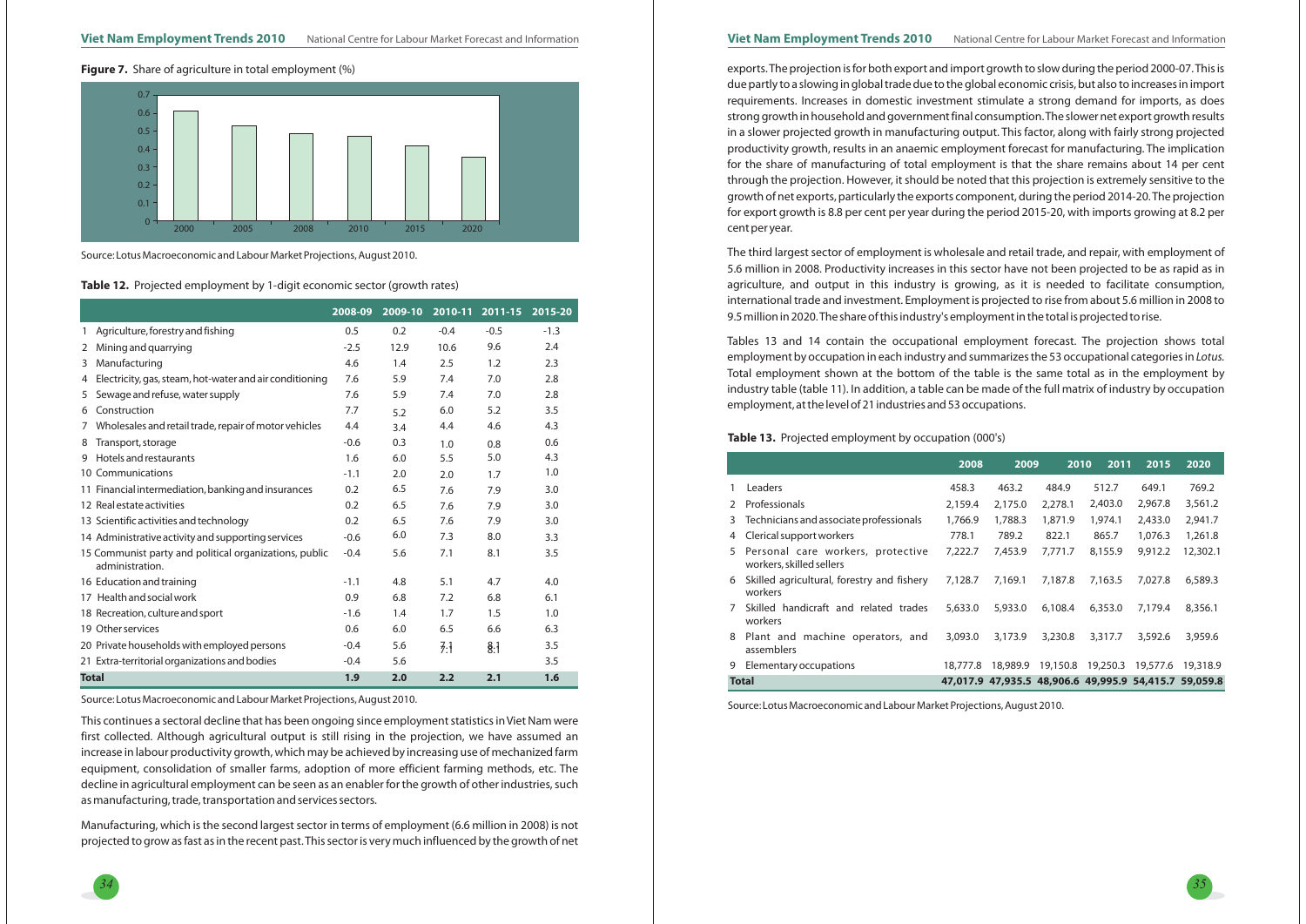**Figure 7.** Share of agriculture in total employment (%)

Source: Lotus Macroeconomic and Labour Market Projections, August 2010.

**Table 12.** Projected employment by 1-digit economic sector (growth rates)

| | 2008-09 | 2009-10 | 2010-11 | 2011-15 | 2015-20 |
|---|---|---|---|---|---|
| 1 Agriculture, forestry and fishing | 0.5 | 0.2 | -0.4 | -0.5 | -1.3 |
| 2 Mining and quarrying | -2.5 | 12.9 | 10.6 | 9.6 | 2.4 |
| 3 Manufacturing | 4.6 | 1.4 | 2.5 | 1.2 | 2.3 |
| 4 Electricity, gas, steam, hot-water and air conditioning | 7.6 | 5.9 | 7.4 | 7.0 | 2.8 |
| 5 Sewage and refuse, water supply | 7.6 | 5.9 | 7.4 | 7.0 | 2.8 |
| 6 Construction | 7.7 | 5.2 | 6.0 | 5.2 | 3.5 |
| 7 Wholesales and retail trade, repair of motor vehicles | 4.4 | 3.4 | 4.4 | 4.6 | 4.3 |
| 8 Transport, storage | -0.6 | 0.3 | 1.0 | 0.8 | 0.6 |
| 9 Hotels and restaurants | 1.6 | 6.0 | 5.5 | 5.0 | 4.3 |
| 10 Communications | -1.1 | 2.0 | 2.0 | 1.7 | 1.0 |
| 11 Financial intermediation, banking and insurances | 0.2 | 6.5 | 7.6 | 7.9 | 3.0 |
| 12 Real estate activities | 0.2 | 6.5 | 7.6 | 7.9 | 3.0 |
| 13 Scientific activities and technology | 0.2 | 6.5 | 7.6 | 7.9 | 3.0 |
| 14 Administrative activity and supporting services | -0.6 | 6.0 | 7.3 | 8.0 | 3.3 |
| 15 Communist party and political organizations, public administration. | -0.4 | 5.6 | 7.1 | 8.1 | 3.5 |
| 16 Education and training | -1.1 | 4.8 | 5.1 | 4.7 | 4.0 |
| 17 Health and social work | 0.9 | 6.8 | 7.2 | 6.8 | 6.1 |
| 18 Recreation, culture and sport | -1.6 | 1.4 | 1.7 | 1.5 | 1.0 |
| 19 Other services | 0.6 | 6.0 | 6.5 | 6.6 | 6.3 |
| 20 Private households with employed persons | -0.4 | 5.6 | 7.1 | 8.1 | 3.5 |
| 21 Extra-territorial organizations and bodies | -0.4 | 5.6 | | | 3.5 |
| **Total** | **1.9** | **2.0** | **2.2** | **2.1** | **1.6** |

Source: Lotus Macroeconomic and Labour Market Projections, August 2010.

This continues a sectoral decline that has been ongoing since employment statistics in Viet Nam were first collected. Although agricultural output is still rising in the projection, we have assumed an increase in labour productivity growth, which may be achieved by increasing use of mechanized farm equipment, consolidation of smaller farms, adoption of more efficient farming methods, etc. The decline in agricultural employment can be seen as an enabler for the growth of other industries, such as manufacturing, trade, transportation and services sectors.

Manufacturing, which is the second largest sector in terms of employment (6.6 million in 2008) is not projected to grow as fast as in the recent past. This sector is very much influenced by the growth of net exports. The projection is for both export and import growth to slow during the period 2000-07. This is due partly to a slowing in global trade due to the global economic crisis, but also to increases in import requirements. Increases in domestic investment stimulate a strong demand for imports, as does strong growth in household and government final consumption. The slower net export growth results in a slower projected growth in manufacturing output. This factor, along with fairly strong projected productivity growth, results in an anaemic employment forecast for manufacturing. The implication for the share of manufacturing of total employment is that the share remains about 14 per cent through the projection. However, it should be noted that this projection is extremely sensitive to the growth of net exports, particularly the exports component, during the period 2014-20. The projection for export growth is 8.8 per cent per year during the period 2015-20, with imports growing at 8.2 per cent per year.

The third largest sector of employment is wholesale and retail trade, and repair, with employment of 5.6 million in 2008. Productivity increases in this sector have not been projected to be as rapid as in agriculture, and output in this industry is growing, as it is needed to facilitate consumption, international trade and investment. Employment is projected to rise from about 5.6 million in 2008 to 9.5 million in 2020. The share of this industry's employment in the total is projected to rise.

Tables 13 and 14 contain the occupational employment forecast. The projection shows total employment by occupation in each industry and summarizes the 53 occupational categories in *Lotus*. Total employment shown at the bottom of the table is the same total as in the employment by industry table (table 11). In addition, a table can be made of the full matrix of industry by occupation employment, at the level of 21 industries and 53 occupations.

**Table 13.** Projected employment by occupation (000's)

| | 2008 | 2009 | 2010 | 2011 | 2015 | 2020 |
|---|---|---|---|---|---|---|
| 1 Leaders | 458.3 | 463.2 | 484.9 | 512.7 | 649.1 | 769.2 |
| 2 Professionals | 2,159.4 | 2,175.0 | 2,278.1 | 2,403.0 | 2,967.8 | 3,561.2 |
| 3 Technicians and associate professionals | 1,766.9 | 1,788.3 | 1,871.9 | 1,974.1 | 2,433.0 | 2,941.7 |
| 4 Clerical support workers | 778.1 | 789.2 | 822.1 | 865.7 | 1,076.3 | 1,261.8 |
| 5 Personal care workers, protective workers, skilled sellers | 7,222.7 | 7,453.9 | 7,771.7 | 8,155.9 | 9,912.2 | 12,302.1 |
| 6 Skilled agricultural, forestry and fishery workers | 7,128.7 | 7,169.1 | 7,187.8 | 7,163.5 | 7,027.8 | 6,589.3 |
| 7 Skilled handicraft and related trades workers | 5,633.0 | 5,933.0 | 6,108.4 | 6,353.0 | 7,179.4 | 8,356.1 |
| 8 Plant and machine operators, and assemblers | 3,093.0 | 3,173.9 | 3,230.8 | 3,317.7 | 3,592.6 | 3,959.6 |
| 9 Elementary occupations | 18,777.8 | 18,989.9 | 19,150.8 | 19,250.3 | 19,577.6 | 19,318.9 |
| **Total** | **47,017.9** | **47,935.5** | **48,906.6** | **49,995.9** | **54,415.7** | **59,059.8** |

Source: Lotus Macroeconomic and Labour Market Projections, August 2010.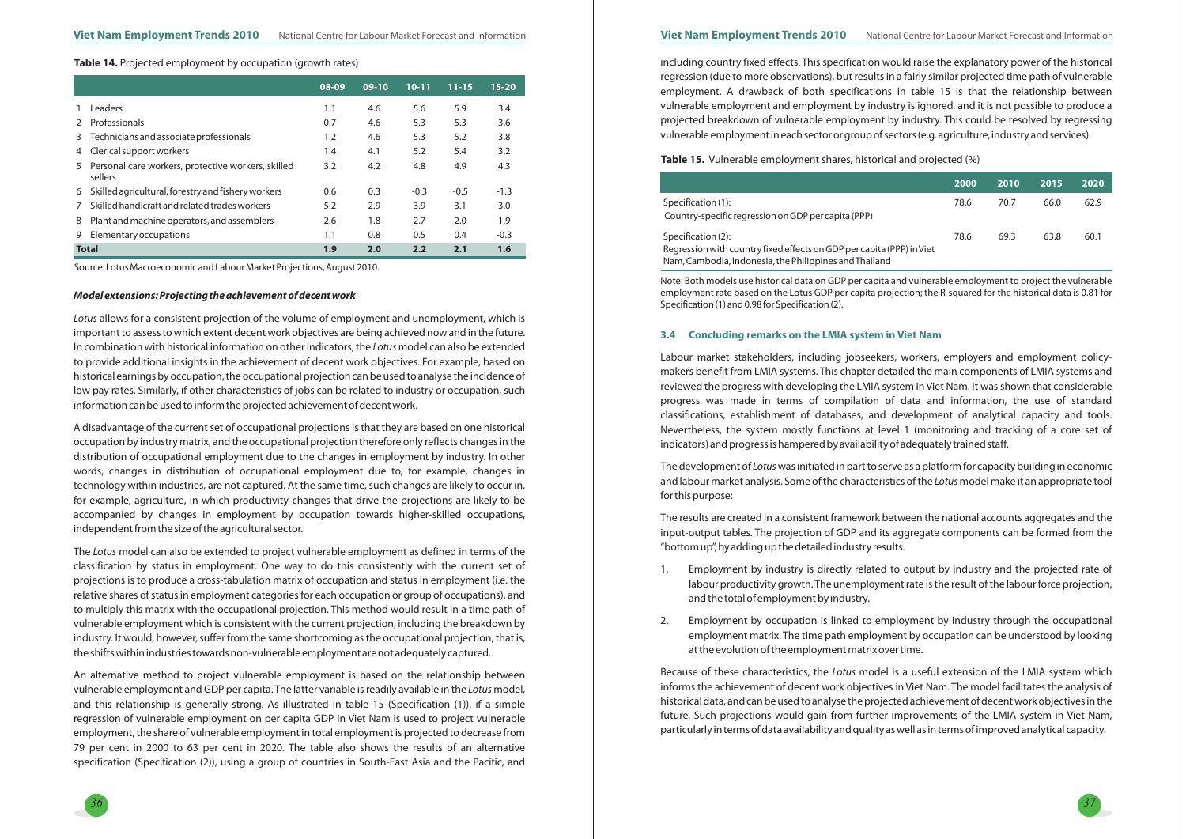**Table 14.** Projected employment by occupation (growth rates)

| | | 08-09 | 09-10 | 10-11 | 11-15 | 15-20 |
|---|---|---|---|---|---|---|
| 1 | Leaders | 1.1 | 4.6 | 5.6 | 5.9 | 3.4 |
| 2 | Professionals | 0.7 | 4.6 | 5.3 | 5.3 | 3.6 |
| 3 | Technicians and associate professionals | 1.2 | 4.6 | 5.3 | 5.2 | 3.8 |
| 4 | Clerical support workers | 1.4 | 4.1 | 5.2 | 5.4 | 3.2 |
| 5 | Personal care workers, protective workers, skilled sellers | 3.2 | 4.2 | 4.8 | 4.9 | 4.3 |
| 6 | Skilled agricultural, forestry and fishery workers | 0.6 | 0.3 | -0.3 | -0.5 | -1.3 |
| 7 | Skilled handicraft and related trades workers | 5.2 | 2.9 | 3.9 | 3.1 | 3.0 |
| 8 | Plant and machine operators, and assemblers | 2.6 | 1.8 | 2.7 | 2.0 | 1.9 |
| 9 | Elementary occupations | 1.1 | 0.8 | 0.5 | 0.4 | -0.3 |
| **Total** | | **1.9** | **2.0** | **2.2** | **2.1** | **1.6** |

Source: Lotus Macroeconomic and Labour Market Projections, August 2010.

***Model extensions: Projecting the achievement of decent work***

*Lotus* allows for a consistent projection of the volume of employment and unemployment, which is important to assess to which extent decent work objectives are being achieved now and in the future. In combination with historical information on other indicators, the *Lotus* model can also be extended to provide additional insights in the achievement of decent work objectives. For example, based on historical earnings by occupation, the occupational projection can be used to analyse the incidence of low pay rates. Similarly, if other characteristics of jobs can be related to industry or occupation, such information can be used to inform the projected achievement of decent work.

A disadvantage of the current set of occupational projections is that they are based on one historical occupation by industry matrix, and the occupational projection therefore only reflects changes in the distribution of occupational employment due to the changes in employment by industry. In other words, changes in distribution of occupational employment due to, for example, changes in technology within industries, are not captured. At the same time, such changes are likely to occur in, for example, agriculture, in which productivity changes that drive the projections are likely to be accompanied by changes in employment by occupation towards higher-skilled occupations, independent from the size of the agricultural sector.

The *Lotus* model can also be extended to project vulnerable employment as defined in terms of the classification by status in employment. One way to do this consistently with the current set of projections is to produce a cross-tabulation matrix of occupation and status in employment (i.e. the relative shares of status in employment categories for each occupation or group of occupations), and to multiply this matrix with the occupational projection. This method would result in a time path of vulnerable employment which is consistent with the current projection, including the breakdown by industry. It would, however, suffer from the same shortcoming as the occupational projection, that is, the shifts within industries towards non-vulnerable employment are not adequately captured.

An alternative method to project vulnerable employment is based on the relationship between vulnerable employment and GDP per capita. The latter variable is readily available in the *Lotus* model, and this relationship is generally strong. As illustrated in table 15 (Specification (1)), if a simple regression of vulnerable employment on per capita GDP in Viet Nam is used to project vulnerable employment, the share of vulnerable employment in total employment is projected to decrease from 79 per cent in 2000 to 63 per cent in 2020. The table also shows the results of an alternative specification (Specification (2)), using a group of countries in South-East Asia and the Pacific, and including country fixed effects. This specification would raise the explanatory power of the historical regression (due to more observations), but results in a fairly similar projected time path of vulnerable employment. A drawback of both specifications in table 15 is that the relationship between vulnerable employment and employment by industry is ignored, and it is not possible to produce a projected breakdown of vulnerable employment by industry. This could be resolved by regressing vulnerable employment in each sector or group of sectors (e.g. agriculture, industry and services).

**Table 15.** Vulnerable employment shares, historical and projected (%)

| | 2000 | 2010 | 2015 | 2020 |
|---|---|---|---|---|
| Specification (1): Country-specific regression on GDP per capita (PPP) | 78.6 | 70.7 | 66.0 | 62.9 |
| Specification (2): Regression with country fixed effects on GDP per capita (PPP) in Viet Nam, Cambodia, Indonesia, the Philippines and Thailand | 78.6 | 69.3 | 63.8 | 60.1 |

Note: Both models use historical data on GDP per capita and vulnerable employment to project the vulnerable employment rate based on the Lotus GDP per capita projection; the R-squared for the historical data is 0.81 for Specification (1) and 0.98 for Specification (2).

### 3.4 Concluding remarks on the LMIA system in Viet Nam

Labour market stakeholders, including jobseekers, workers, employers and employment policy-makers benefit from LMIA systems. This chapter detailed the main components of LMIA systems and reviewed the progress with developing the LMIA system in Viet Nam. It was shown that considerable progress was made in terms of compilation of data and information, the use of standard classifications, establishment of databases, and development of analytical capacity and tools. Nevertheless, the system mostly functions at level 1 (monitoring and tracking of a core set of indicators) and progress is hampered by availability of adequately trained staff.

The development of *Lotus* was initiated in part to serve as a platform for capacity building in economic and labour market analysis. Some of the characteristics of the *Lotus* model make it an appropriate tool for this purpose:

The results are created in a consistent framework between the national accounts aggregates and the input-output tables. The projection of GDP and its aggregate components can be formed from the "bottom up", by adding up the detailed industry results.

1. Employment by industry is directly related to output by industry and the projected rate of labour productivity growth. The unemployment rate is the result of the labour force projection, and the total of employment by industry.
2. Employment by occupation is linked to employment by industry through the occupational employment matrix. The time path employment by occupation can be understood by looking at the evolution of the employment matrix over time.

Because of these characteristics, the *Lotus* model is a useful extension of the LMIA system which informs the achievement of decent work objectives in Viet Nam. The model facilitates the analysis of historical data, and can be used to analyse the projected achievement of decent work objectives in the future. Such projections would gain from further improvements of the LMIA system in Viet Nam, particularly in terms of data availability and quality as well as in terms of improved analytical capacity.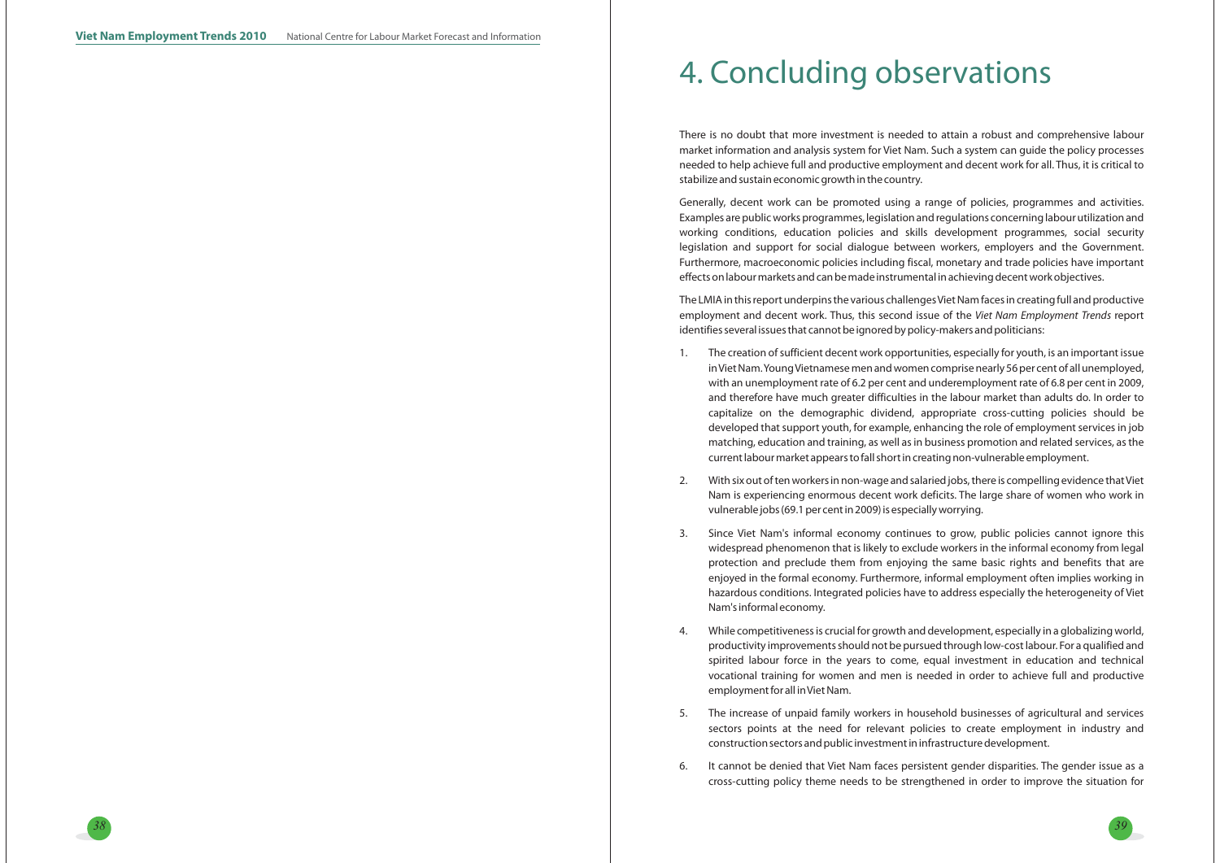# 4. Concluding observations

There is no doubt that more investment is needed to attain a robust and comprehensive labour market information and analysis system for Viet Nam. Such a system can guide the policy processes needed to help achieve full and productive employment and decent work for all. Thus, it is critical to stabilize and sustain economic growth in the country.

Generally, decent work can be promoted using a range of policies, programmes and activities. Examples are public works programmes, legislation and regulations concerning labour utilization and working conditions, education policies and skills development programmes, social security legislation and support for social dialogue between workers, employers and the Government. Furthermore, macroeconomic policies including fiscal, monetary and trade policies have important effects on labour markets and can be made instrumental in achieving decent work objectives.

The LMIA in this report underpins the various challenges Viet Nam faces in creating full and productive employment and decent work. Thus, this second issue of the *Viet Nam Employment Trends* report identifies several issues that cannot be ignored by policy-makers and politicians:

1. The creation of sufficient decent work opportunities, especially for youth, is an important issue in Viet Nam. Young Vietnamese men and women comprise nearly 56 per cent of all unemployed, with an unemployment rate of 6.2 per cent and underemployment rate of 6.8 per cent in 2009, and therefore have much greater difficulties in the labour market than adults do. In order to capitalize on the demographic dividend, appropriate cross-cutting policies should be developed that support youth, for example, enhancing the role of employment services in job matching, education and training, as well as in business promotion and related services, as the current labour market appears to fall short in creating non-vulnerable employment.

2. With six out of ten workers in non-wage and salaried jobs, there is compelling evidence that Viet Nam is experiencing enormous decent work deficits. The large share of women who work in vulnerable jobs (69.1 per cent in 2009) is especially worrying.

3. Since Viet Nam's informal economy continues to grow, public policies cannot ignore this widespread phenomenon that is likely to exclude workers in the informal economy from legal protection and preclude them from enjoying the same basic rights and benefits that are enjoyed in the formal economy. Furthermore, informal employment often implies working in hazardous conditions. Integrated policies have to address especially the heterogeneity of Viet Nam's informal economy.

4. While competitiveness is crucial for growth and development, especially in a globalizing world, productivity improvements should not be pursued through low-cost labour. For a qualified and spirited labour force in the years to come, equal investment in education and technical vocational training for women and men is needed in order to achieve full and productive employment for all in Viet Nam.

5. The increase of unpaid family workers in household businesses of agricultural and services sectors points at the need for relevant policies to create employment in industry and construction sectors and public investment in infrastructure development.

6. It cannot be denied that Viet Nam faces persistent gender disparities. The gender issue as a cross-cutting policy theme needs to be strengthened in order to improve the situation for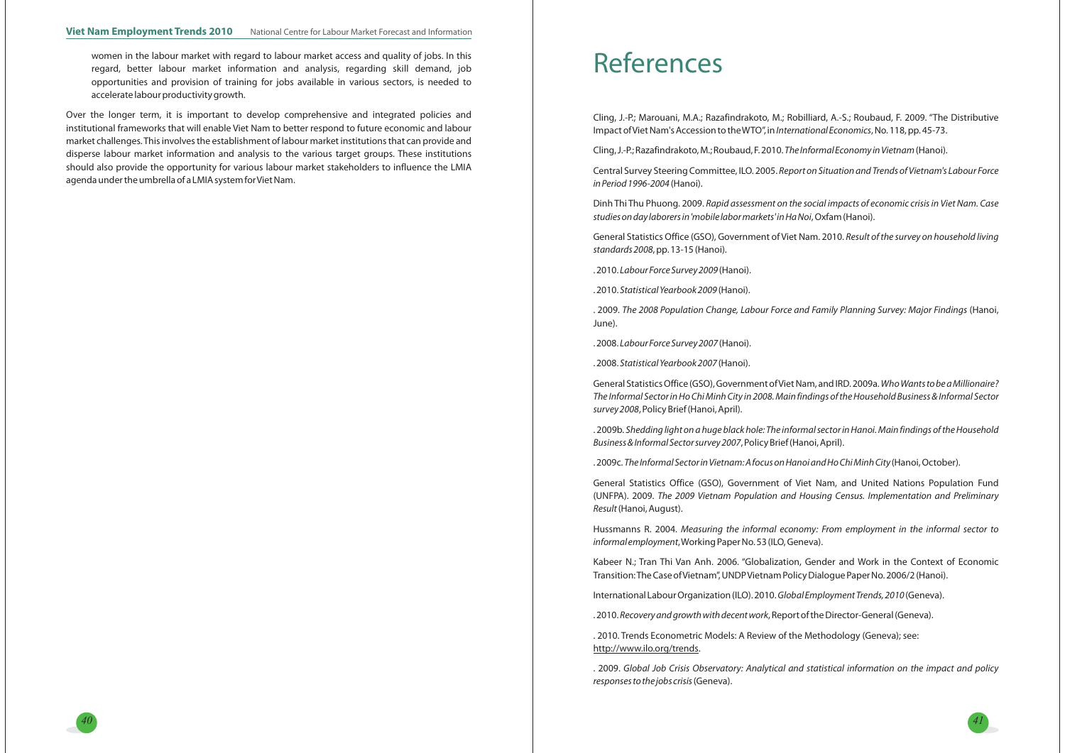women in the labour market with regard to labour market access and quality of jobs. In this regard, better labour market information and analysis, regarding skill demand, job opportunities and provision of training for jobs available in various sectors, is needed to accelerate labour productivity growth.

Over the longer term, it is important to develop comprehensive and integrated policies and institutional frameworks that will enable Viet Nam to better respond to future economic and labour market challenges. This involves the establishment of labour market institutions that can provide and disperse labour market information and analysis to the various target groups. These institutions should also provide the opportunity for various labour market stakeholders to influence the LMIA agenda under the umbrella of a LMIA system for Viet Nam.

# References

Cling, J.-P.; Marouani, M.A.; Razafindrakoto, M.; Robilliard, A.-S.; Roubaud, F. 2009. "The Distributive Impact of Viet Nam's Accession to the WTO", in *International Economics*, No. 118, pp. 45-73.

Cling, J.-P.; Razafindrakoto, M.; Roubaud, F. 2010. *The Informal Economy in Vietnam* (Hanoi).

Central Survey Steering Committee, ILO. 2005. *Report on Situation and Trends of Vietnam's Labour Force in Period 1996-2004* (Hanoi).

Dinh Thi Thu Phuong. 2009. *Rapid assessment on the social impacts of economic crisis in Viet Nam. Case studies on day laborers in 'mobile labor markets' in Ha Noi*, Oxfam (Hanoi).

General Statistics Office (GSO), Government of Viet Nam. 2010. *Result of the survey on household living standards 2008*, pp. 13-15 (Hanoi).

. 2010. *Labour Force Survey 2009* (Hanoi).

. 2010. *Statistical Yearbook 2009* (Hanoi).

. 2009. *The 2008 Population Change, Labour Force and Family Planning Survey: Major Findings* (Hanoi, June).

. 2008. *Labour Force Survey 2007* (Hanoi).

. 2008. *Statistical Yearbook 2007* (Hanoi).

General Statistics Office (GSO), Government of Viet Nam, and IRD. 2009a. *Who Wants to be a Millionaire? The Informal Sector in Ho Chi Minh City in 2008. Main findings of the Household Business & Informal Sector survey 2008*, Policy Brief (Hanoi, April).

. 2009b. *Shedding light on a huge black hole: The informal sector in Hanoi. Main findings of the Household Business & Informal Sector survey 2007*, Policy Brief (Hanoi, April).

. 2009c. *The Informal Sector in Vietnam: A focus on Hanoi and Ho Chi Minh City* (Hanoi, October).

General Statistics Office (GSO), Government of Viet Nam, and United Nations Population Fund (UNFPA). 2009. *The 2009 Vietnam Population and Housing Census. Implementation and Preliminary Result* (Hanoi, August).

Hussmanns R. 2004. *Measuring the informal economy: From employment in the informal sector to informal employment*, Working Paper No. 53 (ILO, Geneva).

Kabeer N.; Tran Thi Van Anh. 2006. "Globalization, Gender and Work in the Context of Economic Transition: The Case of Vietnam", UNDP Vietnam Policy Dialogue Paper No. 2006/2 (Hanoi).

International Labour Organization (ILO). 2010. *Global Employment Trends, 2010* (Geneva).

. 2010. *Recovery and growth with decent work*, Report of the Director-General (Geneva).

. 2010. Trends Econometric Models: A Review of the Methodology (Geneva); see: http://www.ilo.org/trends.

. 2009. *Global Job Crisis Observatory: Analytical and statistical information on the impact and policy responses to the jobs crisis* (Geneva).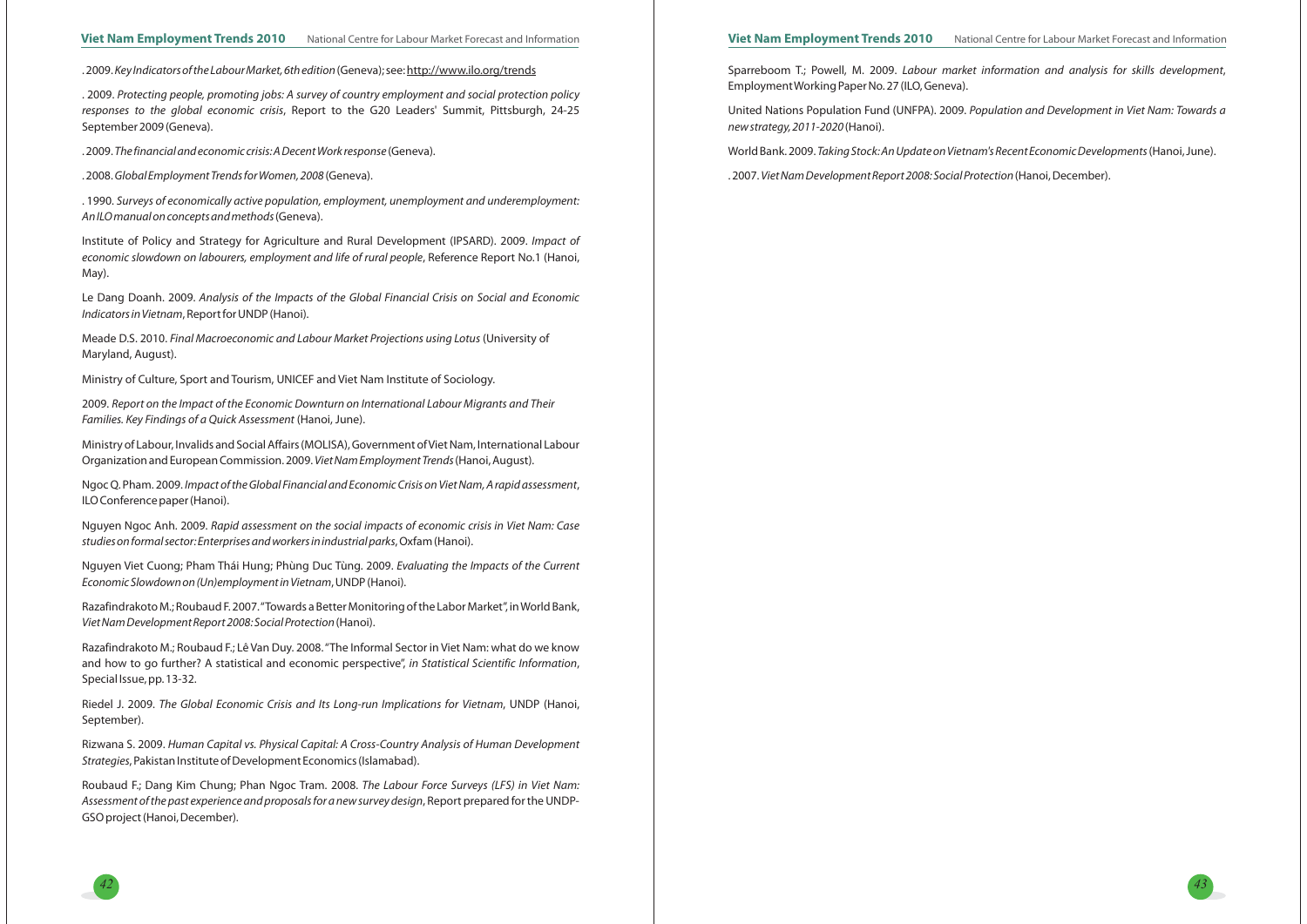. 2009. *Key Indicators of the Labour Market, 6th edition* (Geneva); see: http://www.ilo.org/trends

. 2009. *Protecting people, promoting jobs: A survey of country employment and social protection policy responses to the global economic crisis*, Report to the G20 Leaders' Summit, Pittsburgh, 24-25 September 2009 (Geneva).

. 2009. *The financial and economic crisis: A Decent Work response* (Geneva).

. 2008. *Global Employment Trends for Women, 2008* (Geneva).

. 1990. *Surveys of economically active population, employment, unemployment and underemployment: An ILO manual on concepts and methods* (Geneva).

Institute of Policy and Strategy for Agriculture and Rural Development (IPSARD). 2009. *Impact of economic slowdown on labourers, employment and life of rural people*, Reference Report No.1 (Hanoi, May).

Le Dang Doanh. 2009. *Analysis of the Impacts of the Global Financial Crisis on Social and Economic Indicators in Vietnam*, Report for UNDP (Hanoi).

Meade D.S. 2010. *Final Macroeconomic and Labour Market Projections using Lotus* (University of Maryland, August).

Ministry of Culture, Sport and Tourism, UNICEF and Viet Nam Institute of Sociology.

2009. *Report on the Impact of the Economic Downturn on International Labour Migrants and Their Families. Key Findings of a Quick Assessment* (Hanoi, June).

Ministry of Labour, Invalids and Social Affairs (MOLISA), Government of Viet Nam, International Labour Organization and European Commission. 2009. *Viet Nam Employment Trends* (Hanoi, August).

Ngoc Q. Pham. 2009. *Impact of the Global Financial and Economic Crisis on Viet Nam, A rapid assessment*, ILO Conference paper (Hanoi).

Nguyen Ngoc Anh. 2009. *Rapid assessment on the social impacts of economic crisis in Viet Nam: Case studies on formal sector: Enterprises and workers in industrial parks*, Oxfam (Hanoi).

Nguyen Viet Cuong; Pham Thái Hung; Phùng Duc Tùng. 2009. *Evaluating the Impacts of the Current Economic Slowdown on (Un)employment in Vietnam*, UNDP (Hanoi).

Razafindrakoto M.; Roubaud F. 2007. "Towards a Better Monitoring of the Labor Market", in World Bank, *Viet Nam Development Report 2008: Social Protection* (Hanoi).

Razafindrakoto M.; Roubaud F.; Lê Van Duy. 2008. "The Informal Sector in Viet Nam: what do we know and how to go further? A statistical and economic perspective", *in Statistical Scientific Information*, Special Issue, pp. 13-32.

Riedel J. 2009. *The Global Economic Crisis and Its Long-run Implications for Vietnam*, UNDP (Hanoi, September).

Rizwana S. 2009. *Human Capital vs. Physical Capital: A Cross-Country Analysis of Human Development Strategies*, Pakistan Institute of Development Economics (Islamabad).

Roubaud F.; Dang Kim Chung; Phan Ngoc Tram. 2008. *The Labour Force Surveys (LFS) in Viet Nam: Assessment of the past experience and proposals for a new survey design*, Report prepared for the UNDP-GSO project (Hanoi, December).

Sparreboom T.; Powell, M. 2009. *Labour market information and analysis for skills development*, Employment Working Paper No. 27 (ILO, Geneva).

United Nations Population Fund (UNFPA). 2009. *Population and Development in Viet Nam: Towards a new strategy, 2011-2020* (Hanoi).

World Bank. 2009. *Taking Stock: An Update on Vietnam's Recent Economic Developments* (Hanoi, June).

. 2007. *Viet Nam Development Report 2008: Social Protection* (Hanoi, December).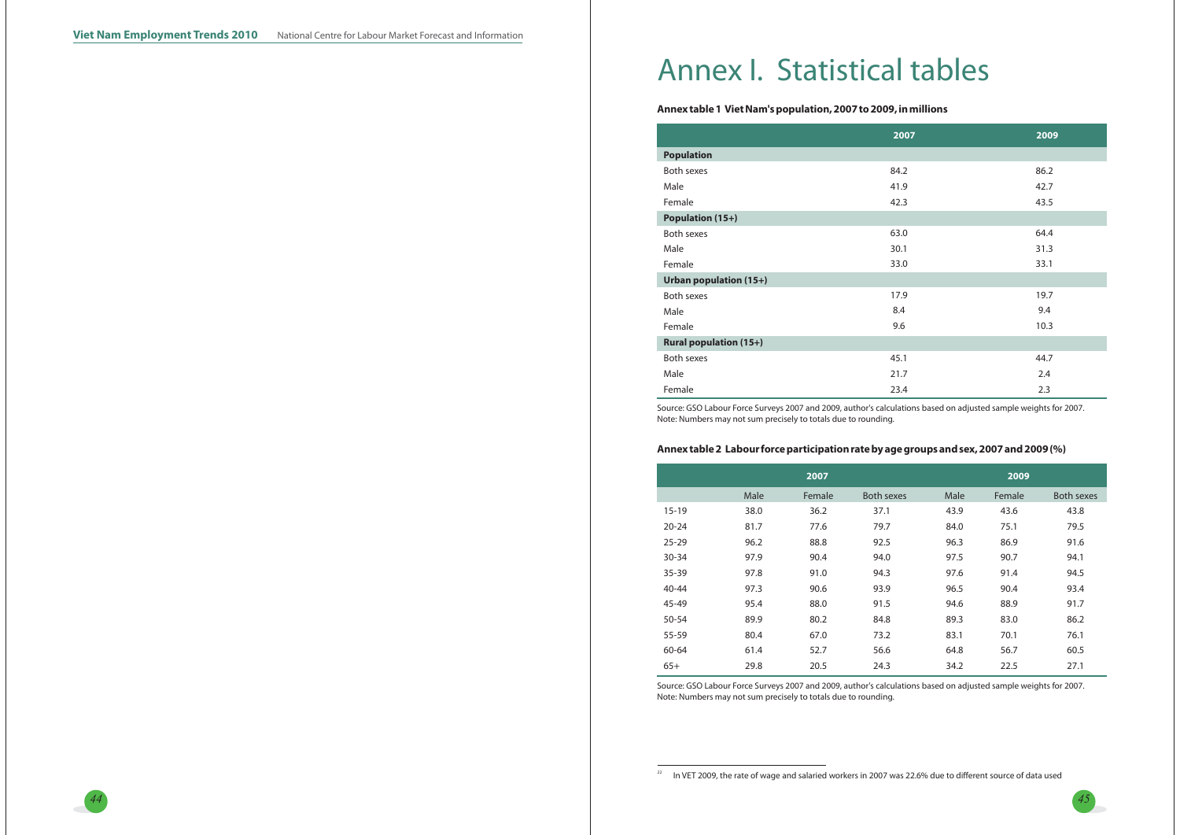# Annex I. Statistical tables

**Annex table 1 Viet Nam's population, 2007 to 2009, in millions**

| | 2007 | 2009 |
|---|---|---|
| **Population** | | |
| Both sexes | 84.2 | 86.2 |
| Male | 41.9 | 42.7 |
| Female | 42.3 | 43.5 |
| **Population (15+)** | | |
| Both sexes | 63.0 | 64.4 |
| Male | 30.1 | 31.3 |
| Female | 33.0 | 33.1 |
| **Urban population (15+)** | | |
| Both sexes | 17.9 | 19.7 |
| Male | 8.4 | 9.4 |
| Female | 9.6 | 10.3 |
| **Rural population (15+)** | | |
| Both sexes | 45.1 | 44.7 |
| Male | 21.7 | 2.4 |
| Female | 23.4 | 2.3 |

Source: GSO Labour Force Surveys 2007 and 2009, author's calculations based on adjusted sample weights for 2007.
Note: Numbers may not sum precisely to totals due to rounding.

**Annex table 2 Labour force participation rate by age groups and sex, 2007 and 2009 (%)**

| | 2007 | | | 2009 | | |
|---|---|---|---|---|---|---|
| | Male | Female | Both sexes | Male | Female | Both sexes |
| 15-19 | 38.0 | 36.2 | 37.1 | 43.9 | 43.6 | 43.8 |
| 20-24 | 81.7 | 77.6 | 79.7 | 84.0 | 75.1 | 79.5 |
| 25-29 | 96.2 | 88.8 | 92.5 | 96.3 | 86.9 | 91.6 |
| 30-34 | 97.9 | 90.4 | 94.0 | 97.5 | 90.7 | 94.1 |
| 35-39 | 97.8 | 91.0 | 94.3 | 97.6 | 91.4 | 94.5 |
| 40-44 | 97.3 | 90.6 | 93.9 | 96.5 | 90.4 | 93.4 |
| 45-49 | 95.4 | 88.0 | 91.5 | 94.6 | 88.9 | 91.7 |
| 50-54 | 89.9 | 80.2 | 84.8 | 89.3 | 83.0 | 86.2 |
| 55-59 | 80.4 | 67.0 | 73.2 | 83.1 | 70.1 | 76.1 |
| 60-64 | 61.4 | 52.7 | 56.6 | 64.8 | 56.7 | 60.5 |
| 65+ | 29.8 | 20.5 | 24.3 | 34.2 | 22.5 | 27.1 |

Source: GSO Labour Force Surveys 2007 and 2009, author's calculations based on adjusted sample weights for 2007.
Note: Numbers may not sum precisely to totals due to rounding.

[22] In VET 2009, the rate of wage and salaried workers in 2007 was 22.6% due to different source of data used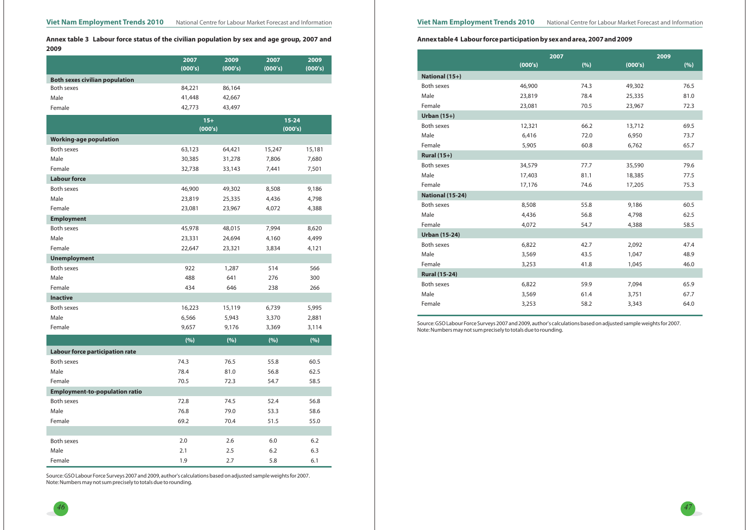**Annex table 3  Labour force status of the civilian population by sex and age group, 2007 and 2009**

| | 2007 (000's) | 2009 (000's) | 2007 (000's) | 2009 (000's) |
|---|---|---|---|---|
| **Both sexes civilian population** | | | | |
| Both sexes | 84,221 | 86,164 | | |
| Male | 41,448 | 42,667 | | |
| Female | 42,773 | 43,497 | | |
| | 15+ (000's) | | 15-24 (000's) | |
| **Working-age population** | | | | |
| Both sexes | 63,123 | 64,421 | 15,247 | 15,181 |
| Male | 30,385 | 31,278 | 7,806 | 7,680 |
| Female | 32,738 | 33,143 | 7,441 | 7,501 |
| **Labour force** | | | | |
| Both sexes | 46,900 | 49,302 | 8,508 | 9,186 |
| Male | 23,819 | 25,335 | 4,436 | 4,798 |
| Female | 23,081 | 23,967 | 4,072 | 4,388 |
| **Employment** | | | | |
| Both sexes | 45,978 | 48,015 | 7,994 | 8,620 |
| Male | 23,331 | 24,694 | 4,160 | 4,499 |
| Female | 22,647 | 23,321 | 3,834 | 4,121 |
| **Unemployment** | | | | |
| Both sexes | 922 | 1,287 | 514 | 566 |
| Male | 488 | 641 | 276 | 300 |
| Female | 434 | 646 | 238 | 266 |
| **Inactive** | | | | |
| Both sexes | 16,223 | 15,119 | 6,739 | 5,995 |
| Male | 6,566 | 5,943 | 3,370 | 2,881 |
| Female | 9,657 | 9,176 | 3,369 | 3,114 |
| | (%) | (%) | (%) | (%) |
| **Labour force participation rate** | | | | |
| Both sexes | 74.3 | 76.5 | 55.8 | 60.5 |
| Male | 78.4 | 81.0 | 56.8 | 62.5 |
| Female | 70.5 | 72.3 | 54.7 | 58.5 |
| **Employment-to-population ratio** | | | | |
| Both sexes | 72.8 | 74.5 | 52.4 | 56.8 |
| Male | 76.8 | 79.0 | 53.3 | 58.6 |
| Female | 69.2 | 70.4 | 51.5 | 55.0 |
| | | | | |
| Both sexes | 2.0 | 2.6 | 6.0 | 6.2 |
| Male | 2.1 | 2.5 | 6.2 | 6.3 |
| Female | 1.9 | 2.7 | 5.8 | 6.1 |

Source: GSO Labour Force Surveys 2007 and 2009, author's calculations based on adjusted sample weights for 2007.
Note: Numbers may not sum precisely to totals due to rounding.

**Annex table 4  Labour force participation by sex and area, 2007 and 2009**

| | 2007 | | 2009 | |
|---|---|---|---|---|
| | (000's) | (%) | (000's) | (%) |
| **National (15+)** | | | | |
| Both sexes | 46,900 | 74.3 | 49,302 | 76.5 |
| Male | 23,819 | 78.4 | 25,335 | 81.0 |
| Female | 23,081 | 70.5 | 23,967 | 72.3 |
| **Urban (15+)** | | | | |
| Both sexes | 12,321 | 66.2 | 13,712 | 69.5 |
| Male | 6,416 | 72.0 | 6,950 | 73.7 |
| Female | 5,905 | 60.8 | 6,762 | 65.7 |
| **Rural (15+)** | | | | |
| Both sexes | 34,579 | 77.7 | 35,590 | 79.6 |
| Male | 17,403 | 81.1 | 18,385 | 77.5 |
| Female | 17,176 | 74.6 | 17,205 | 75.3 |
| **National (15-24)** | | | | |
| Both sexes | 8,508 | 55.8 | 9,186 | 60.5 |
| Male | 4,436 | 56.8 | 4,798 | 62.5 |
| Female | 4,072 | 54.7 | 4,388 | 58.5 |
| **Urban (15-24)** | | | | |
| Both sexes | 6,822 | 42.7 | 2,092 | 47.4 |
| Male | 3,569 | 43.5 | 1,047 | 48.9 |
| Female | 3,253 | 41.8 | 1,045 | 46.0 |
| **Rural (15-24)** | | | | |
| Both sexes | 6,822 | 59.9 | 7,094 | 65.9 |
| Male | 3,569 | 61.4 | 3,751 | 67.7 |
| Female | 3,253 | 58.2 | 3,343 | 64.0 |

Source: GSO Labour Force Surveys 2007 and 2009, author's calculations based on adjusted sample weights for 2007.
Note: Numbers may not sum precisely to totals due to rounding.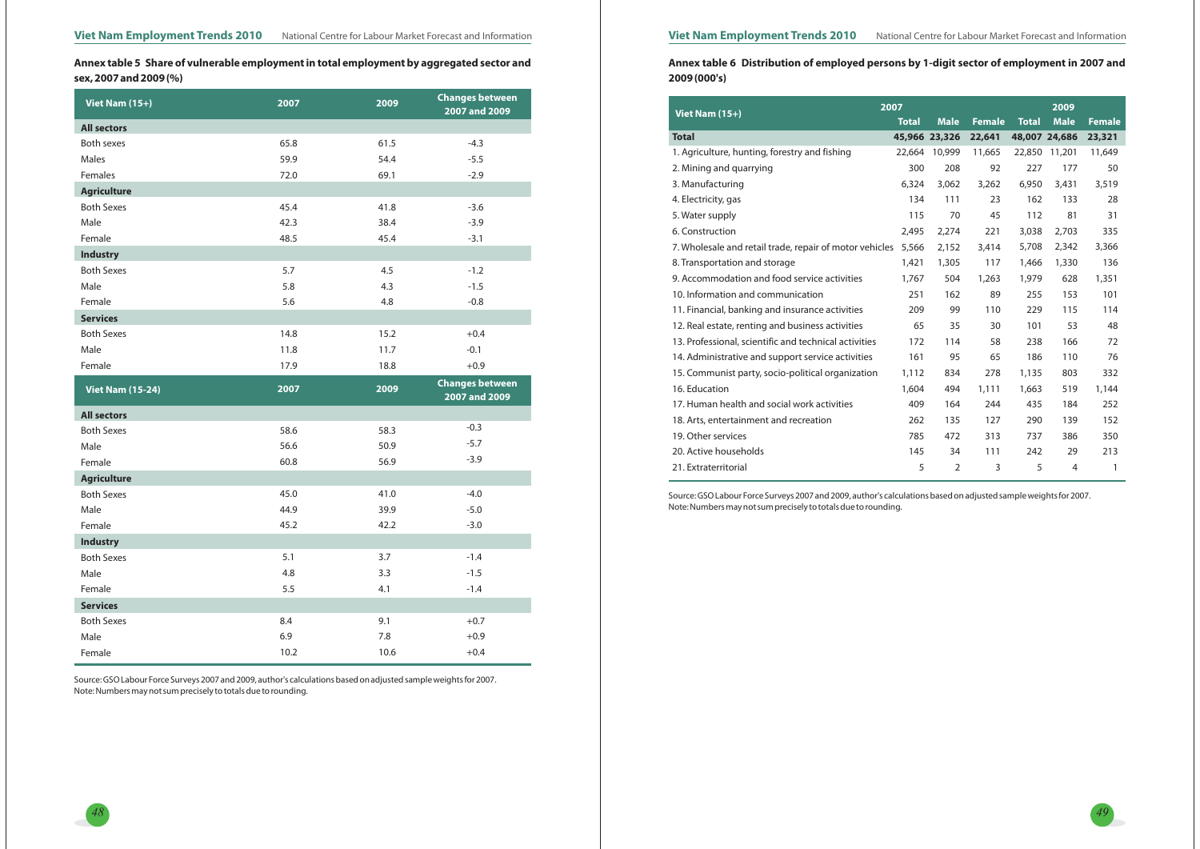**Annex table 5 Share of vulnerable employment in total employment by aggregated sector and sex, 2007 and 2009 (%)**

| Viet Nam (15+) | 2007 | 2009 | Changes between 2007 and 2009 |
|---|---|---|---|
| **All sectors** | | | |
| Both sexes | 65.8 | 61.5 | -4.3 |
| Males | 59.9 | 54.4 | -5.5 |
| Females | 72.0 | 69.1 | -2.9 |
| **Agriculture** | | | |
| Both Sexes | 45.4 | 41.8 | -3.6 |
| Male | 42.3 | 38.4 | -3.9 |
| Female | 48.5 | 45.4 | -3.1 |
| **Industry** | | | |
| Both Sexes | 5.7 | 4.5 | -1.2 |
| Male | 5.8 | 4.3 | -1.5 |
| Female | 5.6 | 4.8 | -0.8 |
| **Services** | | | |
| Both Sexes | 14.8 | 15.2 | +0.4 |
| Male | 11.8 | 11.7 | -0.1 |
| Female | 17.9 | 18.8 | +0.9 |
| **Viet Nam (15-24)** | **2007** | **2009** | **Changes between 2007 and 2009** |
| **All sectors** | | | |
| Both Sexes | 58.6 | 58.3 | -0.3 |
| Male | 56.6 | 50.9 | -5.7 |
| Female | 60.8 | 56.9 | -3.9 |
| **Agriculture** | | | |
| Both Sexes | 45.0 | 41.0 | -4.0 |
| Male | 44.9 | 39.9 | -5.0 |
| Female | 45.2 | 42.2 | -3.0 |
| **Industry** | | | |
| Both Sexes | 5.1 | 3.7 | -1.4 |
| Male | 4.8 | 3.3 | -1.5 |
| Female | 5.5 | 4.1 | -1.4 |
| **Services** | | | |
| Both Sexes | 8.4 | 9.1 | +0.7 |
| Male | 6.9 | 7.8 | +0.9 |
| Female | 10.2 | 10.6 | +0.4 |

Source: GSO Labour Force Surveys 2007 and 2009, author's calculations based on adjusted sample weights for 2007.
Note: Numbers may not sum precisely to totals due to rounding.

**Annex table 6 Distribution of employed persons by 1-digit sector of employment in 2007 and 2009 (000's)**

| Viet Nam (15+) | 2007 | | | 2009 | | |
|---|---|---|---|---|---|---|
| | Total | Male | Female | Total | Male | Female |
| **Total** | **45,966** | **23,326** | **22,641** | **48,007** | **24,686** | **23,321** |
| 1. Agriculture, hunting, forestry and fishing | 22,664 | 10,999 | 11,665 | 22,850 | 11,201 | 11,649 |
| 2. Mining and quarrying | 300 | 208 | 92 | 227 | 177 | 50 |
| 3. Manufacturing | 6,324 | 3,062 | 3,262 | 6,950 | 3,431 | 3,519 |
| 4. Electricity, gas | 134 | 111 | 23 | 162 | 133 | 28 |
| 5. Water supply | 115 | 70 | 45 | 112 | 81 | 31 |
| 6. Construction | 2,495 | 2,274 | 221 | 3,038 | 2,703 | 335 |
| 7. Wholesale and retail trade, repair of motor vehicles | 5,566 | 2,152 | 3,414 | 5,708 | 2,342 | 3,366 |
| 8. Transportation and storage | 1,421 | 1,305 | 117 | 1,466 | 1,330 | 136 |
| 9. Accommodation and food service activities | 1,767 | 504 | 1,263 | 1,979 | 628 | 1,351 |
| 10. Information and communication | 251 | 162 | 89 | 255 | 153 | 101 |
| 11. Financial, banking and insurance activities | 209 | 99 | 110 | 229 | 115 | 114 |
| 12. Real estate, renting and business activities | 65 | 35 | 30 | 101 | 53 | 48 |
| 13. Professional, scientific and technical activities | 172 | 114 | 58 | 238 | 166 | 72 |
| 14. Administrative and support service activities | 161 | 95 | 65 | 186 | 110 | 76 |
| 15. Communist party, socio-political organization | 1,112 | 834 | 278 | 1,135 | 803 | 332 |
| 16. Education | 1,604 | 494 | 1,111 | 1,663 | 519 | 1,144 |
| 17. Human health and social work activities | 409 | 164 | 244 | 435 | 184 | 252 |
| 18. Arts, entertainment and recreation | 262 | 135 | 127 | 290 | 139 | 152 |
| 19. Other services | 785 | 472 | 313 | 737 | 386 | 350 |
| 20. Active households | 145 | 34 | 111 | 242 | 29 | 213 |
| 21. Extraterritorial | 5 | 2 | 3 | 5 | 4 | 1 |

Source: GSO Labour Force Surveys 2007 and 2009, author's calculations based on adjusted sample weights for 2007.
Note: Numbers may not sum precisely to totals due to rounding.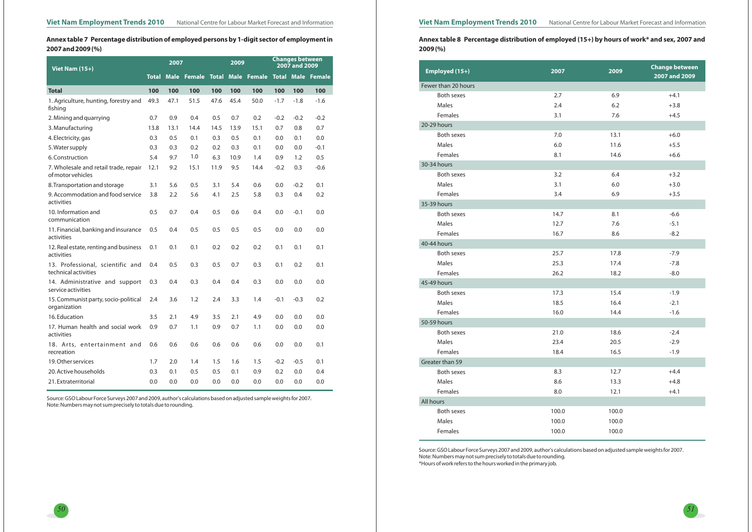## Annex table 7 Percentage distribution of employed persons by 1-digit sector of employment in 2007 and 2009 (%)

| Viet Nam (15+) | 2007 | | | 2009 | | | Changes between 2007 and 2009 | | |
|---|---|---|---|---|---|---|---|---|---|
| | Total | Male | Female | Total | Male | Female | Total | Male | Female |
| **Total** | **100** | **100** | **100** | **100** | **100** | **100** | **100** | **100** | **100** |
| 1. Agriculture, hunting, forestry and fishing | 49.3 | 47.1 | 51.5 | 47.6 | 45.4 | 50.0 | -1.7 | -1.8 | -1.6 |
| 2. Mining and quarrying | 0.7 | 0.9 | 0.4 | 0.5 | 0.7 | 0.2 | -0.2 | -0.2 | -0.2 |
| 3. Manufacturing | 13.8 | 13.1 | 14.4 | 14.5 | 13.9 | 15.1 | 0.7 | 0.8 | 0.7 |
| 4. Electricity, gas | 0.3 | 0.5 | 0.1 | 0.3 | 0.5 | 0.1 | 0.0 | 0.1 | 0.0 |
| 5. Water supply | 0.3 | 0.3 | 0.2 | 0.2 | 0.3 | 0.1 | 0.0 | 0.0 | -0.1 |
| 6. Construction | 5.4 | 9.7 | 1.0 | 6.3 | 10.9 | 1.4 | 0.9 | 1.2 | 0.5 |
| 7. Wholesale and retail trade, repair of motor vehicles | 12.1 | 9.2 | 15.1 | 11.9 | 9.5 | 14.4 | -0.2 | 0.3 | -0.6 |
| 8. Transportation and storage | 3.1 | 5.6 | 0.5 | 3.1 | 5.4 | 0.6 | 0.0 | -0.2 | 0.1 |
| 9. Accommodation and food service activities | 3.8 | 2.2 | 5.6 | 4.1 | 2.5 | 5.8 | 0.3 | 0.4 | 0.2 |
| 10. Information and communication | 0.5 | 0.7 | 0.4 | 0.5 | 0.6 | 0.4 | 0.0 | -0.1 | 0.0 |
| 11. Financial, banking and insurance activities | 0.5 | 0.4 | 0.5 | 0.5 | 0.5 | 0.5 | 0.0 | 0.0 | 0.0 |
| 12. Real estate, renting and business activities | 0.1 | 0.1 | 0.1 | 0.2 | 0.2 | 0.2 | 0.1 | 0.1 | 0.1 |
| 13. Professional, scientific and technical activities | 0.4 | 0.5 | 0.3 | 0.5 | 0.7 | 0.3 | 0.1 | 0.2 | 0.1 |
| 14. Administrative and support service activities | 0.3 | 0.4 | 0.3 | 0.4 | 0.4 | 0.3 | 0.0 | 0.0 | 0.0 |
| 15. Communist party, socio-political organization | 2.4 | 3.6 | 1.2 | 2.4 | 3.3 | 1.4 | -0.1 | -0.3 | 0.2 |
| 16. Education | 3.5 | 2.1 | 4.9 | 3.5 | 2.1 | 4.9 | 0.0 | 0.0 | 0.0 |
| 17. Human health and social work activities | 0.9 | 0.7 | 1.1 | 0.9 | 0.7 | 1.1 | 0.0 | 0.0 | 0.0 |
| 18. Arts, entertainment and recreation | 0.6 | 0.6 | 0.6 | 0.6 | 0.6 | 0.6 | 0.0 | 0.0 | 0.1 |
| 19. Other services | 1.7 | 2.0 | 1.4 | 1.5 | 1.6 | 1.5 | -0.2 | -0.5 | 0.1 |
| 20. Active households | 0.3 | 0.1 | 0.5 | 0.5 | 0.1 | 0.9 | 0.2 | 0.0 | 0.4 |
| 21. Extraterritorial | 0.0 | 0.0 | 0.0 | 0.0 | 0.0 | 0.0 | 0.0 | 0.0 | 0.0 |

Source: GSO Labour Force Surveys 2007 and 2009, author's calculations based on adjusted sample weights for 2007.
Note: Numbers may not sum precisely to totals due to rounding.

## Annex table 8 Percentage distribution of employed (15+) by hours of work* and sex, 2007 and 2009 (%)

| Employed (15+) | 2007 | 2009 | Change between 2007 and 2009 |
|---|---|---|---|
| Fewer than 20 hours | | | |
| Both sexes | 2.7 | 6.9 | +4.1 |
| Males | 2.4 | 6.2 | +3.8 |
| Females | 3.1 | 7.6 | +4.5 |
| 20-29 hours | | | |
| Both sexes | 7.0 | 13.1 | +6.0 |
| Males | 6.0 | 11.6 | +5.5 |
| Females | 8.1 | 14.6 | +6.6 |
| 30-34 hours | | | |
| Both sexes | 3.2 | 6.4 | +3.2 |
| Males | 3.1 | 6.0 | +3.0 |
| Females | 3.4 | 6.9 | +3.5 |
| 35-39 hours | | | |
| Both sexes | 14.7 | 8.1 | -6.6 |
| Males | 12.7 | 7.6 | -5.1 |
| Females | 16.7 | 8.6 | -8.2 |
| 40-44 hours | | | |
| Both sexes | 25.7 | 17.8 | -7.9 |
| Males | 25.3 | 17.4 | -7.8 |
| Females | 26.2 | 18.2 | -8.0 |
| 45-49 hours | | | |
| Both sexes | 17.3 | 15.4 | -1.9 |
| Males | 18.5 | 16.4 | -2.1 |
| Females | 16.0 | 14.4 | -1.6 |
| 50-59 hours | | | |
| Both sexes | 21.0 | 18.6 | -2.4 |
| Males | 23.4 | 20.5 | -2.9 |
| Females | 18.4 | 16.5 | -1.9 |
| Greater than 59 | | | |
| Both sexes | 8.3 | 12.7 | +4.4 |
| Males | 8.6 | 13.3 | +4.8 |
| Females | 8.0 | 12.1 | +4.1 |
| All hours | | | |
| Both sexes | 100.0 | 100.0 | |
| Males | 100.0 | 100.0 | |
| Females | 100.0 | 100.0 | |

Source: GSO Labour Force Surveys 2007 and 2009, author's calculations based on adjusted sample weights for 2007.
Note: Numbers may not sum precisely to totals due to rounding.
*Hours of work refers to the hours worked in the primary job.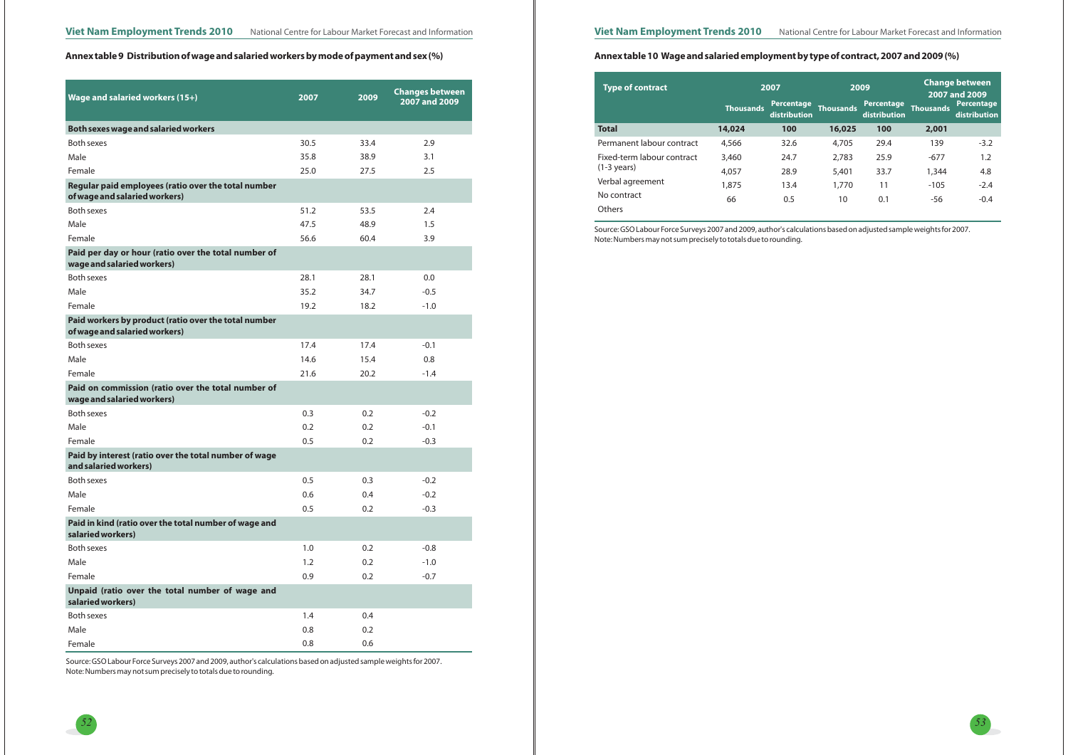**Annex table 9 Distribution of wage and salaried workers by mode of payment and sex (%)**

| Wage and salaried workers (15+) | 2007 | 2009 | Changes between 2007 and 2009 |
|---|---|---|---|
| **Both sexes wage and salaried workers** | | | |
| Both sexes | 30.5 | 33.4 | 2.9 |
| Male | 35.8 | 38.9 | 3.1 |
| Female | 25.0 | 27.5 | 2.5 |
| **Regular paid employees (ratio over the total number of wage and salaried workers)** | | | |
| Both sexes | 51.2 | 53.5 | 2.4 |
| Male | 47.5 | 48.9 | 1.5 |
| Female | 56.6 | 60.4 | 3.9 |
| **Paid per day or hour (ratio over the total number of wage and salaried workers)** | | | |
| Both sexes | 28.1 | 28.1 | 0.0 |
| Male | 35.2 | 34.7 | -0.5 |
| Female | 19.2 | 18.2 | -1.0 |
| **Paid workers by product (ratio over the total number of wage and salaried workers)** | | | |
| Both sexes | 17.4 | 17.4 | -0.1 |
| Male | 14.6 | 15.4 | 0.8 |
| Female | 21.6 | 20.2 | -1.4 |
| **Paid on commission (ratio over the total number of wage and salaried workers)** | | | |
| Both sexes | 0.3 | 0.2 | -0.2 |
| Male | 0.2 | 0.2 | -0.1 |
| Female | 0.5 | 0.2 | -0.3 |
| **Paid by interest (ratio over the total number of wage and salaried workers)** | | | |
| Both sexes | 0.5 | 0.3 | -0.2 |
| Male | 0.6 | 0.4 | -0.2 |
| Female | 0.5 | 0.2 | -0.3 |
| **Paid in kind (ratio over the total number of wage and salaried workers)** | | | |
| Both sexes | 1.0 | 0.2 | -0.8 |
| Male | 1.2 | 0.2 | -1.0 |
| Female | 0.9 | 0.2 | -0.7 |
| **Unpaid (ratio over the total number of wage and salaried workers)** | | | |
| Both sexes | 1.4 | 0.4 | |
| Male | 0.8 | 0.2 | |
| Female | 0.8 | 0.6 | |

Source: GSO Labour Force Surveys 2007 and 2009, author's calculations based on adjusted sample weights for 2007.
Note: Numbers may not sum precisely to totals due to rounding.

**Annex table 10 Wage and salaried employment by type of contract, 2007 and 2009 (%)**

| Type of contract | 2007 | | 2009 | | Change between 2007 and 2009 | |
|---|---|---|---|---|---|---|
| | Thousands | Percentage distribution | Thousands | Percentage distribution | Thousands | Percentage distribution |
| **Total** | **14,024** | **100** | **16,025** | **100** | **2,001** | |
| Permanent labour contract | 4,566 | 32.6 | 4,705 | 29.4 | 139 | -3.2 |
| Fixed-term labour contract (1-3 years) | 3,460 | 24.7 | 2,783 | 25.9 | -677 | 1.2 |
| Verbal agreement | 4,057 | 28.9 | 5,401 | 33.7 | 1,344 | 4.8 |
| No contract | 1,875 | 13.4 | 1,770 | 11 | -105 | -2.4 |
| Others | 66 | 0.5 | 10 | 0.1 | -56 | -0.4 |

Source: GSO Labour Force Surveys 2007 and 2009, author's calculations based on adjusted sample weights for 2007.
Note: Numbers may not sum precisely to totals due to rounding.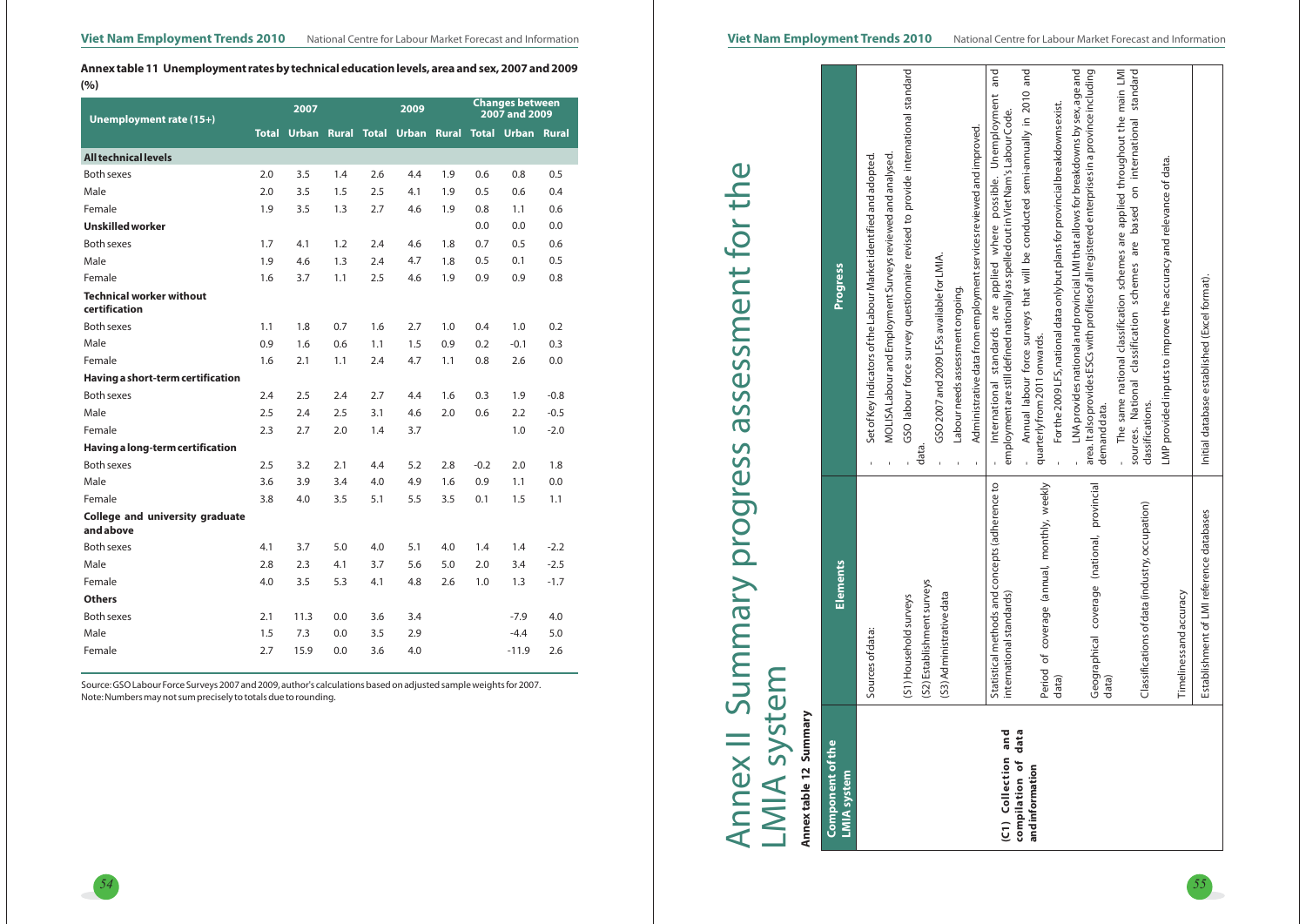**Annex table 11 Unemployment rates by technical education levels, area and sex, 2007 and 2009 (%)**

| Unemployment rate (15+) | 2007 | | | 2009 | | | Changes between 2007 and 2009 | | |
|---|---|---|---|---|---|---|---|---|---|
| | Total | Urban | Rural | Total | Urban | Rural | Total | Urban | Rural |
| **All technical levels** | | | | | | | | | |
| Both sexes | 2.0 | 3.5 | 1.4 | 2.6 | 4.4 | 1.9 | 0.6 | 0.8 | 0.5 |
| Male | 2.0 | 3.5 | 1.5 | 2.5 | 4.1 | 1.9 | 0.5 | 0.6 | 0.4 |
| Female | 1.9 | 3.5 | 1.3 | 2.7 | 4.6 | 1.9 | 0.8 | 1.1 | 0.6 |
| **Unskilled worker** | | | | | | | 0.0 | 0.0 | 0.0 |
| Both sexes | 1.7 | 4.1 | 1.2 | 2.4 | 4.6 | 1.8 | 0.7 | 0.5 | 0.6 |
| Male | 1.9 | 4.6 | 1.3 | 2.4 | 4.7 | 1.8 | 0.5 | 0.1 | 0.5 |
| Female | 1.6 | 3.7 | 1.1 | 2.5 | 4.6 | 1.9 | 0.9 | 0.9 | 0.8 |
| **Technical worker without certification** | | | | | | | | | |
| Both sexes | 1.1 | 1.8 | 0.7 | 1.6 | 2.7 | 1.0 | 0.4 | 1.0 | 0.2 |
| Male | 0.9 | 1.6 | 0.6 | 1.1 | 1.5 | 0.9 | 0.2 | -0.1 | 0.3 |
| Female | 1.6 | 2.1 | 1.1 | 2.4 | 4.7 | 1.1 | 0.8 | 2.6 | 0.0 |
| **Having a short-term certification** | | | | | | | | | |
| Both sexes | 2.4 | 2.5 | 2.4 | 2.7 | 4.4 | 1.6 | 0.3 | 1.9 | -0.8 |
| Male | 2.5 | 2.4 | 2.5 | 3.1 | 4.6 | 2.0 | 0.6 | 2.2 | -0.5 |
| Female | 2.3 | 2.7 | 2.0 | 1.4 | 3.7 | | | 1.0 | -2.0 |
| **Having a long-term certification** | | | | | | | | | |
| Both sexes | 2.5 | 3.2 | 2.1 | 4.4 | 5.2 | 2.8 | -0.2 | 2.0 | 1.8 |
| Male | 3.6 | 3.9 | 3.4 | 4.0 | 4.9 | 1.6 | 0.9 | 1.1 | 0.0 |
| Female | 3.8 | 4.0 | 3.5 | 5.1 | 5.5 | 3.5 | 0.1 | 1.5 | 1.1 |
| **College and university graduate and above** | | | | | | | | | |
| Both sexes | 4.1 | 3.7 | 5.0 | 4.0 | 5.1 | 4.0 | 1.4 | 1.4 | -2.2 |
| Male | 2.8 | 2.3 | 4.1 | 3.7 | 5.6 | 5.0 | 2.0 | 3.4 | -2.5 |
| Female | 4.0 | 3.5 | 5.3 | 4.1 | 4.8 | 2.6 | 1.0 | 1.3 | -1.7 |
| **Others** | | | | | | | | | |
| Both sexes | 2.1 | 11.3 | 0.0 | 3.6 | 3.4 | | | -7.9 | 4.0 |
| Male | 1.5 | 7.3 | 0.0 | 3.5 | 2.9 | | | -4.4 | 5.0 |
| Female | 2.7 | 15.9 | 0.0 | 3.6 | 4.0 | | | -11.9 | 2.6 |

Source: GSO Labour Force Surveys 2007 and 2009, author's calculations based on adjusted sample weights for 2007.
Note: Numbers may not sum precisely to totals due to rounding.

# Annex II Summary progress assessment for the LMIA system

**Annex table 12 Summary**

| Component of the LMIA system | Elements | Progress |
|---|---|---|
| **(C1) Collection and compilation of data and information** | Sources of data:<br>(S1) Household surveys<br>(S2) Establishment surveys<br>(S3) Administrative data | - Set of Key Indicators of the Labour Market identified and adopted.<br>- MOLISA Labour and Employment Surveys reviewed and analysed.<br>- GSO labour force survey questionnaire revised to provide international standard data.<br>- GSO 2007 and 2009 LFSs available for LMIA.<br>- Labour needs assessment ongoing.<br>- Administrative data from employment services reviewed and improved. |
| | Statistical methods and concepts (adherence to international standards) | - International standards are applied where possible. Unemployment and employment are still defined nationally as spelled out in Viet Nam's Labour Code. |
| | Period of coverage (annual, monthly, weekly data) | - Annual labour force surveys that will be conducted semi-annually in 2010 and quarterly from 2011 onwards. |
| | Geographical coverage (national, provincial data) | - For the 2009 LFS, national data only but plans for provincial breakdowns exist.<br>- LNA provides national and provincial LMI that allows for breakdowns by sex, age and area. It also provides ESCs with profiles of all registered enterprises in a province including demand data. |
| | Classifications of data (industry, occupation) | - The same national classification schemes are applied throughout the main LMI sources. National classification schemes are based on international standard classifications. |
| | Timeliness and accuracy | LMP provided inputs to improve the accuracy and relevance of data. |
| | Establishment of LMI reference databases | Initial database established (Excel format). |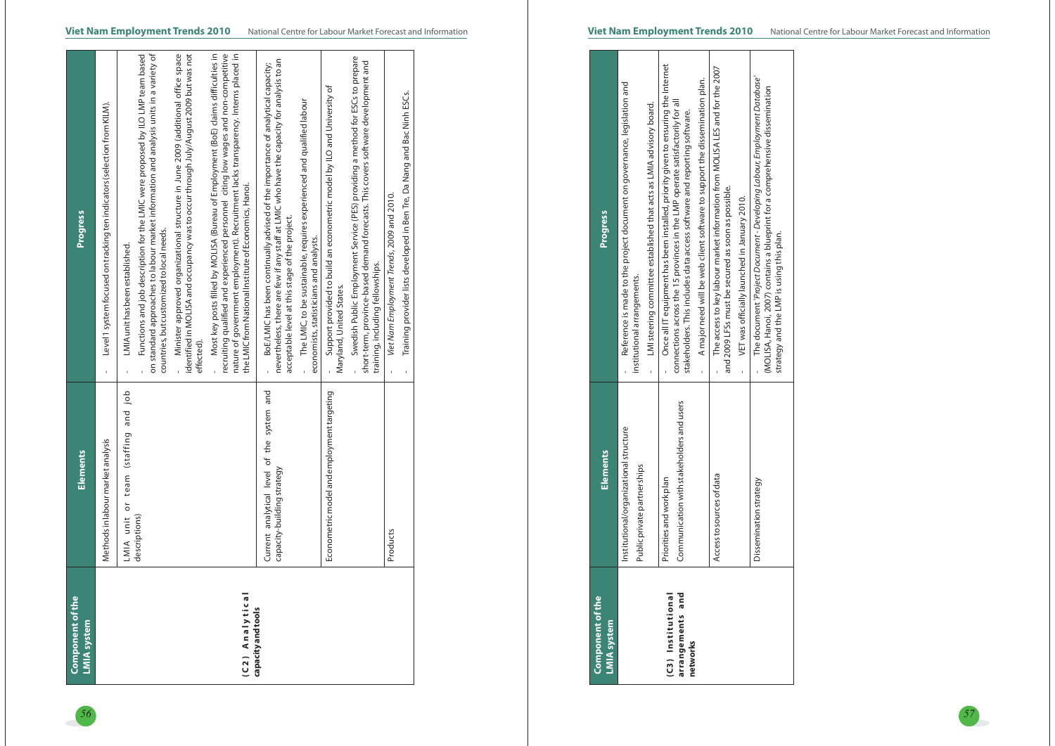| Component of the LMIA system | Elements | Progress |
|---|---|---|
| | Methods in labour market analysis | - Level 1 system focused on tracking ten indicators (selection from KILM). |
| | LMIA unit or team (staffing and job descriptions) | - LMIA unit has been established.<br>- Functions and job description for the LMIC were proposed by ILO LMP team based on standard approaches to labour market information and analysis units in a variety of countries, but customized to local needs.<br>- Minister approved organizational structure in June 2009 (additional office space identified in MOLISA and occupancy was to occur through July/August 2009 but was not effected).<br>- Most key posts filled by MOLISA (Bureau of Employment (BoE) claims difficulties in recruiting qualified and experienced personnel citing low wages and non-competitive nature of government employment). Recruitment lacks transparency. Interns placed in the LMIC from National Institute of Economics, Hanoi. |
| **(C2) Analytical capacity and tools** | Current analytical level of the system and capacity-building strategy | - BoE/LMIC has been continually advised of the importance of analytical capacity; nevertheless, there are few if any staff at LMIC who have the capacity for analysis to an acceptable level at this stage of the project.<br>- The LMIC, to be sustainable, requires experienced and qualified labour economists, statisticians and analysts. |
| | Econometric model and employment targeting | - Support provided to build an econometric model by ILO and University of Maryland, United States.<br>- Swedish Public Employment Service (PES) providing a method for ESCs to prepare short-term, province-based demand forecasts. This covers software development and training, including fellowships. |
| | Products | - *Viet Nam Employment Trends*, 2009 and 2010.<br>- Training provider lists developed in Ben Tre, Da Nang and Bac Ninh ESCs. |

| Component of the LMIA system | Elements | Progress |
|---|---|---|
| | Institutional/organizational structure<br>Public private partnerships | - Reference is made to the project document on governance, legislation and institutional arrangements.<br>- LMI steering committee established that acts as LMIA advisory board. |
| **(C3) Institutional arrangements and networks** | Priorities and work plan<br>Communication with stakeholders and users | - Once all IT equipment has been installed, priority given to ensuring the Internet connections across the 15 provinces in the LMP operate satisfactorily for all stakeholders. This includes data access software and reporting software.<br>- A major need will be web client software to support the dissemination plan. |
| | Access to sources of data | - The access to key labour market information from MOLISA LES and for the 2007 and 2009 LFSs must be secured as soon as possible.<br>- VET was officially launched in January 2010. |
| | Dissemination strategy | - The document '*Project Document - Developing Labour, Employment Database*' (MOLISA, Hanoi, 2007) contains a blueprint for a comprehensive dissemination strategy and the LMP is using this plan. |